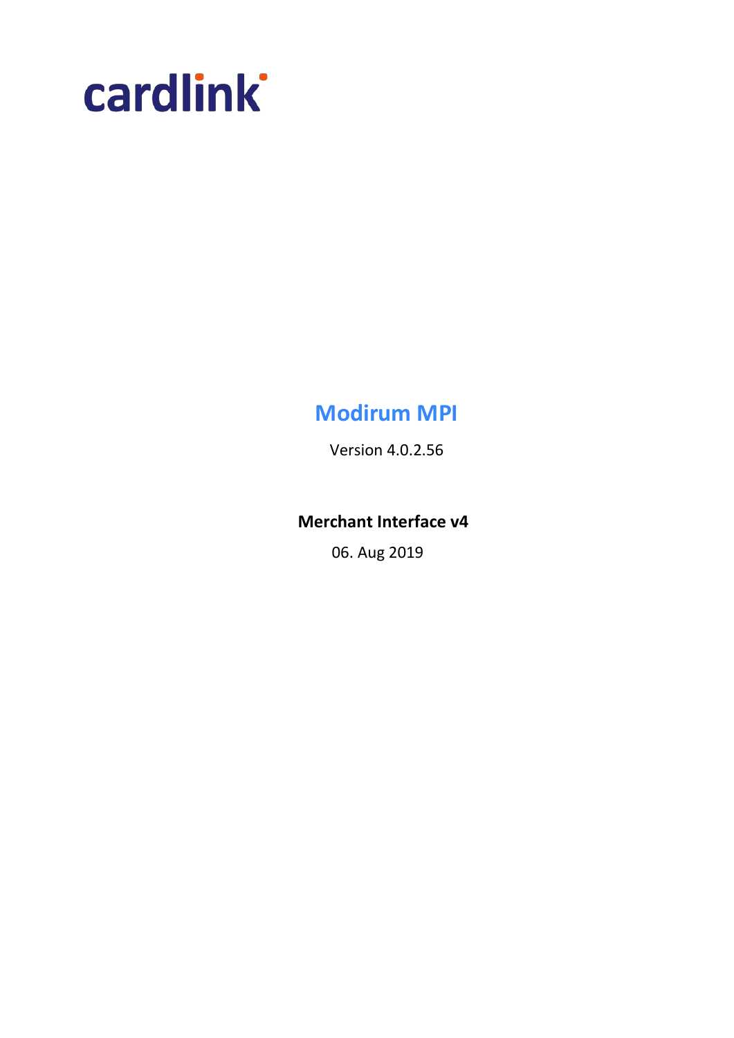cardlink

# Modirum MPI

Version 4.0.2.56

**Merchant Interface v4**

06. Aug 2019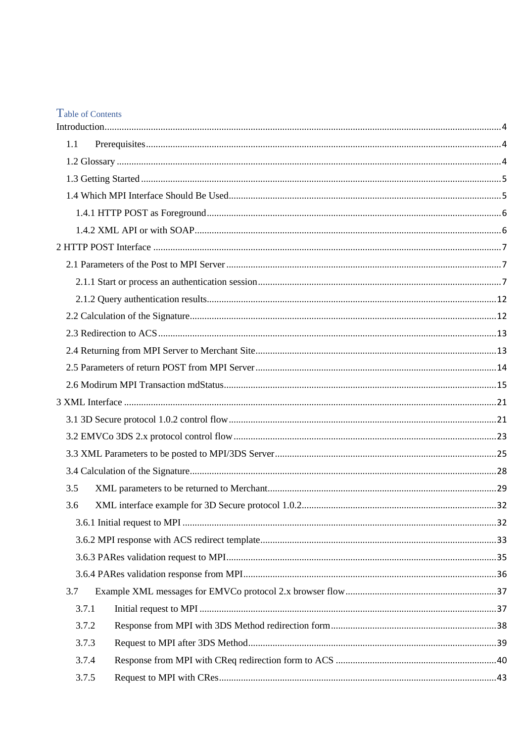# Table of Contents

Introduction....................................................................................................4

- 1.1 Prerequisites....................................................................................................4
- 1.2 Glossary....................................................................................................4
- 1.3 Getting Started....................................................................................................5
- 1.4 Which MPI Interface Should Be Used....................................................................................................5
  - 1.4.1 HTTP POST as Foreground....................................................................................................6
  - 1.4.2 XML API or with SOAP....................................................................................................6

2 HTTP POST Interface....................................................................................................7

- 2.1 Parameters of the Post to MPI Server....................................................................................................7
  - 2.1.1 Start or process an authentication session....................................................................................................7
  - 2.1.2 Query authentication results....................................................................................................12
- 2.2 Calculation of the Signature....................................................................................................12
- 2.3 Redirection to ACS....................................................................................................13
- 2.4 Returning from MPI Server to Merchant Site....................................................................................................13
- 2.5 Parameters of return POST from MPI Server....................................................................................................14
- 2.6 Modirum MPI Transaction mdStatus....................................................................................................15

3 XML Interface....................................................................................................21

- 3.1 3D Secure protocol 1.0.2 control flow....................................................................................................21
- 3.2 EMVCo 3DS 2.x protocol control flow....................................................................................................23
- 3.3 XML Parameters to be posted to MPI/3DS Server....................................................................................................25
- 3.4 Calculation of the Signature....................................................................................................28
- 3.5 XML parameters to be returned to Merchant....................................................................................................29
- 3.6 XML interface example for 3D Secure protocol 1.0.2....................................................................................................32
  - 3.6.1 Initial request to MPI....................................................................................................32
  - 3.6.2 MPI response with ACS redirect template....................................................................................................33
  - 3.6.3 PARes validation request to MPI....................................................................................................35
  - 3.6.4 PARes validation response from MPI....................................................................................................36
- 3.7 Example XML messages for EMVCo protocol 2.x browser flow....................................................................................................37
  - 3.7.1 Initial request to MPI....................................................................................................37
  - 3.7.2 Response from MPI with 3DS Method redirection form....................................................................................................38
  - 3.7.3 Request to MPI after 3DS Method....................................................................................................39
  - 3.7.4 Response from MPI with CReq redirection form to ACS....................................................................................................40
  - 3.7.5 Request to MPI with CRes....................................................................................................43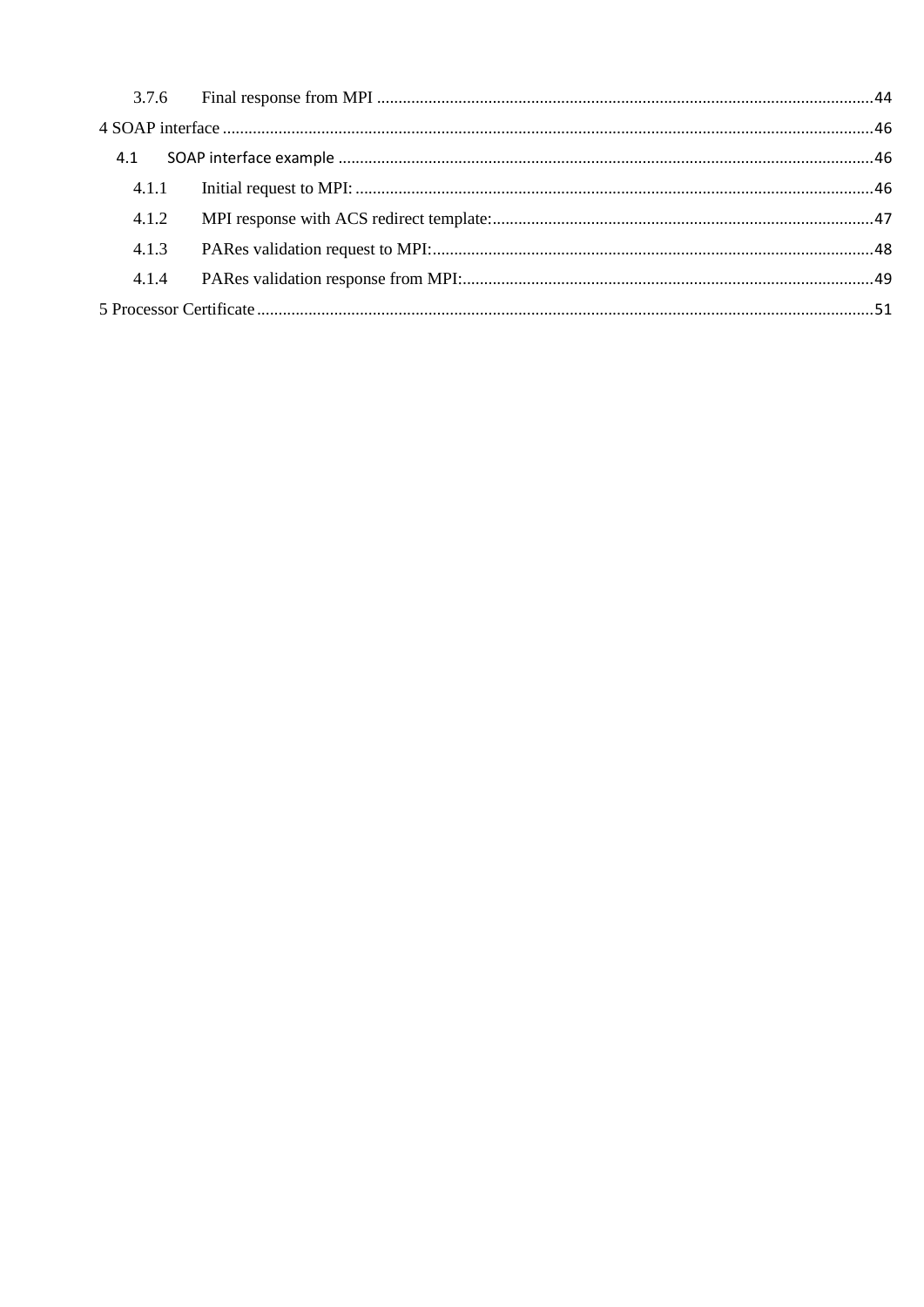3.7.6 Final response from MPI ....................................................................................................................44

4 SOAP interface ........................................................................................................................................46

4.1 SOAP interface example ..........................................................................................................................46

4.1.1 Initial request to MPI: ..........................................................................................................................46

4.1.2 MPI response with ACS redirect template:..........................................................................................47

4.1.3 PARes validation request to MPI:........................................................................................................48

4.1.4 PARes validation response from MPI:.................................................................................................49

5 Processor Certificate ..................................................................................................................................51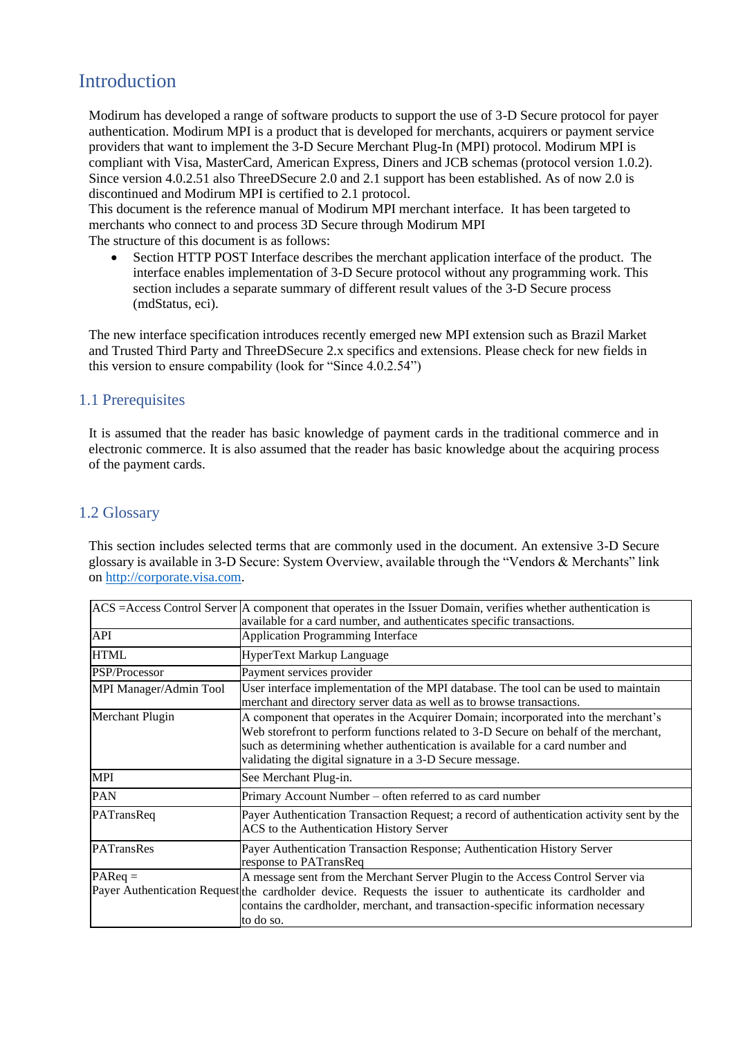# Introduction

Modirum has developed a range of software products to support the use of 3-D Secure protocol for payer authentication. Modirum MPI is a product that is developed for merchants, acquirers or payment service providers that want to implement the 3-D Secure Merchant Plug-In (MPI) protocol. Modirum MPI is compliant with Visa, MasterCard, American Express, Diners and JCB schemas (protocol version 1.0.2). Since version 4.0.2.51 also ThreeDSecure 2.0 and 2.1 support has been established. As of now 2.0 is discontinued and Modirum MPI is certified to 2.1 protocol.
This document is the reference manual of Modirum MPI merchant interface. It has been targeted to merchants who connect to and process 3D Secure through Modirum MPI
The structure of this document is as follows:

- Section HTTP POST Interface describes the merchant application interface of the product. The interface enables implementation of 3-D Secure protocol without any programming work. This section includes a separate summary of different result values of the 3-D Secure process (mdStatus, eci).

The new interface specification introduces recently emerged new MPI extension such as Brazil Market and Trusted Third Party and ThreeDSecure 2.x specifics and extensions. Please check for new fields in this version to ensure compability (look for "Since 4.0.2.54")

## 1.1 Prerequisites

It is assumed that the reader has basic knowledge of payment cards in the traditional commerce and in electronic commerce. It is also assumed that the reader has basic knowledge about the acquiring process of the payment cards.

## 1.2 Glossary

This section includes selected terms that are commonly used in the document. An extensive 3-D Secure glossary is available in 3-D Secure: System Overview, available through the "Vendors & Merchants" link on http://corporate.visa.com.

| Term | Description |
|---|---|
| ACS =Access Control Server | A component that operates in the Issuer Domain, verifies whether authentication is available for a card number, and authenticates specific transactions. |
| API | Application Programming Interface |
| HTML | HyperText Markup Language |
| PSP/Processor | Payment services provider |
| MPI Manager/Admin Tool | User interface implementation of the MPI database. The tool can be used to maintain merchant and directory server data as well as to browse transactions. |
| Merchant Plugin | A component that operates in the Acquirer Domain; incorporated into the merchant's Web storefront to perform functions related to 3-D Secure on behalf of the merchant, such as determining whether authentication is available for a card number and validating the digital signature in a 3-D Secure message. |
| MPI | See Merchant Plug-in. |
| PAN | Primary Account Number – often referred to as card number |
| PATransReq | Payer Authentication Transaction Request; a record of authentication activity sent by the ACS to the Authentication History Server |
| PATransRes | Payer Authentication Transaction Response; Authentication History Server response to PATransReq |
| PAReq = Payer Authentication Request | A message sent from the Merchant Server Plugin to the Access Control Server via the cardholder device. Requests the issuer to authenticate its cardholder and contains the cardholder, merchant, and transaction-specific information necessary to do so. |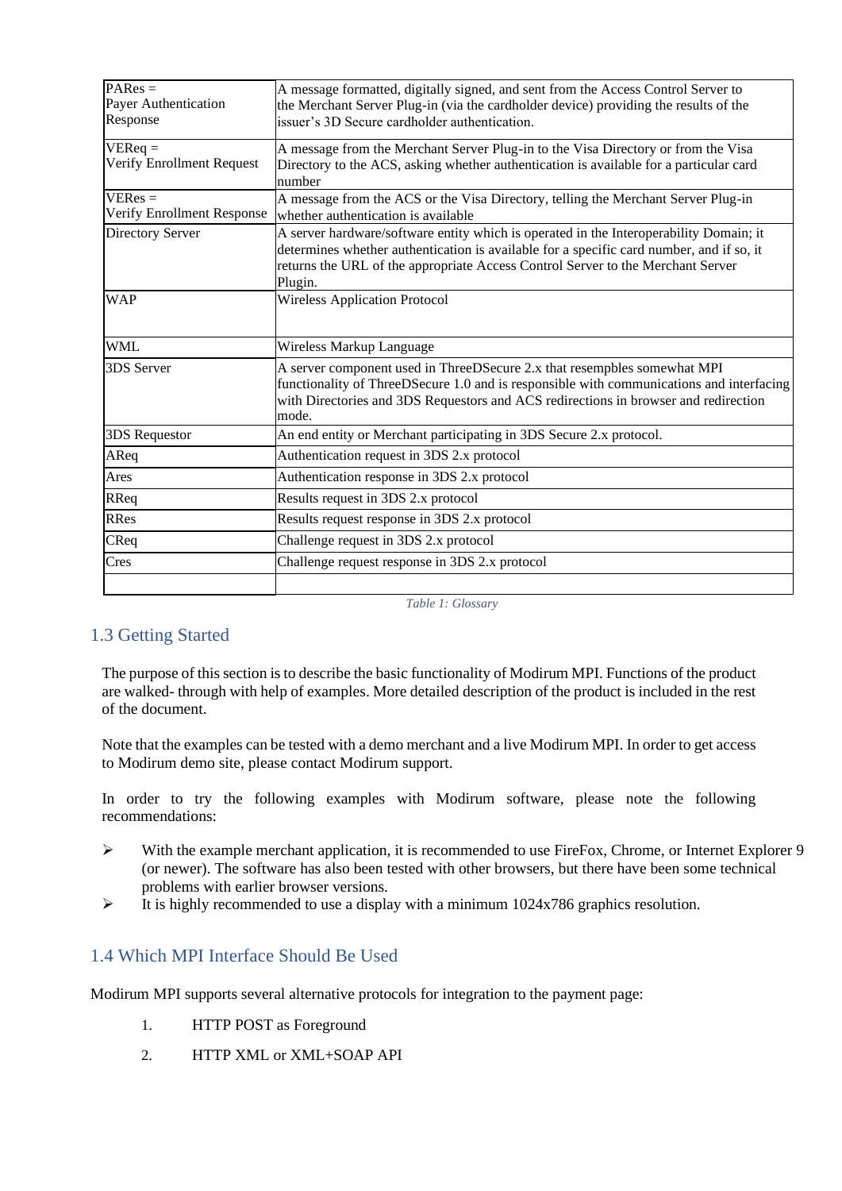| | |
|---|---|
| PARes = Payer Authentication Response | A message formatted, digitally signed, and sent from the Access Control Server to the Merchant Server Plug-in (via the cardholder device) providing the results of the issuer's 3D Secure cardholder authentication. |
| VEReq = Verify Enrollment Request | A message from the Merchant Server Plug-in to the Visa Directory or from the Visa Directory to the ACS, asking whether authentication is available for a particular card number |
| VERes = Verify Enrollment Response | A message from the ACS or the Visa Directory, telling the Merchant Server Plug-in whether authentication is available |
| Directory Server | A server hardware/software entity which is operated in the Interoperability Domain; it determines whether authentication is available for a specific card number, and if so, it returns the URL of the appropriate Access Control Server to the Merchant Server Plugin. |
| WAP | Wireless Application Protocol |
| WML | Wireless Markup Language |
| 3DS Server | A server component used in ThreeDSecure 2.x that resempbles somewhat MPI functionality of ThreeDSecure 1.0 and is responsible with communications and interfacing with Directories and 3DS Requestors and ACS redirections in browser and redirection mode. |
| 3DS Requestor | An end entity or Merchant participating in 3DS Secure 2.x protocol. |
| AReq | Authentication request in 3DS 2.x protocol |
| Ares | Authentication response in 3DS 2.x protocol |
| RReq | Results request in 3DS 2.x protocol |
| RRes | Results request response in 3DS 2.x protocol |
| CReq | Challenge request in 3DS 2.x protocol |
| Cres | Challenge request response in 3DS 2.x protocol |
| | |

*Table 1: Glossary*

## 1.3 Getting Started

The purpose of this section is to describe the basic functionality of Modirum MPI. Functions of the product are walked- through with help of examples. More detailed description of the product is included in the rest of the document.

Note that the examples can be tested with a demo merchant and a live Modirum MPI. In order to get access to Modirum demo site, please contact Modirum support.

In order to try the following examples with Modirum software, please note the following recommendations:

- With the example merchant application, it is recommended to use FireFox, Chrome, or Internet Explorer 9 (or newer). The software has also been tested with other browsers, but there have been some technical problems with earlier browser versions.
- It is highly recommended to use a display with a minimum 1024x786 graphics resolution.

## 1.4 Which MPI Interface Should Be Used

Modirum MPI supports several alternative protocols for integration to the payment page:

1. HTTP POST as Foreground
2. HTTP XML or XML+SOAP API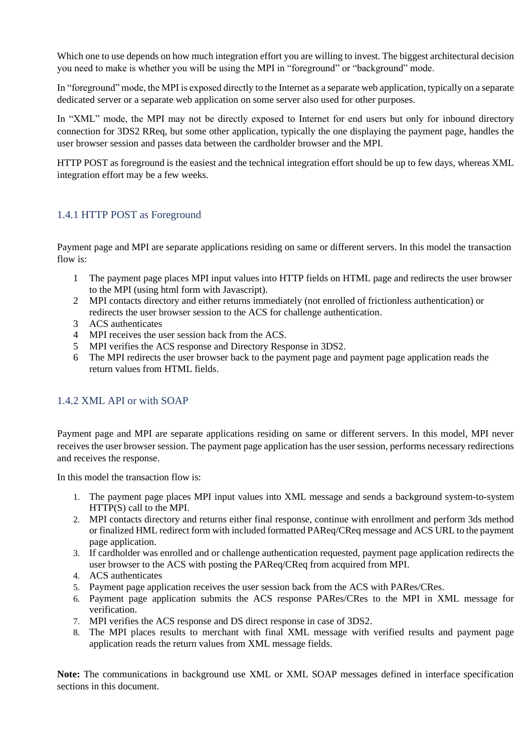Which one to use depends on how much integration effort you are willing to invest. The biggest architectural decision you need to make is whether you will be using the MPI in "foreground" or "background" mode.

In "foreground" mode, the MPI is exposed directly to the Internet as a separate web application, typically on a separate dedicated server or a separate web application on some server also used for other purposes.

In "XML" mode, the MPI may not be directly exposed to Internet for end users but only for inbound directory connection for 3DS2 RReq, but some other application, typically the one displaying the payment page, handles the user browser session and passes data between the cardholder browser and the MPI.

HTTP POST as foreground is the easiest and the technical integration effort should be up to few days, whereas XML integration effort may be a few weeks.

### 1.4.1 HTTP POST as Foreground

Payment page and MPI are separate applications residing on same or different servers. In this model the transaction flow is:

1. The payment page places MPI input values into HTTP fields on HTML page and redirects the user browser to the MPI (using html form with Javascript).
2. MPI contacts directory and either returns immediately (not enrolled of frictionless authentication) or redirects the user browser session to the ACS for challenge authentication.
3. ACS authenticates
4. MPI receives the user session back from the ACS.
5. MPI verifies the ACS response and Directory Response in 3DS2.
6. The MPI redirects the user browser back to the payment page and payment page application reads the return values from HTML fields.

### 1.4.2 XML API or with SOAP

Payment page and MPI are separate applications residing on same or different servers. In this model, MPI never receives the user browser session. The payment page application has the user session, performs necessary redirections and receives the response.

In this model the transaction flow is:

1. The payment page places MPI input values into XML message and sends a background system-to-system HTTP(S) call to the MPI.
2. MPI contacts directory and returns either final response, continue with enrollment and perform 3ds method or finalized HML redirect form with included formatted PAReq/CReq message and ACS URL to the payment page application.
3. If cardholder was enrolled and or challenge authentication requested, payment page application redirects the user browser to the ACS with posting the PAReq/CReq from acquired from MPI.
4. ACS authenticates
5. Payment page application receives the user session back from the ACS with PARes/CRes.
6. Payment page application submits the ACS response PARes/CRes to the MPI in XML message for verification.
7. MPI verifies the ACS response and DS direct response in case of 3DS2.
8. The MPI places results to merchant with final XML message with verified results and payment page application reads the return values from XML message fields.

**Note:** The communications in background use XML or XML SOAP messages defined in interface specification sections in this document.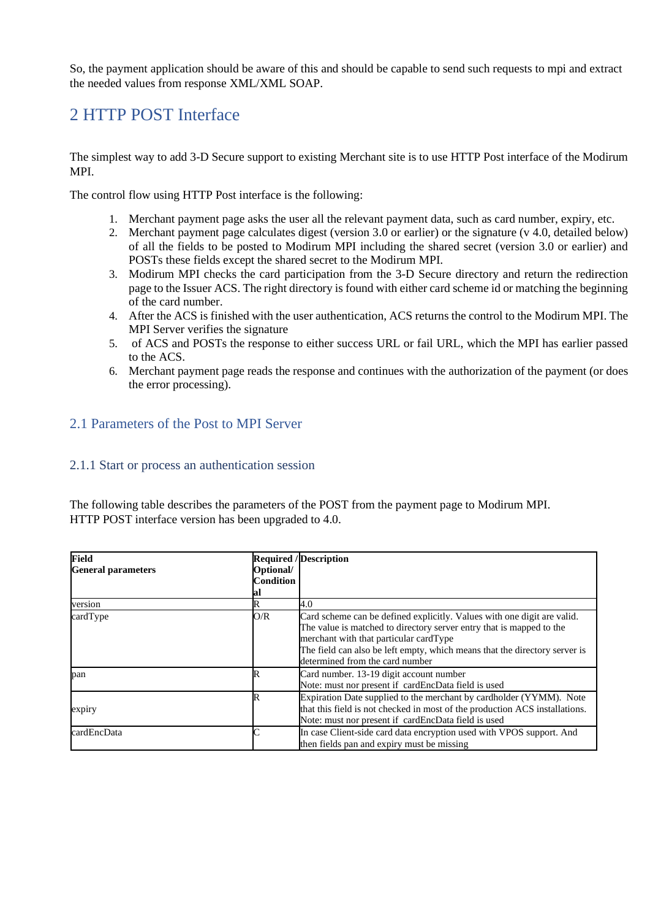So, the payment application should be aware of this and should be capable to send such requests to mpi and extract the needed values from response XML/XML SOAP.

# 2 HTTP POST Interface

The simplest way to add 3-D Secure support to existing Merchant site is to use HTTP Post interface of the Modirum MPI.

The control flow using HTTP Post interface is the following:

1. Merchant payment page asks the user all the relevant payment data, such as card number, expiry, etc.
2. Merchant payment page calculates digest (version 3.0 or earlier) or the signature (v 4.0, detailed below) of all the fields to be posted to Modirum MPI including the shared secret (version 3.0 or earlier) and POSTs these fields except the shared secret to the Modirum MPI.
3. Modirum MPI checks the card participation from the 3-D Secure directory and return the redirection page to the Issuer ACS. The right directory is found with either card scheme id or matching the beginning of the card number.
4. After the ACS is finished with the user authentication, ACS returns the control to the Modirum MPI. The MPI Server verifies the signature
5. of ACS and POSTs the response to either success URL or fail URL, which the MPI has earlier passed to the ACS.
6. Merchant payment page reads the response and continues with the authorization of the payment (or does the error processing).

## 2.1 Parameters of the Post to MPI Server

### 2.1.1 Start or process an authentication session

The following table describes the parameters of the POST from the payment page to Modirum MPI.
HTTP POST interface version has been upgraded to 4.0.

| **Field**<br>**General parameters** | **Required / Optional/ Conditional** | **Description** |
| --- | --- | --- |
| version | R | 4.0 |
| cardType | O/R | Card scheme can be defined explicitly. Values with one digit are valid. The value is matched to directory server entry that is mapped to the merchant with that particular cardType<br>The field can also be left empty, which means that the directory server is determined from the card number |
| pan | R | Card number. 13-19 digit account number<br>Note: must nor present if cardEncData field is used |
| expiry | R | Expiration Date supplied to the merchant by cardholder (YYMM). Note that this field is not checked in most of the production ACS installations.<br>Note: must nor present if cardEncData field is used |
| cardEncData | C | In case Client-side card data encryption used with VPOS support. And then fields pan and expiry must be missing |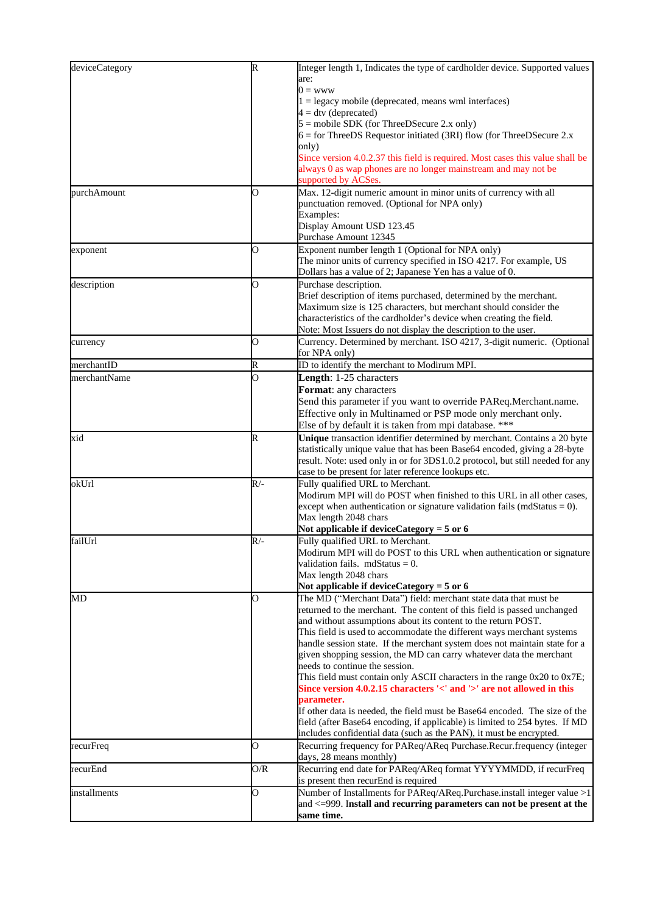| | | |
|---|---|---|
| deviceCategory | R | Integer length 1, Indicates the type of cardholder device. Supported values are:<br>0 = www<br>1 = legacy mobile (deprecated, means wml interfaces)<br>4 = dtv (deprecated)<br>5 = mobile SDK (for ThreeDSecure 2.x only)<br>6 = for ThreeDS Requestor initiated (3RI) flow (for ThreeDSecure 2.x only)<br>Since version 4.0.2.37 this field is required. Most cases this value shall be always 0 as wap phones are no longer mainstream and may not be supported by ACSes. |
| purchAmount | O | Max. 12-digit numeric amount in minor units of currency with all punctuation removed. (Optional for NPA only)<br>Examples:<br>Display Amount USD 123.45<br>Purchase Amount 12345 |
| exponent | O | Exponent number length 1 (Optional for NPA only)<br>The minor units of currency specified in ISO 4217. For example, US Dollars has a value of 2; Japanese Yen has a value of 0. |
| description | O | Purchase description.<br>Brief description of items purchased, determined by the merchant.<br>Maximum size is 125 characters, but merchant should consider the characteristics of the cardholder's device when creating the field.<br>Note: Most Issuers do not display the description to the user. |
| currency | O | Currency. Determined by merchant. ISO 4217, 3-digit numeric. (Optional for NPA only) |
| merchantID | R | ID to identify the merchant to Modirum MPI. |
| merchantName | O | **Length**: 1-25 characters<br>**Format**: any characters<br>Send this parameter if you want to override PAReq.Merchant.name. Effective only in Multinamed or PSP mode only merchant only.<br>Else of by default it is taken from mpi database. *** |
| xid | R | **Unique** transaction identifier determined by merchant. Contains a 20 byte statistically unique value that has been Base64 encoded, giving a 28-byte result. Note: used only in or for 3DS1.0.2 protocol, but still needed for any case to be present for later reference lookups etc. |
| okUrl | R/- | Fully qualified URL to Merchant.<br>Modirum MPI will do POST when finished to this URL in all other cases, except when authentication or signature validation fails (mdStatus = 0).<br>Max length 2048 chars<br>**Not applicable if deviceCategory = 5 or 6** |
| failUrl | R/- | Fully qualified URL to Merchant.<br>Modirum MPI will do POST to this URL when authentication or signature validation fails. mdStatus = 0.<br>Max length 2048 chars<br>**Not applicable if deviceCategory = 5 or 6** |
| MD | O | The MD ("Merchant Data") field: merchant state data that must be returned to the merchant. The content of this field is passed unchanged and without assumptions about its content to the return POST.<br>This field is used to accommodate the different ways merchant systems handle session state. If the merchant system does not maintain state for a given shopping session, the MD can carry whatever data the merchant needs to continue the session.<br>This field must contain only ASCII characters in the range 0x20 to 0x7E;<br>**Since version 4.0.2.15 characters '<' and '>' are not allowed in this parameter.**<br>If other data is needed, the field must be Base64 encoded. The size of the field (after Base64 encoding, if applicable) is limited to 254 bytes. If MD includes confidential data (such as the PAN), it must be encrypted. |
| recurFreq | O | Recurring frequency for PAReq/AReq Purchase.Recur.frequency (integer days, 28 means monthly) |
| recurEnd | O/R | Recurring end date for PAReq/AReq format YYYYMMDD, if recurFreq is present then recurEnd is required |
| installments | O | Number of Installments for PAReq/AReq.Purchase.install integer value >1 and <=999. **Install and recurring parameters can not be present at the same time.** |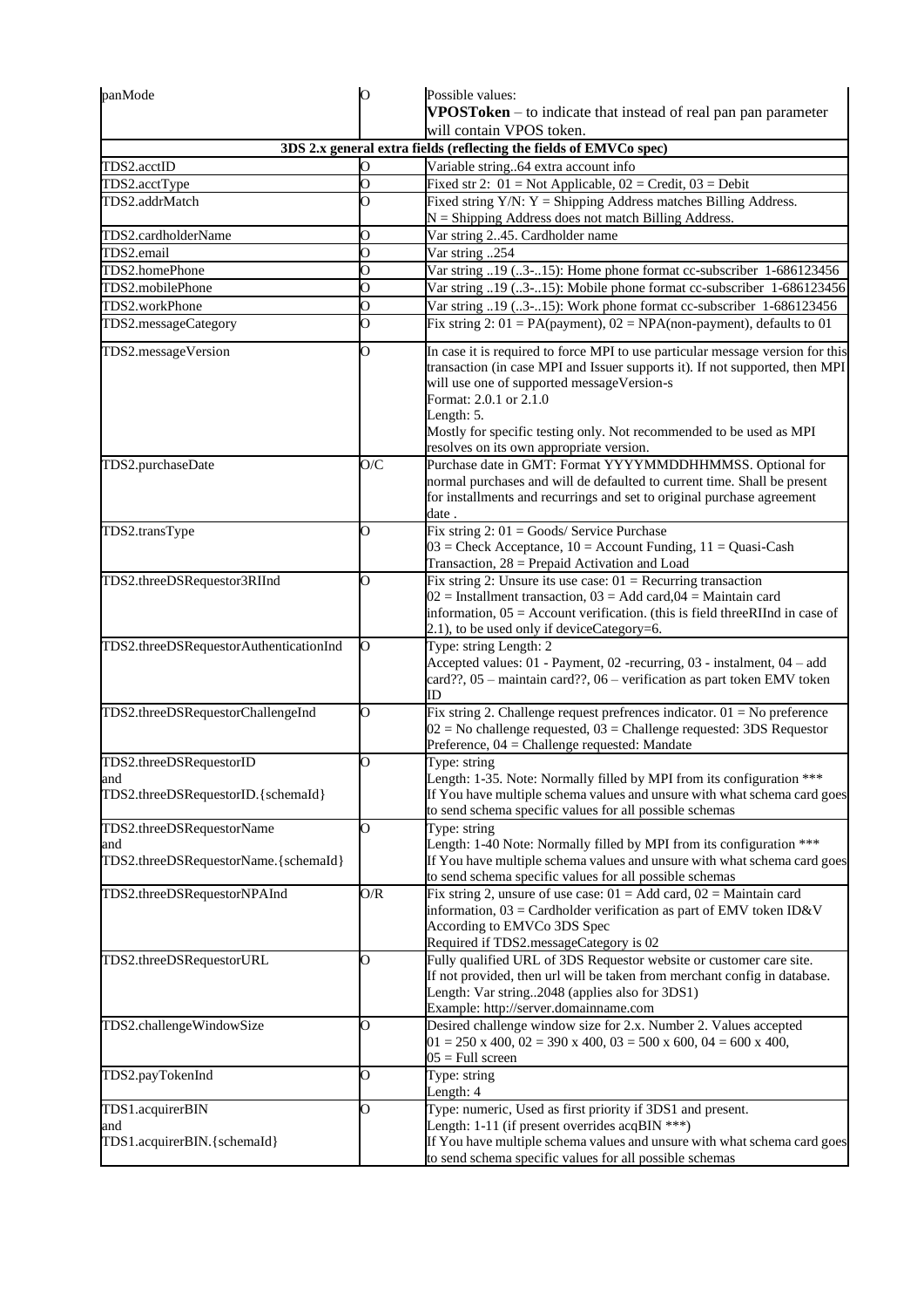| | | |
|---|---|---|
| panMode | O | Possible values:<br>**VPOSToken** – to indicate that instead of real pan pan parameter will contain VPOS token. |
| **3DS 2.x general extra fields (reflecting the fields of EMVCo spec)** | | |
| TDS2.acctID | O | Variable string..64 extra account info |
| TDS2.acctType | O | Fixed str 2: 01 = Not Applicable, 02 = Credit, 03 = Debit |
| TDS2.addrMatch | O | Fixed string Y/N: Y = Shipping Address matches Billing Address.<br>N = Shipping Address does not match Billing Address. |
| TDS2.cardholderName | O | Var string 2..45. Cardholder name |
| TDS2.email | O | Var string ..254 |
| TDS2.homePhone | O | Var string ..19 (..3-..15): Home phone format cc-subscriber 1-686123456 |
| TDS2.mobilePhone | O | Var string ..19 (..3-..15): Mobile phone format cc-subscriber 1-686123456 |
| TDS2.workPhone | O | Var string ..19 (..3-..15): Work phone format cc-subscriber 1-686123456 |
| TDS2.messageCategory | O | Fix string 2: 01 = PA(payment), 02 = NPA(non-payment), defaults to 01 |
| TDS2.messageVersion | O | In case it is required to force MPI to use particular message version for this transaction (in case MPI and Issuer supports it). If not supported, then MPI will use one of supported messageVersion-s<br>Format: 2.0.1 or 2.1.0<br>Length: 5.<br>Mostly for specific testing only. Not recommended to be used as MPI resolves on its own appropriate version. |
| TDS2.purchaseDate | O/C | Purchase date in GMT: Format YYYYMMDDHHMMSS. Optional for normal purchases and will de defaulted to current time. Shall be present for installments and recurrings and set to original purchase agreement date . |
| TDS2.transType | O | Fix string 2: 01 = Goods/ Service Purchase<br>03 = Check Acceptance, 10 = Account Funding, 11 = Quasi-Cash Transaction, 28 = Prepaid Activation and Load |
| TDS2.threeDSRequestor3RIInd | O | Fix string 2: Unsure its use case: 01 = Recurring transaction<br>02 = Installment transaction, 03 = Add card,04 = Maintain card information, 05 = Account verification. (this is field threeRIInd in case of 2.1), to be used only if deviceCategory=6. |
| TDS2.threeDSRequestorAuthenticationInd | O | Type: string Length: 2<br>Accepted values: 01 - Payment, 02 -recurring, 03 - instalment, 04 – add card??, 05 – maintain card??, 06 – verification as part token EMV token ID |
| TDS2.threeDSRequestorChallengeInd | O | Fix string 2. Challenge request prefrences indicator. 01 = No preference<br>02 = No challenge requested, 03 = Challenge requested: 3DS Requestor Preference, 04 = Challenge requested: Mandate |
| TDS2.threeDSRequestorID<br>and<br>TDS2.threeDSRequestorID.{schemaId} | O | Type: string<br>Length: 1-35. Note: Normally filled by MPI from its configuration ***<br>If You have multiple schema values and unsure with what schema card goes to send schema specific values for all possible schemas |
| TDS2.threeDSRequestorName<br>and<br>TDS2.threeDSRequestorName.{schemaId} | O | Type: string<br>Length: 1-40 Note: Normally filled by MPI from its configuration ***<br>If You have multiple schema values and unsure with what schema card goes to send schema specific values for all possible schemas |
| TDS2.threeDSRequestorNPAInd | O/R | Fix string 2, unsure of use case: 01 = Add card, 02 = Maintain card information, 03 = Cardholder verification as part of EMV token ID&V According to EMVCo 3DS Spec<br>Required if TDS2.messageCategory is 02 |
| TDS2.threeDSRequestorURL | O | Fully qualified URL of 3DS Requestor website or customer care site.<br>If not provided, then url will be taken from merchant config in database.<br>Length: Var string..2048 (applies also for 3DS1)<br>Example: http://server.domainname.com |
| TDS2.challengeWindowSize | O | Desired challenge window size for 2.x. Number 2. Values accepted<br>01 = 250 x 400, 02 = 390 x 400, 03 = 500 x 600, 04 = 600 x 400,<br>05 = Full screen |
| TDS2.payTokenInd | O | Type: string<br>Length: 4 |
| TDS1.acquirerBIN<br>and<br>TDS1.acquirerBIN.{schemaId} | O | Type: numeric, Used as first priority if 3DS1 and present.<br>Length: 1-11 (if present overrides acqBIN ***)<br>If You have multiple schema values and unsure with what schema card goes to send schema specific values for all possible schemas |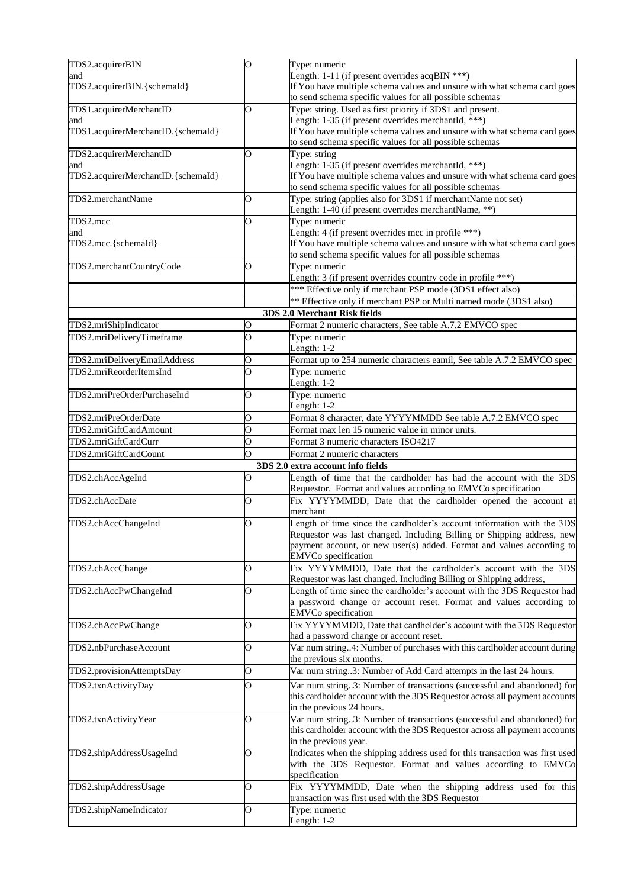| | | |
|---|---|---|
| TDS2.acquirerBIN<br>and<br>TDS2.acquirerBIN.{schemaId} | O | Type: numeric<br>Length: 1-11 (if present overrides acqBIN ***)<br>If You have multiple schema values and unsure with what schema card goes to send schema specific values for all possible schemas |
| TDS1.acquirerMerchantID<br>and<br>TDS1.acquirerMerchantID.{schemaId} | O | Type: string. Used as first priority if 3DS1 and present.<br>Length: 1-35 (if present overrides merchantId, ***)<br>If You have multiple schema values and unsure with what schema card goes to send schema specific values for all possible schemas |
| TDS2.acquirerMerchantID<br>and<br>TDS2.acquirerMerchantID.{schemaId} | O | Type: string<br>Length: 1-35 (if present overrides merchantId, ***)<br>If You have multiple schema values and unsure with what schema card goes to send schema specific values for all possible schemas |
| TDS2.merchantName | O | Type: string (applies also for 3DS1 if merchantName not set)<br>Length: 1-40 (if present overrides merchantName, **) |
| TDS2.mcc<br>and<br>TDS2.mcc.{schemaId} | O | Type: numeric<br>Length: 4 (if present overrides mcc in profile ***)<br>If You have multiple schema values and unsure with what schema card goes to send schema specific values for all possible schemas |
| TDS2.merchantCountryCode | O | Type: numeric<br>Length: 3 (if present overrides country code in profile ***) |
| | | *** Effective only if merchant PSP mode (3DS1 effect also) |
| | | ** Effective only if merchant PSP or Multi named mode (3DS1 also) |
| **3DS 2.0 Merchant Risk fields** | | |
| TDS2.mriShipIndicator | O | Format 2 numeric characters, See table A.7.2 EMVCO spec |
| TDS2.mriDeliveryTimeframe | O | Type: numeric<br>Length: 1-2 |
| TDS2.mriDeliveryEmailAddress | O | Format up to 254 numeric characters eamil, See table A.7.2 EMVCO spec |
| TDS2.mriReorderItemsInd | O | Type: numeric<br>Length: 1-2 |
| TDS2.mriPreOrderPurchaseInd | O | Type: numeric<br>Length: 1-2 |
| TDS2.mriPreOrderDate | O | Format 8 character, date YYYYMMDD See table A.7.2 EMVCO spec |
| TDS2.mriGiftCardAmount | O | Format max len 15 numeric value in minor units. |
| TDS2.mriGiftCardCurr | O | Format 3 numeric characters ISO4217 |
| TDS2.mriGiftCardCount | O | Format 2 numeric characters |
| **3DS 2.0 extra account info fields** | | |
| TDS2.chAccAgeInd | O | Length of time that the cardholder has had the account with the 3DS Requestor. Format and values according to EMVCo specification |
| TDS2.chAccDate | O | Fix YYYYMMDD, Date that the cardholder opened the account at merchant |
| TDS2.chAccChangeInd | O | Length of time since the cardholder's account information with the 3DS Requestor was last changed. Including Billing or Shipping address, new payment account, or new user(s) added. Format and values according to EMVCo specification |
| TDS2.chAccChange | O | Fix YYYYMMDD, Date that the cardholder's account with the 3DS Requestor was last changed. Including Billing or Shipping address, |
| TDS2.chAccPwChangeInd | O | Length of time since the cardholder's account with the 3DS Requestor had a password change or account reset. Format and values according to EMVCo specification |
| TDS2.chAccPwChange | O | Fix YYYYMMDD, Date that cardholder's account with the 3DS Requestor had a password change or account reset. |
| TDS2.nbPurchaseAccount | O | Var num string..4: Number of purchases with this cardholder account during the previous six months. |
| TDS2.provisionAttemptsDay | O | Var num string..3: Number of Add Card attempts in the last 24 hours. |
| TDS2.txnActivityDay | O | Var num string..3: Number of transactions (successful and abandoned) for this cardholder account with the 3DS Requestor across all payment accounts in the previous 24 hours. |
| TDS2.txnActivityYear | O | Var num string..3: Number of transactions (successful and abandoned) for this cardholder account with the 3DS Requestor across all payment accounts in the previous year. |
| TDS2.shipAddressUsageInd | O | Indicates when the shipping address used for this transaction was first used with the 3DS Requestor. Format and values according to EMVCo specification |
| TDS2.shipAddressUsage | O | Fix YYYYMMDD, Date when the shipping address used for this transaction was first used with the 3DS Requestor |
| TDS2.shipNameIndicator | O | Type: numeric<br>Length: 1-2 |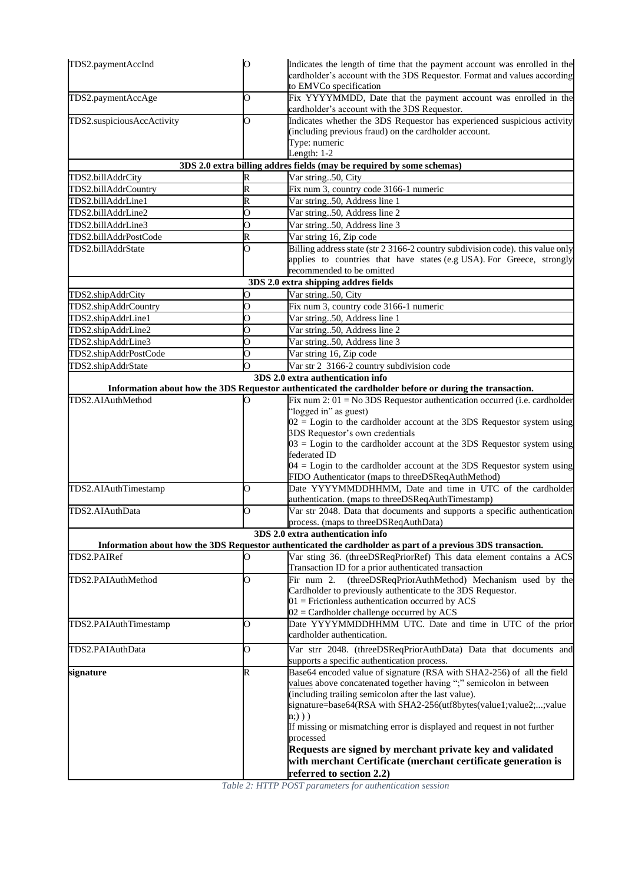| | | |
|---|---|---|
| TDS2.paymentAccInd | O | Indicates the length of time that the payment account was enrolled in the cardholder's account with the 3DS Requestor. Format and values according to EMVCo specification |
| TDS2.paymentAccAge | O | Fix YYYYMMDD, Date that the payment account was enrolled in the cardholder's account with the 3DS Requestor. |
| TDS2.suspiciousAccActivity | O | Indicates whether the 3DS Requestor has experienced suspicious activity (including previous fraud) on the cardholder account.<br>Type: numeric<br>Length: 1-2 |
| **3DS 2.0 extra billing addres fields (may be required by some schemas)** | | |
| TDS2.billAddrCity | R | Var string..50, City |
| TDS2.billAddrCountry | R | Fix num 3, country code 3166-1 numeric |
| TDS2.billAddrLine1 | R | Var string..50, Address line 1 |
| TDS2.billAddrLine2 | O | Var string..50, Address line 2 |
| TDS2.billAddrLine3 | O | Var string..50, Address line 3 |
| TDS2.billAddrPostCode | R | Var string 16, Zip code |
| TDS2.billAddrState | O | Billing address state (str 2 3166-2 country subdivision code). this value only applies to countries that have states (e.g USA). For Greece, strongly recommended to be omitted |
| **3DS 2.0 extra shipping addres fields** | | |
| TDS2.shipAddrCity | O | Var string..50, City |
| TDS2.shipAddrCountry | O | Fix num 3, country code 3166-1 numeric |
| TDS2.shipAddrLine1 | O | Var string..50, Address line 1 |
| TDS2.shipAddrLine2 | O | Var string..50, Address line 2 |
| TDS2.shipAddrLine3 | O | Var string..50, Address line 3 |
| TDS2.shipAddrPostCode | O | Var string 16, Zip code |
| TDS2.shipAddrState | O | Var str 2 3166-2 country subdivision code |
| **3DS 2.0 extra authentication info**<br>**Information about how the 3DS Requestor authenticated the cardholder before or during the transaction.** | | |
| TDS2.AIAuthMethod | O | Fix num 2: 01 = No 3DS Requestor authentication occurred (i.e. cardholder "logged in" as guest)<br>02 = Login to the cardholder account at the 3DS Requestor system using 3DS Requestor's own credentials<br>03 = Login to the cardholder account at the 3DS Requestor system using federated ID<br>04 = Login to the cardholder account at the 3DS Requestor system using FIDO Authenticator (maps to threeDSReqAuthMethod) |
| TDS2.AIAuthTimestamp | O | Date YYYYMMDDHHMM, Date and time in UTC of the cardholder authentication. (maps to threeDSReqAuthTimestamp) |
| TDS2.AIAuthData | O | Var str 2048. Data that documents and supports a specific authentication process. (maps to threeDSReqAuthData) |
| **3DS 2.0 extra authentication info**<br>**Information about how the 3DS Requestor authenticated the cardholder as part of a previous 3DS transaction.** | | |
| TDS2.PAIRef | O | Var sting 36. (threeDSReqPriorRef) This data element contains a ACS Transaction ID for a prior authenticated transaction |
| TDS2.PAIAuthMethod | O | Fir num 2. (threeDSReqPriorAuthMethod) Mechanism used by the Cardholder to previously authenticate to the 3DS Requestor.<br>01 = Frictionless authentication occurred by ACS<br>02 = Cardholder challenge occurred by ACS |
| TDS2.PAIAuthTimestamp | O | Date YYYYMMDDHHMM UTC. Date and time in UTC of the prior cardholder authentication. |
| TDS2.PAIAuthData | O | Var strr 2048. (threeDSReqPriorAuthData) Data that documents and supports a specific authentication process. |
| **signature** | R | Base64 encoded value of signature (RSA with SHA2-256) of all the field values above concatenated together having ";" semicolon in between (including trailing semicolon after the last value).<br>signature=base64(RSA with SHA2-256(utf8bytes(value1;value2;...;valuen;) ) )<br>If missing or mismatching error is displayed and request in not further processed<br>**Requests are signed by merchant private key and validated with merchant Certificate (merchant certificate generation is referred to section 2.2)** |

*Table 2: HTTP POST parameters for authentication session*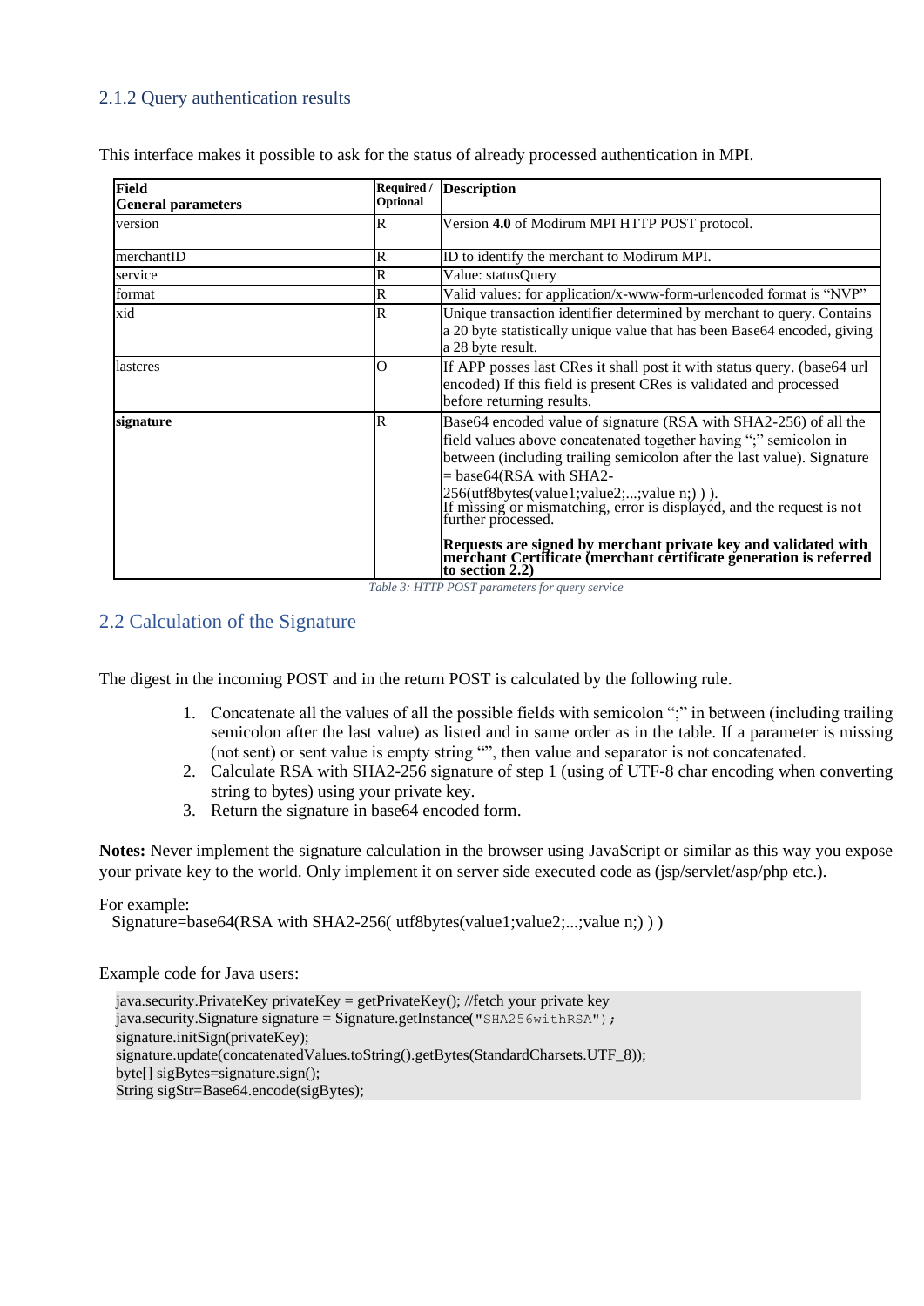### 2.1.2 Query authentication results

This interface makes it possible to ask for the status of already processed authentication in MPI.

| **Field**<br>**General parameters** | **Required / Optional** | **Description** |
|---|---|---|
| version | R | Version **4.0** of Modirum MPI HTTP POST protocol. |
| merchantID | R | ID to identify the merchant to Modirum MPI. |
| service | R | Value: statusQuery |
| format | R | Valid values: for application/x-www-form-urlencoded format is “NVP” |
| xid | R | Unique transaction identifier determined by merchant to query. Contains a 20 byte statistically unique value that has been Base64 encoded, giving a 28 byte result. |
| lastcres | O | If APP posses last CRes it shall post it with status query. (base64 url encoded) If this field is present CRes is validated and processed before returning results. |
| **signature** | R | Base64 encoded value of signature (RSA with SHA2-256) of all the field values above concatenated together having “;” semicolon in between (including trailing semicolon after the last value). Signature = base64(RSA with SHA2-256(utf8bytes(value1;value2;...;value n;) ) ).<br>If missing or mismatching, error is displayed, and the request is not further processed.<br><br>**Requests are signed by merchant private key and validated with merchant Certificate (merchant certificate generation is referred to section 2.2)** |

*Table 3: HTTP POST parameters for query service*

## 2.2 Calculation of the Signature

The digest in the incoming POST and in the return POST is calculated by the following rule.

1. Concatenate all the values of all the possible fields with semicolon “;” in between (including trailing semicolon after the last value) as listed and in same order as in the table. If a parameter is missing (not sent) or sent value is empty string “”, then value and separator is not concatenated.
2. Calculate RSA with SHA2-256 signature of step 1 (using of UTF-8 char encoding when converting string to bytes) using your private key.
3. Return the signature in base64 encoded form.

**Notes:** Never implement the signature calculation in the browser using JavaScript or similar as this way you expose your private key to the world. Only implement it on server side executed code as (jsp/servlet/asp/php etc.).

For example:
Signature=base64(RSA with SHA2-256( utf8bytes(value1;value2;...;value n;) ) )

Example code for Java users:

```
java.security.PrivateKey privateKey = getPrivateKey(); //fetch your private key
java.security.Signature signature = Signature.getInstance("SHA256withRSA");
signature.initSign(privateKey);
signature.update(concatenatedValues.toString().getBytes(StandardCharsets.UTF_8));
byte[] sigBytes=signature.sign();
String sigStr=Base64.encode(sigBytes);
```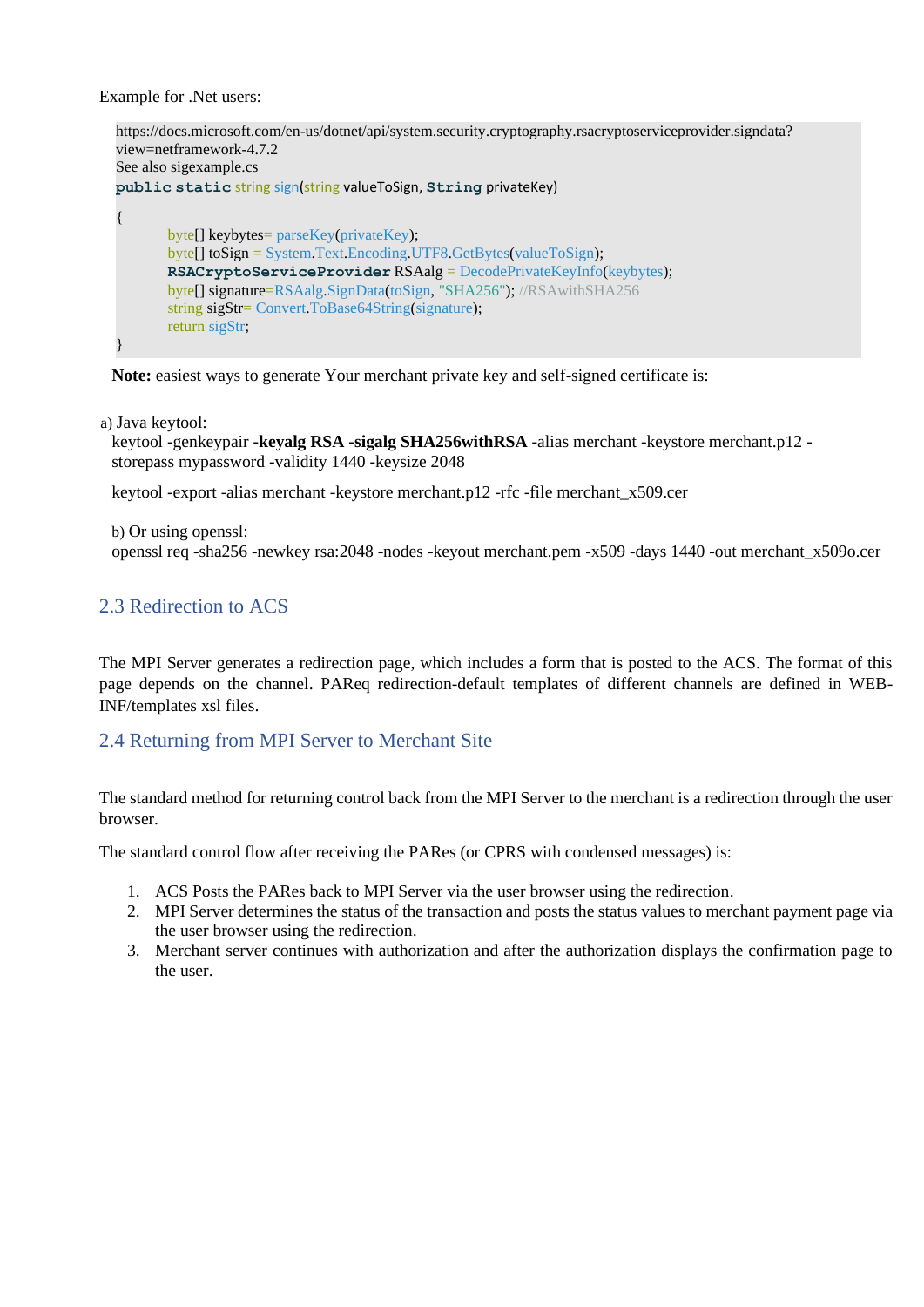Example for .Net users:

```
https://docs.microsoft.com/en-us/dotnet/api/system.security.cryptography.rsacryptoserviceprovider.signdata?view=netframework-4.7.2
See also sigexample.cs
public static string sign(string valueToSign, String privateKey)
{
        byte[] keybytes= parseKey(privateKey);
        byte[] toSign = System.Text.Encoding.UTF8.GetBytes(valueToSign);
        RSACryptoServiceProvider RSAalg = DecodePrivateKeyInfo(keybytes);
        byte[] signature=RSAalg.SignData(toSign, "SHA256"); //RSAwithSHA256
        string sigStr= Convert.ToBase64String(signature);
        return sigStr;
}
```

**Note:** easiest ways to generate Your merchant private key and self-signed certificate is:

a) Java keytool:

keytool -genkeypair **-keyalg RSA -sigalg SHA256withRSA** -alias merchant -keystore merchant.p12 -storepass mypassword -validity 1440 -keysize 2048

keytool -export -alias merchant -keystore merchant.p12 -rfc -file merchant_x509.cer

b) Or using openssl:

openssl req -sha256 -newkey rsa:2048 -nodes -keyout merchant.pem -x509 -days 1440 -out merchant_x509o.cer

## 2.3 Redirection to ACS

The MPI Server generates a redirection page, which includes a form that is posted to the ACS. The format of this page depends on the channel. PAReq redirection-default templates of different channels are defined in WEB-INF/templates xsl files.

## 2.4 Returning from MPI Server to Merchant Site

The standard method for returning control back from the MPI Server to the merchant is a redirection through the user browser.

The standard control flow after receiving the PARes (or CPRS with condensed messages) is:

1. ACS Posts the PARes back to MPI Server via the user browser using the redirection.
2. MPI Server determines the status of the transaction and posts the status values to merchant payment page via the user browser using the redirection.
3. Merchant server continues with authorization and after the authorization displays the confirmation page to the user.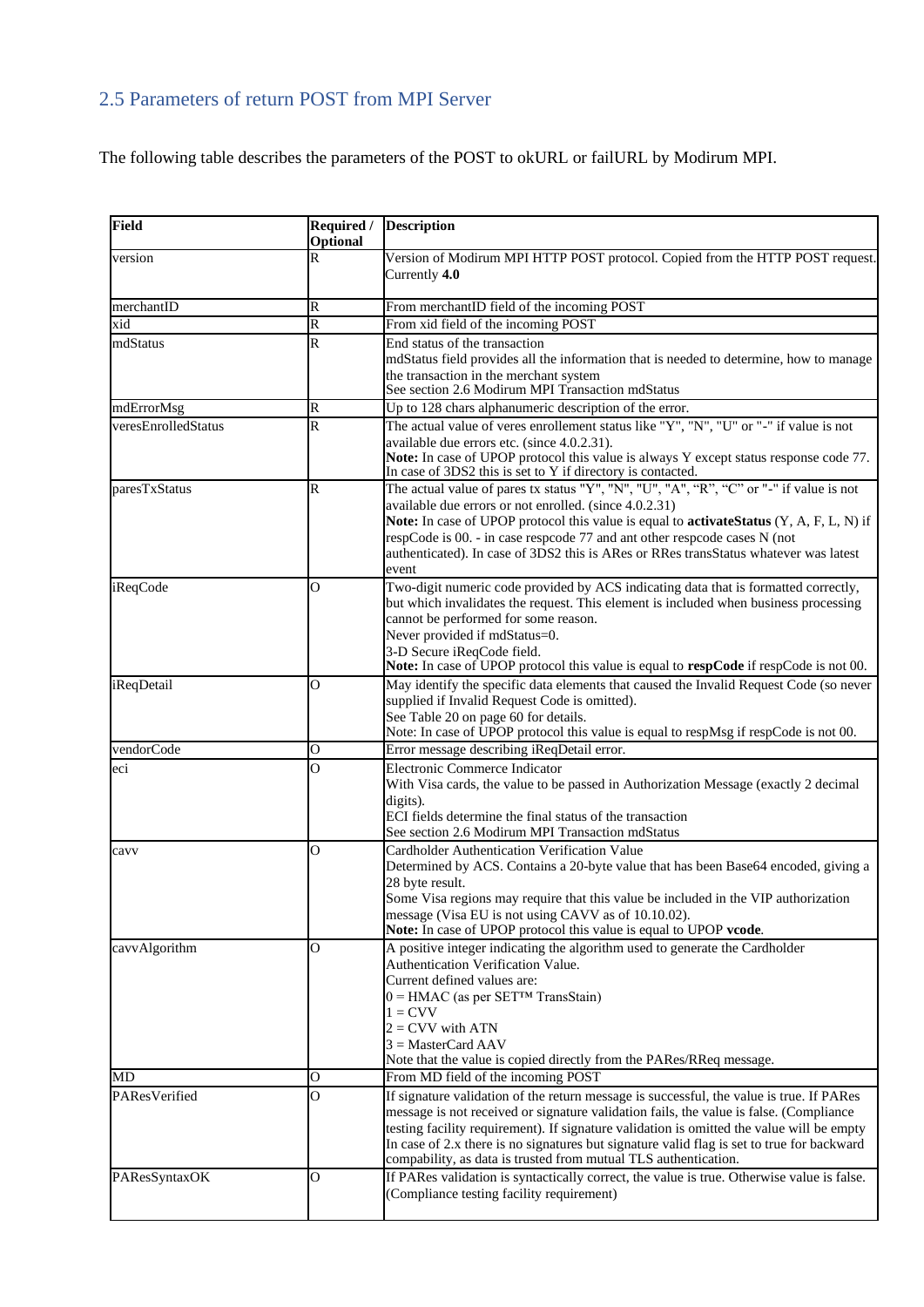## 2.5 Parameters of return POST from MPI Server

The following table describes the parameters of the POST to okURL or failURL by Modirum MPI.

| Field | Required / Optional | Description |
|---|---|---|
| version | R | Version of Modirum MPI HTTP POST protocol. Copied from the HTTP POST request. Currently **4.0** |
| merchantID | R | From merchantID field of the incoming POST |
| xid | R | From xid field of the incoming POST |
| mdStatus | R | End status of the transaction<br>mdStatus field provides all the information that is needed to determine, how to manage the transaction in the merchant system<br>See section 2.6 Modirum MPI Transaction mdStatus |
| mdErrorMsg | R | Up to 128 chars alphanumeric description of the error. |
| veresEnrolledStatus | R | The actual value of veres enrollement status like "Y", "N", "U" or "-" if value is not available due errors etc. (since 4.0.2.31).<br>**Note:** In case of UPOP protocol this value is always Y except status response code 77. In case of 3DS2 this is set to Y if directory is contacted. |
| paresTxStatus | R | The actual value of pares tx status "Y", "N", "U", "A", "R", "C" or "-" if value is not available due errors or not enrolled. (since 4.0.2.31)<br>**Note:** In case of UPOP protocol this value is equal to **activateStatus** (Y, A, F, L, N) if respCode is 00. - in case respcode 77 and ant other respcode cases N (not authenticated). In case of 3DS2 this is ARes or RRes transStatus whatever was latest event |
| iReqCode | O | Two-digit numeric code provided by ACS indicating data that is formatted correctly, but which invalidates the request. This element is included when business processing cannot be performed for some reason.<br>Never provided if mdStatus=0.<br>3-D Secure iReqCode field.<br>**Note:** In case of UPOP protocol this value is equal to **respCode** if respCode is not 00. |
| iReqDetail | O | May identify the specific data elements that caused the Invalid Request Code (so never supplied if Invalid Request Code is omitted).<br>See Table 20 on page 60 for details.<br>Note: In case of UPOP protocol this value is equal to respMsg if respCode is not 00. |
| vendorCode | O | Error message describing iReqDetail error. |
| eci | O | Electronic Commerce Indicator<br>With Visa cards, the value to be passed in Authorization Message (exactly 2 decimal digits).<br>ECI fields determine the final status of the transaction<br>See section 2.6 Modirum MPI Transaction mdStatus |
| cavv | O | Cardholder Authentication Verification Value<br>Determined by ACS. Contains a 20-byte value that has been Base64 encoded, giving a 28 byte result.<br>Some Visa regions may require that this value be included in the VIP authorization message (Visa EU is not using CAVV as of 10.10.02).<br>**Note:** In case of UPOP protocol this value is equal to UPOP **vcode**. |
| cavvAlgorithm | O | A positive integer indicating the algorithm used to generate the Cardholder Authentication Verification Value.<br>Current defined values are:<br>0 = HMAC (as per SET™ TransStain)<br>1 = CVV<br>2 = CVV with ATN<br>3 = MasterCard AAV<br>Note that the value is copied directly from the PARes/RReq message. |
| MD | O | From MD field of the incoming POST |
| PAResVerified | O | If signature validation of the return message is successful, the value is true. If PARes message is not received or signature validation fails, the value is false. (Compliance testing facility requirement). If signature validation is omitted the value will be empty In case of 2.x there is no signatures but signature valid flag is set to true for backward compability, as data is trusted from mutual TLS authentication. |
| PAResSyntaxOK | O | If PARes validation is syntactically correct, the value is true. Otherwise value is false. (Compliance testing facility requirement) |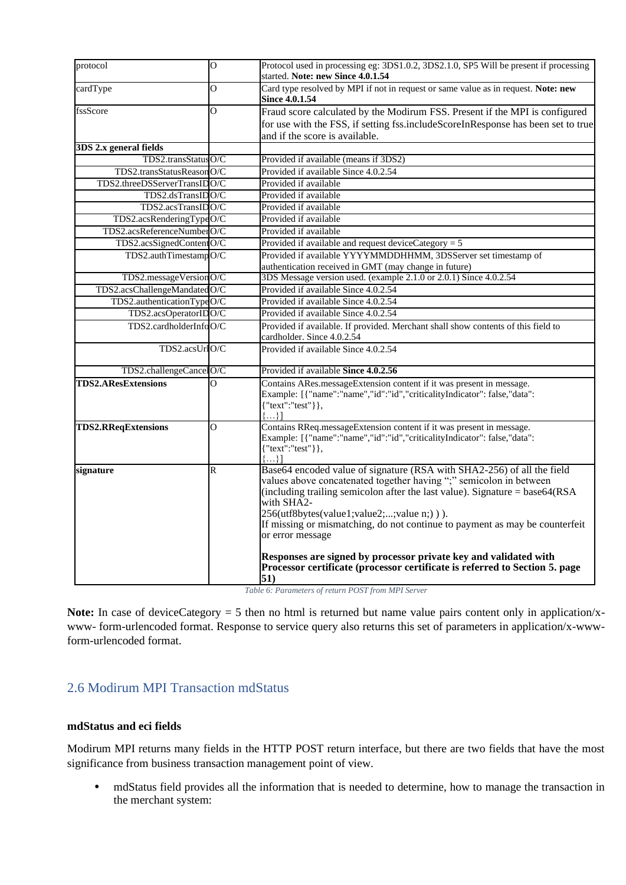| protocol | O | Protocol used in processing eg: 3DS1.0.2, 3DS2.1.0, SP5 Will be present if processing started. **Note: new Since 4.0.1.54** |
|---|---|---|
| cardType | O | Card type resolved by MPI if not in request or same value as in request. **Note: new Since 4.0.1.54** |
| fssScore | O | Fraud score calculated by the Modirum FSS. Present if the MPI is configured for use with the FSS, if setting fss.includeScoreInResponse has been set to true and if the score is available. |
| **3DS 2.x general fields** | | |
| TDS2.transStatus | O/C | Provided if available (means if 3DS2) |
| TDS2.transStatusReason | O/C | Provided if available Since 4.0.2.54 |
| TDS2.threeDSServerTransID | O/C | Provided if available |
| TDS2.dsTransID | O/C | Provided if available |
| TDS2.acsTransID | O/C | Provided if available |
| TDS2.acsRenderingType | O/C | Provided if available |
| TDS2.acsReferenceNumber | O/C | Provided if available |
| TDS2.acsSignedContent | O/C | Provided if available and request deviceCategory = 5 |
| TDS2.authTimestamp | O/C | Provided if available YYYYMMDDHHMM, 3DSServer set timestamp of authentication received in GMT (may change in future) |
| TDS2.messageVersion | O/C | 3DS Message version used. (example 2.1.0 or 2.0.1) Since 4.0.2.54 |
| TDS2.acsChallengeMandated | O/C | Provided if available Since 4.0.2.54 |
| TDS2.authenticationType | O/C | Provided if available Since 4.0.2.54 |
| TDS2.acsOperatorID | O/C | Provided if available Since 4.0.2.54 |
| TDS2.cardholderInfo | O/C | Provided if available. If provided. Merchant shall show contents of this field to cardholder. Since 4.0.2.54 |
| TDS2.acsUrl | O/C | Provided if available Since 4.0.2.54 |
| TDS2.challengeCancel | O/C | Provided if available **Since 4.0.2.56** |
| **TDS2.AResExtensions** | O | Contains ARes.messageExtension content if it was present in message. Example: [{"name":"name","id":"id","criticalityIndicator": false,"data": {"text":"test"}}, {…}] |
| **TDS2.RReqExtensions** | O | Contains RReq.messageExtension content if it was present in message. Example: [{"name":"name","id":"id","criticalityIndicator": false,"data": {"text":"test"}}, {…}] |
| **signature** | R | Base64 encoded value of signature (RSA with SHA2-256) of all the field values above concatenated together having ";" semicolon in between (including trailing semicolon after the last value). Signature = base64(RSA with SHA2-256(utf8bytes(value1;value2;...;value n;) ) ). If missing or mismatching, do not continue to payment as may be counterfeit or error message<br><br>**Responses are signed by processor private key and validated with Processor certificate (processor certificate is referred to Section 5. page 51)** |

*Table 6: Parameters of return POST from MPI Server*

**Note:** In case of deviceCategory = 5 then no html is returned but name value pairs content only in application/x-www- form-urlencoded format. Response to service query also returns this set of parameters in application/x-www-form-urlencoded format.

## 2.6 Modirum MPI Transaction mdStatus

**mdStatus and eci fields**

Modirum MPI returns many fields in the HTTP POST return interface, but there are two fields that have the most significance from business transaction management point of view.

- mdStatus field provides all the information that is needed to determine, how to manage the transaction in the merchant system: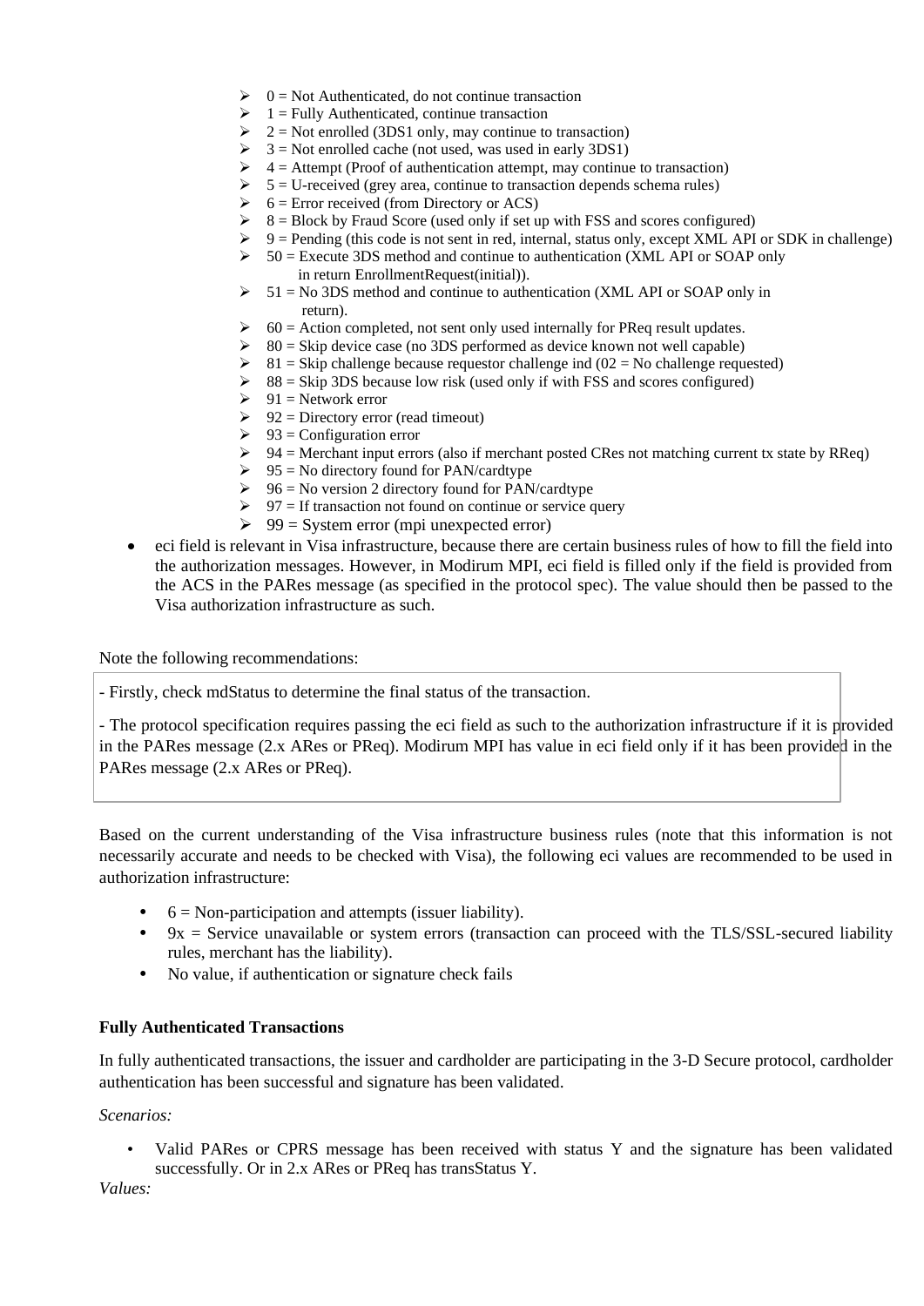- 0 = Not Authenticated, do not continue transaction
- 1 = Fully Authenticated, continue transaction
- 2 = Not enrolled (3DS1 only, may continue to transaction)
- 3 = Not enrolled cache (not used, was used in early 3DS1)
- 4 = Attempt (Proof of authentication attempt, may continue to transaction)
- 5 = U-received (grey area, continue to transaction depends schema rules)
- 6 = Error received (from Directory or ACS)
- 8 = Block by Fraud Score (used only if set up with FSS and scores configured)
- 9 = Pending (this code is not sent in red, internal, status only, except XML API or SDK in challenge)
- 50 = Execute 3DS method and continue to authentication (XML API or SOAP only in return EnrollmentRequest(initial)).
- 51 = No 3DS method and continue to authentication (XML API or SOAP only in return).
- 60 = Action completed, not sent only used internally for PReq result updates.
- 80 = Skip device case (no 3DS performed as device known not well capable)
- 81 = Skip challenge because requestor challenge ind (02 = No challenge requested)
- 88 = Skip 3DS because low risk (used only if with FSS and scores configured)
- 91 = Network error
- 92 = Directory error (read timeout)
- 93 = Configuration error
- 94 = Merchant input errors (also if merchant posted CRes not matching current tx state by RReq)
- 95 = No directory found for PAN/cardtype
- 96 = No version 2 directory found for PAN/cardtype
- 97 = If transaction not found on continue or service query
- 99 = System error (mpi unexpected error)

- eci field is relevant in Visa infrastructure, because there are certain business rules of how to fill the field into the authorization messages. However, in Modirum MPI, eci field is filled only if the field is provided from the ACS in the PARes message (as specified in the protocol spec). The value should then be passed to the Visa authorization infrastructure as such.

Note the following recommendations:

- Firstly, check mdStatus to determine the final status of the transaction.

- The protocol specification requires passing the eci field as such to the authorization infrastructure if it is provided in the PARes message (2.x ARes or PReq). Modirum MPI has value in eci field only if it has been provided in the PARes message (2.x ARes or PReq).

Based on the current understanding of the Visa infrastructure business rules (note that this information is not necessarily accurate and needs to be checked with Visa), the following eci values are recommended to be used in authorization infrastructure:

- 6 = Non-participation and attempts (issuer liability).
- 9x = Service unavailable or system errors (transaction can proceed with the TLS/SSL-secured liability rules, merchant has the liability).
- No value, if authentication or signature check fails

**Fully Authenticated Transactions**

In fully authenticated transactions, the issuer and cardholder are participating in the 3-D Secure protocol, cardholder authentication has been successful and signature has been validated.

*Scenarios:*

- Valid PARes or CPRS message has been received with status Y and the signature has been validated successfully. Or in 2.x ARes or PReq has transStatus Y.

*Values:*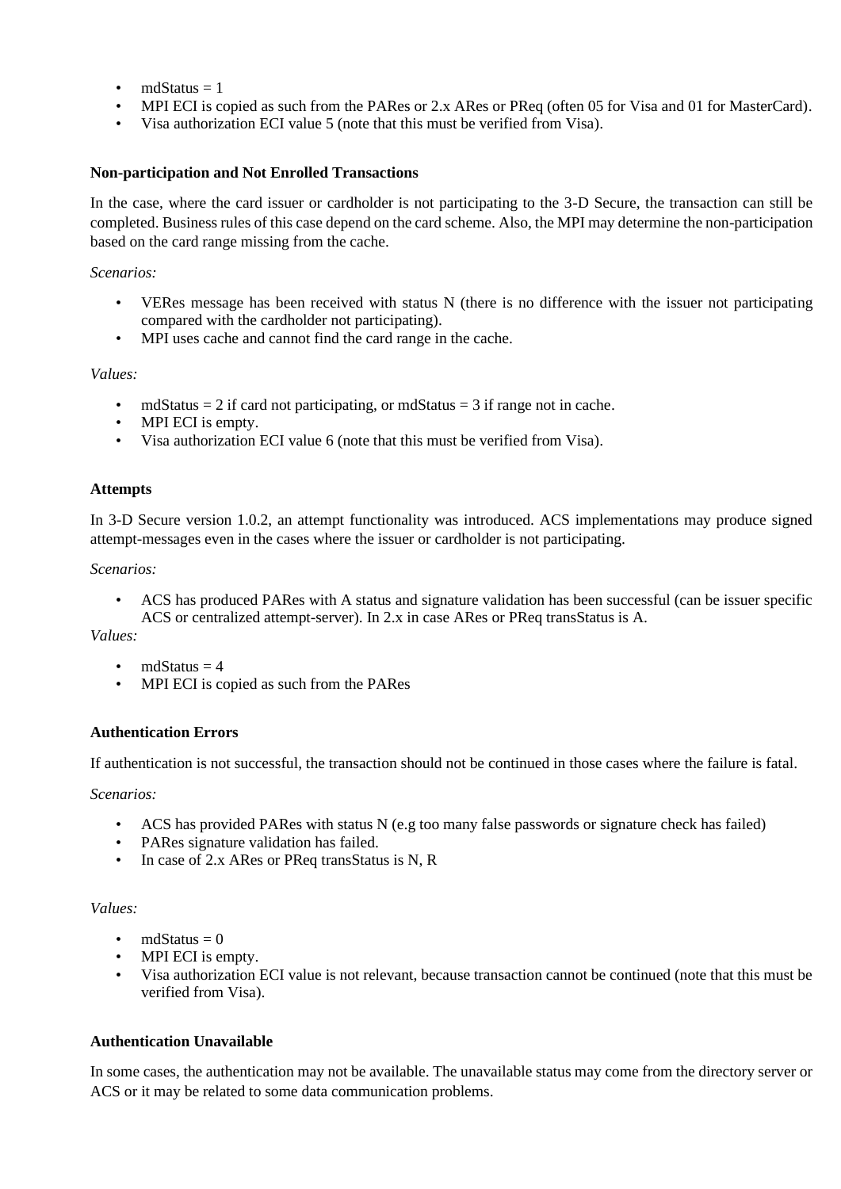- mdStatus = 1
- MPI ECI is copied as such from the PARes or 2.x ARes or PReq (often 05 for Visa and 01 for MasterCard).
- Visa authorization ECI value 5 (note that this must be verified from Visa).

**Non-participation and Not Enrolled Transactions**

In the case, where the card issuer or cardholder is not participating to the 3-D Secure, the transaction can still be completed. Business rules of this case depend on the card scheme. Also, the MPI may determine the non-participation based on the card range missing from the cache.

*Scenarios:*

- VERes message has been received with status N (there is no difference with the issuer not participating compared with the cardholder not participating).
- MPI uses cache and cannot find the card range in the cache.

*Values:*

- mdStatus = 2 if card not participating, or mdStatus = 3 if range not in cache.
- MPI ECI is empty.
- Visa authorization ECI value 6 (note that this must be verified from Visa).

**Attempts**

In 3-D Secure version 1.0.2, an attempt functionality was introduced. ACS implementations may produce signed attempt-messages even in the cases where the issuer or cardholder is not participating.

*Scenarios:*

- ACS has produced PARes with A status and signature validation has been successful (can be issuer specific ACS or centralized attempt-server). In 2.x in case ARes or PReq transStatus is A.

*Values:*

- mdStatus = 4
- MPI ECI is copied as such from the PARes

**Authentication Errors**

If authentication is not successful, the transaction should not be continued in those cases where the failure is fatal.

*Scenarios:*

- ACS has provided PARes with status N (e.g too many false passwords or signature check has failed)
- PARes signature validation has failed.
- In case of 2.x ARes or PReq transStatus is N, R

*Values:*

- mdStatus = 0
- MPI ECI is empty.
- Visa authorization ECI value is not relevant, because transaction cannot be continued (note that this must be verified from Visa).

**Authentication Unavailable**

In some cases, the authentication may not be available. The unavailable status may come from the directory server or ACS or it may be related to some data communication problems.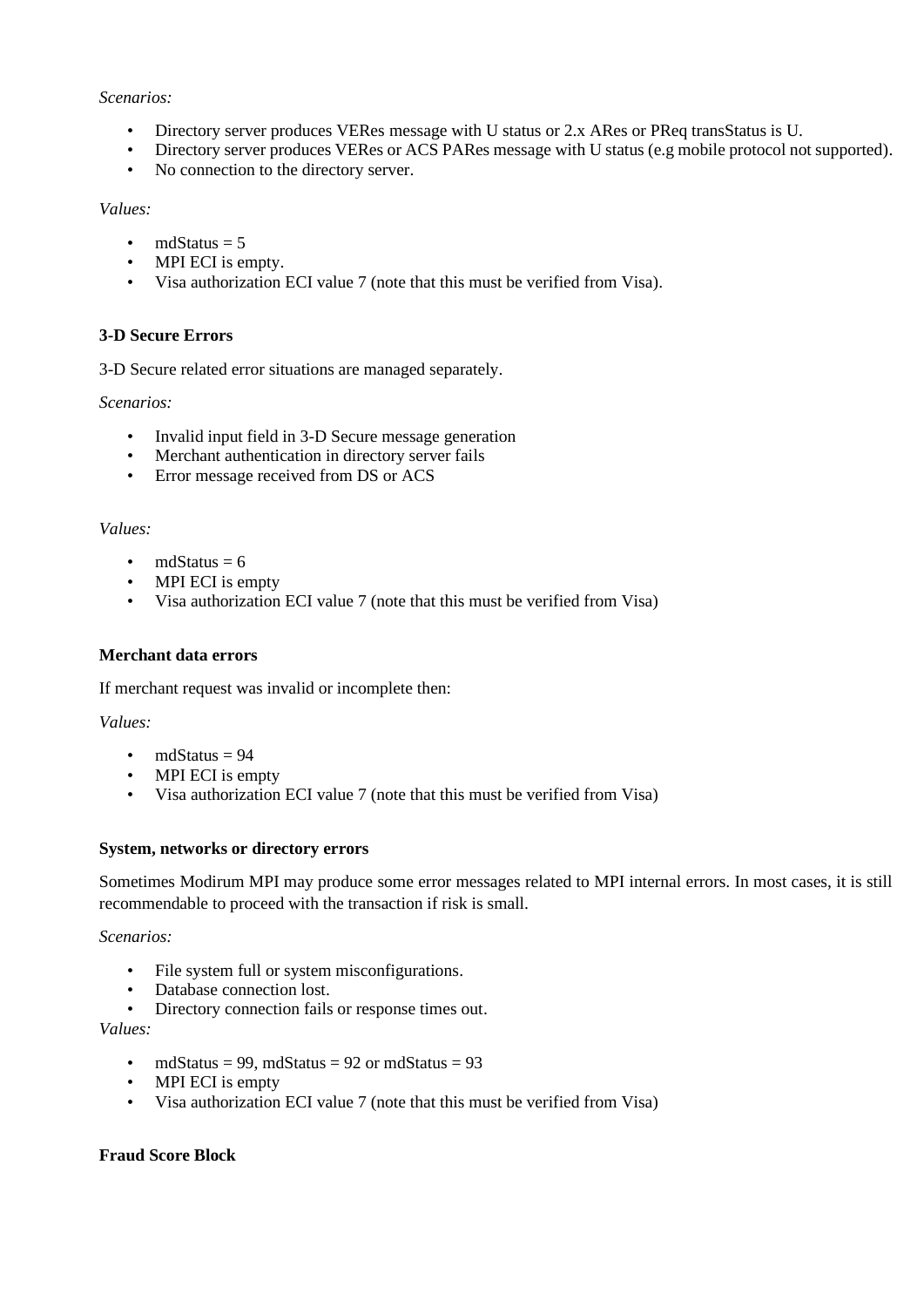*Scenarios:*

- Directory server produces VERes message with U status or 2.x ARes or PReq transStatus is U.
- Directory server produces VERes or ACS PARes message with U status (e.g mobile protocol not supported).
- No connection to the directory server.

*Values:*

- mdStatus = 5
- MPI ECI is empty.
- Visa authorization ECI value 7 (note that this must be verified from Visa).

**3-D Secure Errors**

3-D Secure related error situations are managed separately.

*Scenarios:*

- Invalid input field in 3-D Secure message generation
- Merchant authentication in directory server fails
- Error message received from DS or ACS

*Values:*

- mdStatus = 6
- MPI ECI is empty
- Visa authorization ECI value 7 (note that this must be verified from Visa)

**Merchant data errors**

If merchant request was invalid or incomplete then:

*Values:*

- mdStatus = 94
- MPI ECI is empty
- Visa authorization ECI value 7 (note that this must be verified from Visa)

**System, networks or directory errors**

Sometimes Modirum MPI may produce some error messages related to MPI internal errors. In most cases, it is still recommendable to proceed with the transaction if risk is small.

*Scenarios:*

- File system full or system misconfigurations.
- Database connection lost.
- Directory connection fails or response times out.

*Values:*

- mdStatus = 99, mdStatus = 92 or mdStatus = 93
- MPI ECI is empty
- Visa authorization ECI value 7 (note that this must be verified from Visa)

**Fraud Score Block**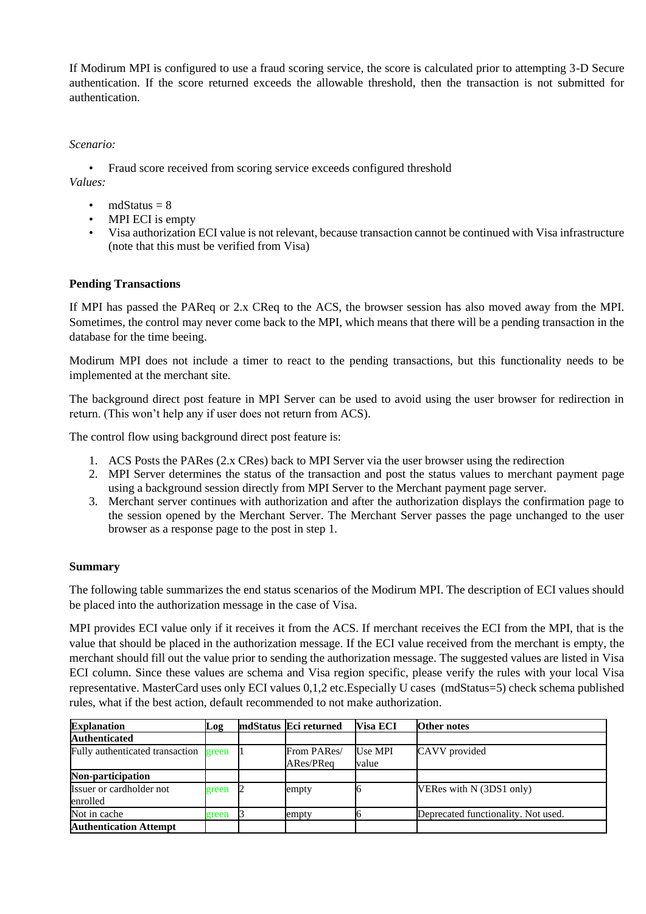If Modirum MPI is configured to use a fraud scoring service, the score is calculated prior to attempting 3-D Secure authentication. If the score returned exceeds the allowable threshold, then the transaction is not submitted for authentication.

*Scenario:*

- Fraud score received from scoring service exceeds configured threshold

*Values:*

- mdStatus = 8
- MPI ECI is empty
- Visa authorization ECI value is not relevant, because transaction cannot be continued with Visa infrastructure (note that this must be verified from Visa)

**Pending Transactions**

If MPI has passed the PAReq or 2.x CReq to the ACS, the browser session has also moved away from the MPI. Sometimes, the control may never come back to the MPI, which means that there will be a pending transaction in the database for the time beeing.

Modirum MPI does not include a timer to react to the pending transactions, but this functionality needs to be implemented at the merchant site.

The background direct post feature in MPI Server can be used to avoid using the user browser for redirection in return. (This won't help any if user does not return from ACS).

The control flow using background direct post feature is:

1. ACS Posts the PARes (2.x CRes) back to MPI Server via the user browser using the redirection
2. MPI Server determines the status of the transaction and post the status values to merchant payment page using a background session directly from MPI Server to the Merchant payment page server.
3. Merchant server continues with authorization and after the authorization displays the confirmation page to the session opened by the Merchant Server. The Merchant Server passes the page unchanged to the user browser as a response page to the post in step 1.

**Summary**

The following table summarizes the end status scenarios of the Modirum MPI. The description of ECI values should be placed into the authorization message in the case of Visa.

MPI provides ECI value only if it receives it from the ACS. If merchant receives the ECI from the MPI, that is the value that should be placed in the authorization message. If the ECI value received from the merchant is empty, the merchant should fill out the value prior to sending the authorization message. The suggested values are listed in Visa ECI column. Since these values are schema and Visa region specific, please verify the rules with your local Visa representative. MasterCard uses only ECI values 0,1,2 etc.Especially U cases (mdStatus=5) check schema published rules, what if the best action, default recommended to not make authorization.

| Explanation | Log | mdStatus | Eci returned | Visa ECI | Other notes |
|---|---|---|---|---|---|
| **Authenticated** | | | | | |
| Fully authenticated transaction | green | 1 | From PARes/ ARes/PReq | Use MPI value | CAVV provided |
| **Non-participation** | | | | | |
| Issuer or cardholder not enrolled | green | 2 | empty | 6 | VERes with N (3DS1 only) |
| Not in cache | green | 3 | empty | 6 | Deprecated functionality. Not used. |
| **Authentication Attempt** | | | | | |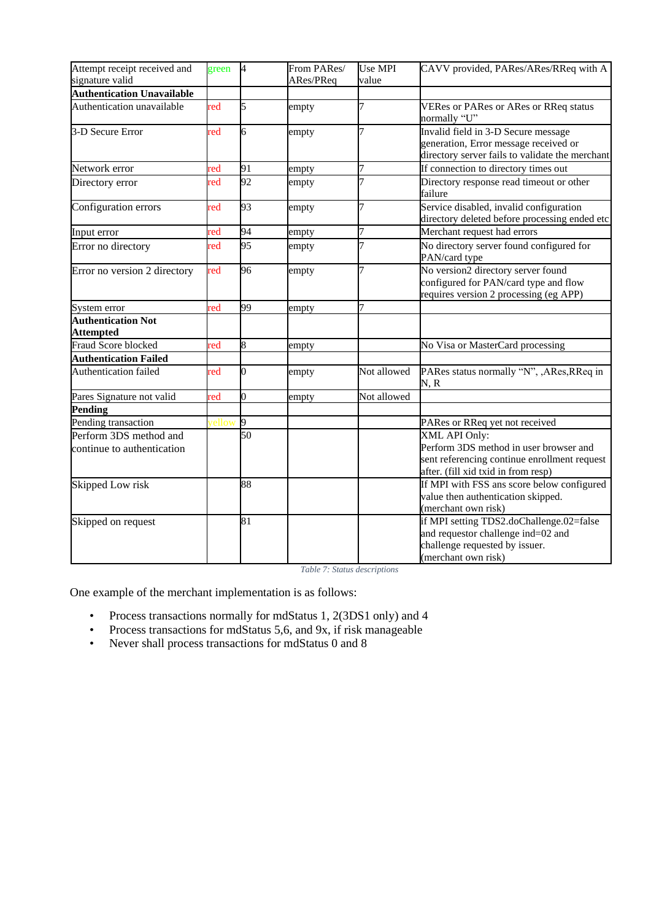| Attempt receipt received and signature valid | green | 4 | From PARes/ ARes/PReq | Use MPI value | CAVV provided, PARes/ARes/RReq with A |
|---|---|---|---|---|---|
| **Authentication Unavailable** | | | | | |
| Authentication unavailable | red | 5 | empty | 7 | VERes or PARes or ARes or RReq status normally “U” |
| 3-D Secure Error | red | 6 | empty | 7 | Invalid field in 3-D Secure message generation, Error message received or directory server fails to validate the merchant |
| Network error | red | 91 | empty | 7 | If connection to directory times out |
| Directory error | red | 92 | empty | 7 | Directory response read timeout or other failure |
| Configuration errors | red | 93 | empty | 7 | Service disabled, invalid configuration directory deleted before processing ended etc |
| Input error | red | 94 | empty | 7 | Merchant request had errors |
| Error no directory | red | 95 | empty | 7 | No directory server found configured for PAN/card type |
| Error no version 2 directory | red | 96 | empty | 7 | No version2 directory server found configured for PAN/card type and flow requires version 2 processing (eg APP) |
| System error | red | 99 | empty | 7 | |
| **Authentication Not Attempted** | | | | | |
| Fraud Score blocked | red | 8 | empty | | No Visa or MasterCard processing |
| **Authentication Failed** | | | | | |
| Authentication failed | red | 0 | empty | Not allowed | PARes status normally “N”, ,ARes,RReq in N, R |
| Pares Signature not valid | red | 0 | empty | Not allowed | |
| **Pending** | | | | | |
| Pending transaction | yellow | 9 | | | PARes or RReq yet not received |
| Perform 3DS method and continue to authentication | | 50 | | | XML API Only: Perform 3DS method in user browser and sent referencing continue enrollment request after. (fill xid txid in from resp) |
| Skipped Low risk | | 88 | | | If MPI with FSS ans score below configured value then authentication skipped. (merchant own risk) |
| Skipped on request | | 81 | | | if MPI setting TDS2.doChallenge.02=false and requestor challenge ind=02 and challenge requested by issuer. (merchant own risk) |

*Table 7: Status descriptions*

One example of the merchant implementation is as follows:

- Process transactions normally for mdStatus 1, 2(3DS1 only) and 4
- Process transactions for mdStatus 5,6, and 9x, if risk manageable
- Never shall process transactions for mdStatus 0 and 8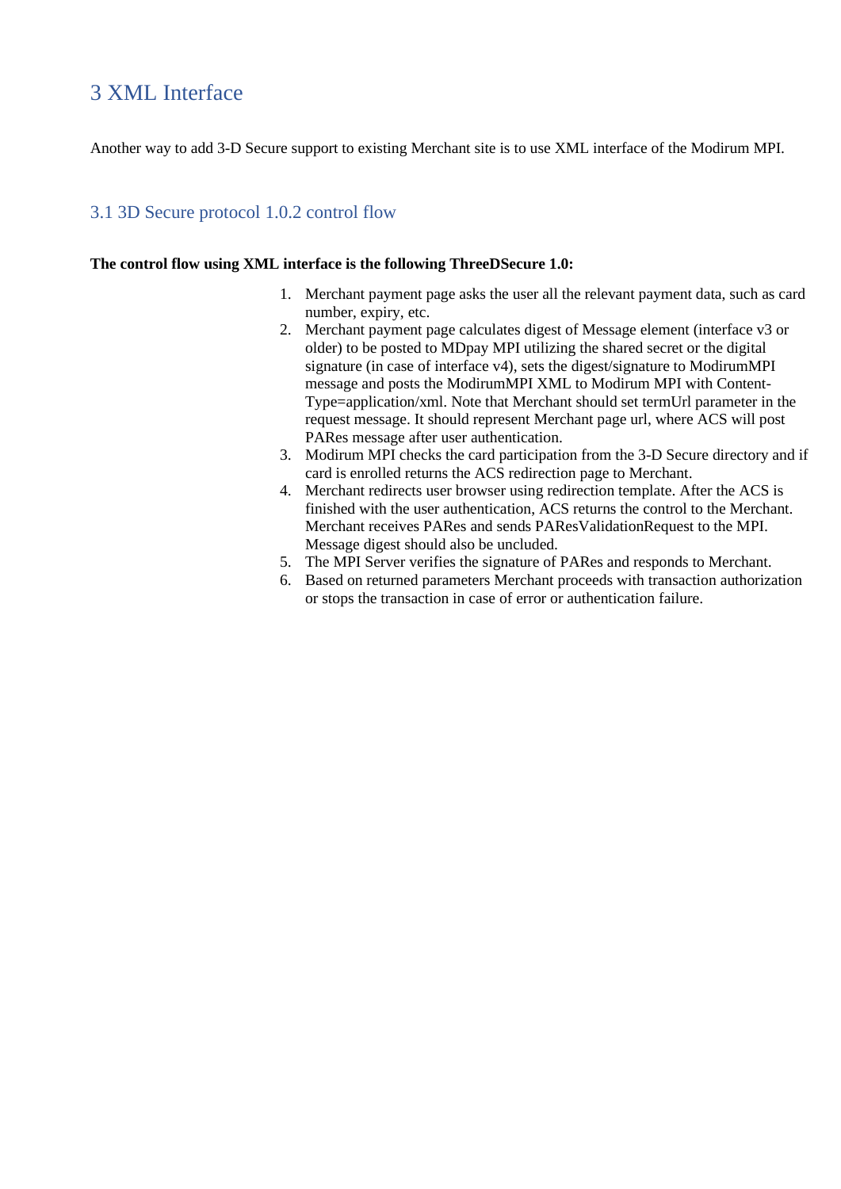# 3 XML Interface

Another way to add 3-D Secure support to existing Merchant site is to use XML interface of the Modirum MPI.

## 3.1 3D Secure protocol 1.0.2 control flow

**The control flow using XML interface is the following ThreeDSecure 1.0:**

1. Merchant payment page asks the user all the relevant payment data, such as card number, expiry, etc.
2. Merchant payment page calculates digest of Message element (interface v3 or older) to be posted to MDpay MPI utilizing the shared secret or the digital signature (in case of interface v4), sets the digest/signature to ModirumMPI message and posts the ModirumMPI XML to Modirum MPI with Content-Type=application/xml. Note that Merchant should set termUrl parameter in the request message. It should represent Merchant page url, where ACS will post PARes message after user authentication.
3. Modirum MPI checks the card participation from the 3-D Secure directory and if card is enrolled returns the ACS redirection page to Merchant.
4. Merchant redirects user browser using redirection template. After the ACS is finished with the user authentication, ACS returns the control to the Merchant. Merchant receives PARes and sends PAResValidationRequest to the MPI. Message digest should also be uncluded.
5. The MPI Server verifies the signature of PARes and responds to Merchant.
6. Based on returned parameters Merchant proceeds with transaction authorization or stops the transaction in case of error or authentication failure.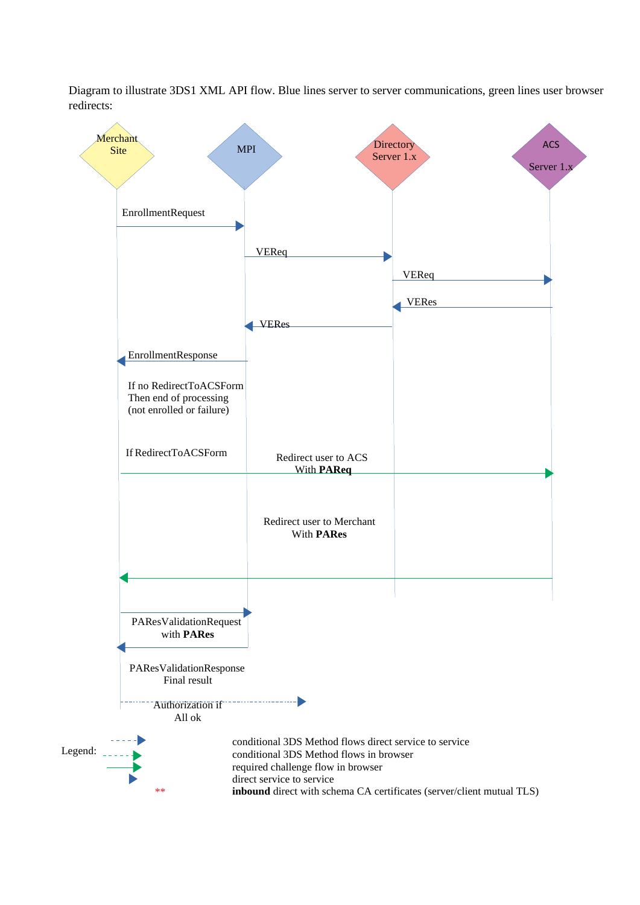Diagram to illustrate 3DS1 XML API flow. Blue lines server to server communications, green lines user browser redirects:

Merchant Site

MPI

Directory Server 1.x

ACS

Server 1.x

EnrollmentRequest

VEReq

VEReq

VERes

VERes

EnrollmentResponse

If no RedirectToACSForm
Then end of processing
(not enrolled or failure)

If RedirectToACSForm

Redirect user to ACS
With **PAReq**

Redirect user to Merchant
With **PARes**

PAResValidationRequest
with **PARes**

PAResValidationResponse
Final result

Authorization if
All ok

Legend:

conditional 3DS Method flows direct service to service
conditional 3DS Method flows in browser
required challenge flow in browser
direct service to service
** **inbound** direct with schema CA certificates (server/client mutual TLS)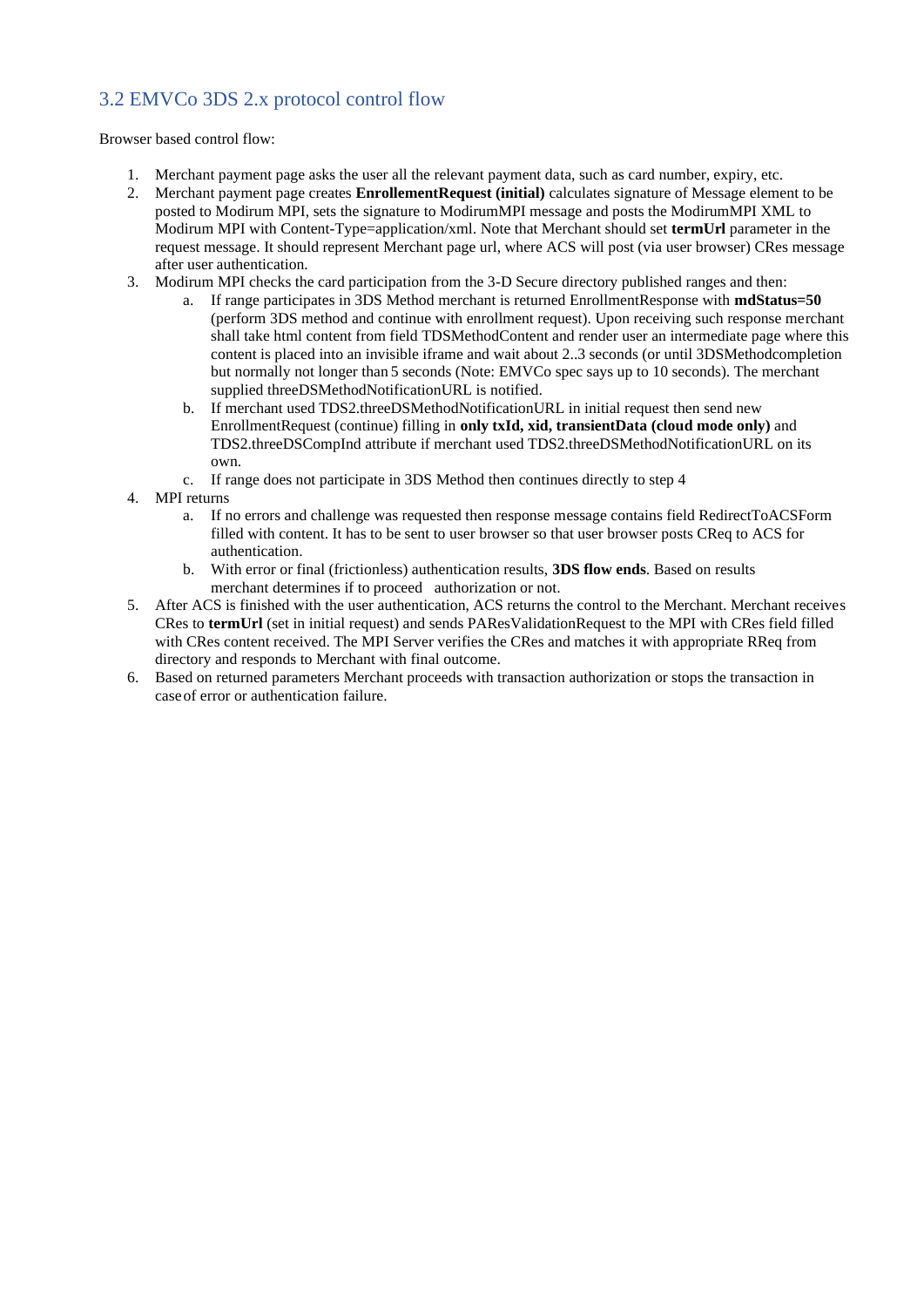## 3.2 EMVCo 3DS 2.x protocol control flow

Browser based control flow:

1. Merchant payment page asks the user all the relevant payment data, such as card number, expiry, etc.
2. Merchant payment page creates **EnrollementRequest (initial)** calculates signature of Message element to be posted to Modirum MPI, sets the signature to ModirumMPI message and posts the ModirumMPI XML to Modirum MPI with Content-Type=application/xml. Note that Merchant should set **termUrl** parameter in the request message. It should represent Merchant page url, where ACS will post (via user browser) CRes message after user authentication.
3. Modirum MPI checks the card participation from the 3-D Secure directory published ranges and then:
    a. If range participates in 3DS Method merchant is returned EnrollmentResponse with **mdStatus=50** (perform 3DS method and continue with enrollment request). Upon receiving such response merchant shall take html content from field TDSMethodContent and render user an intermediate page where this content is placed into an invisible iframe and wait about 2..3 seconds (or until 3DSMethodcompletion but normally not longer than 5 seconds (Note: EMVCo spec says up to 10 seconds). The merchant supplied threeDSMethodNotificationURL is notified.
    b. If merchant used TDS2.threeDSMethodNotificationURL in initial request then send new EnrollmentRequest (continue) filling in **only txId, xid, transientData (cloud mode only)** and TDS2.threeDSCompInd attribute if merchant used TDS2.threeDSMethodNotificationURL on its own.
    c. If range does not participate in 3DS Method then continues directly to step 4
4. MPI returns
    a. If no errors and challenge was requested then response message contains field RedirectToACSForm filled with content. It has to be sent to user browser so that user browser posts CReq to ACS for authentication.
    b. With error or final (frictionless) authentication results, **3DS flow ends**. Based on results merchant determines if to proceed authorization or not.
5. After ACS is finished with the user authentication, ACS returns the control to the Merchant. Merchant receives CRes to **termUrl** (set in initial request) and sends PAResValidationRequest to the MPI with CRes field filled with CRes content received. The MPI Server verifies the CRes and matches it with appropriate RReq from directory and responds to Merchant with final outcome.
6. Based on returned parameters Merchant proceeds with transaction authorization or stops the transaction in case of error or authentication failure.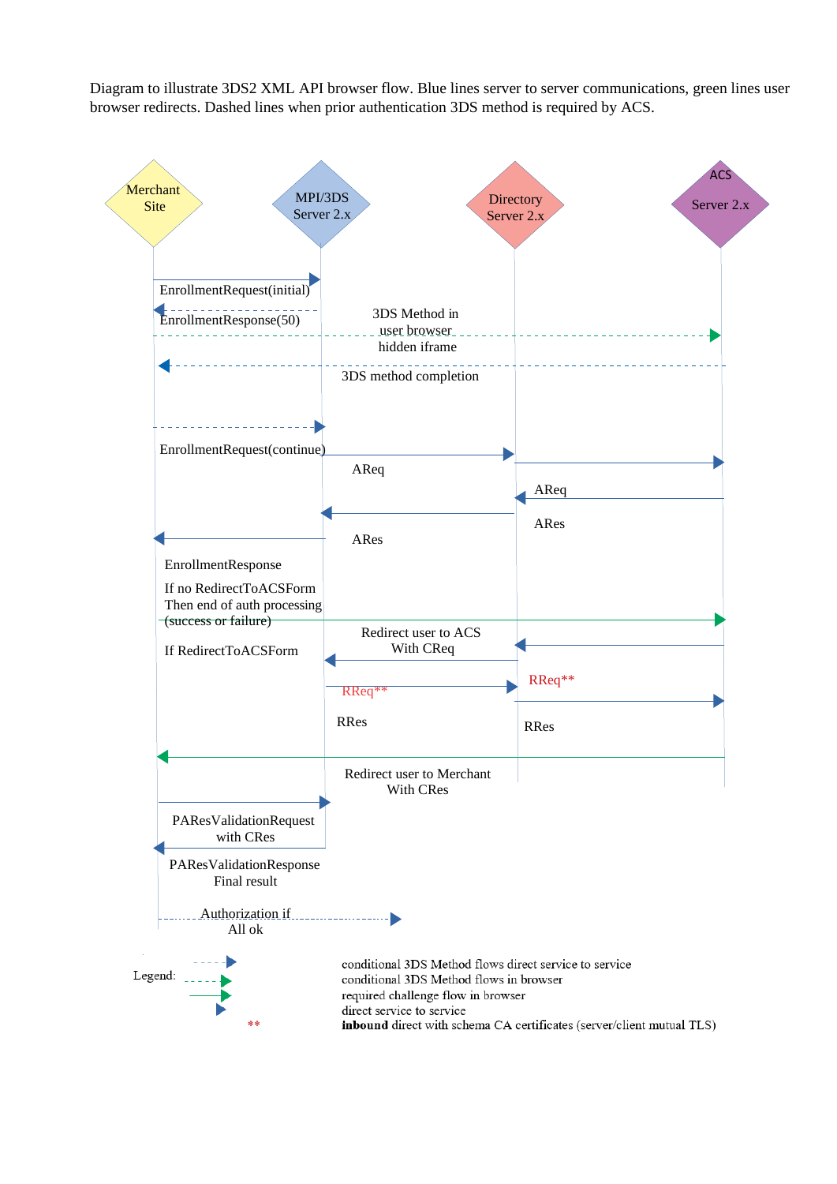Diagram to illustrate 3DS2 XML API browser flow. Blue lines server to server communications, green lines user browser redirects. Dashed lines when prior authentication 3DS method is required by ACS.

Merchant Site

MPI/3DS Server 2.x

Directory Server 2.x

ACS Server 2.x

EnrollmentRequest(initial)

EnrollmentResponse(50)

3DS Method in user browser hidden iframe

3DS method completion

EnrollmentRequest(continue)

AReq

AReq

ARes

ARes

EnrollmentResponse

If no RedirectToACSForm Then end of auth processing (success or failure)

Redirect user to ACS With CReq

If RedirectToACSForm

RReq**

RReq**

RRes

RRes

Redirect user to Merchant With CRes

PAResValidationRequest with CRes

PAResValidationResponse Final result

Authorization if All ok

Legend:

conditional 3DS Method flows direct service to service
conditional 3DS Method flows in browser
required challenge flow in browser
direct service to service
** **inbound** direct with schema CA certificates (server/client mutual TLS)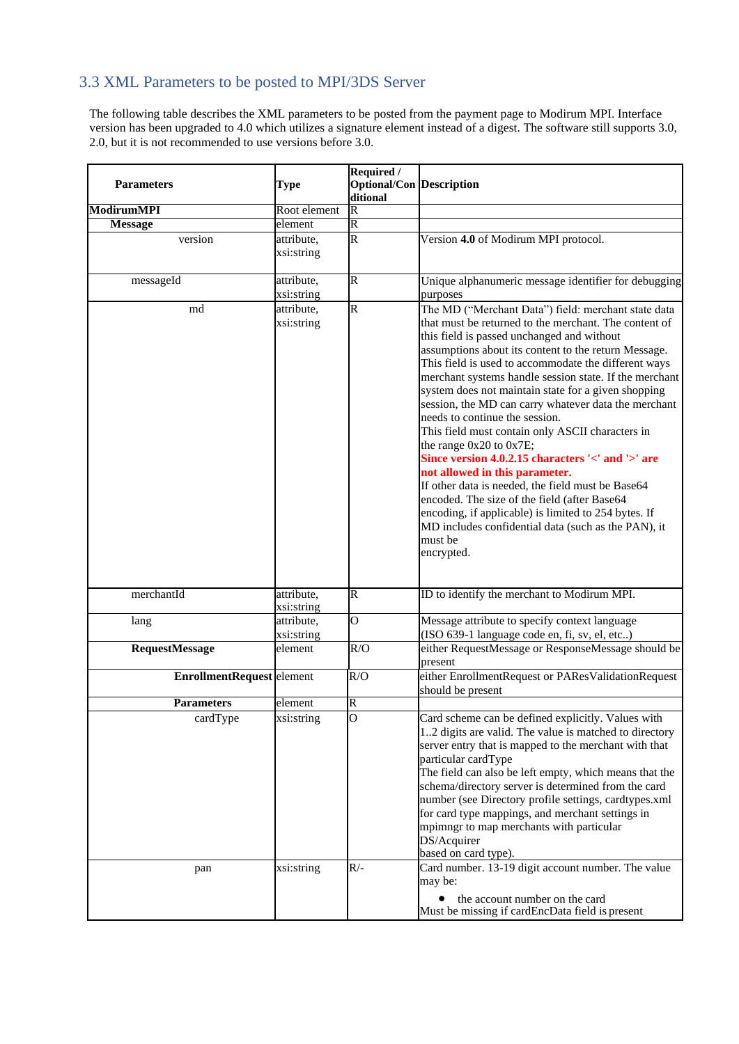### 3.3 XML Parameters to be posted to MPI/3DS Server

The following table describes the XML parameters to be posted from the payment page to Modirum MPI. Interface version has been upgraded to 4.0 which utilizes a signature element instead of a digest. The software still supports 3.0, 2.0, but it is not recommended to use versions before 3.0.

| Parameters | Type | Required / Optional/Conditional | Description |
|---|---|---|---|
| **ModirumMPI** | Root element | R | |
| **Message** | element | R | |
| version | attribute, xsi:string | R | Version **4.0** of Modirum MPI protocol. |
| messageId | attribute, xsi:string | R | Unique alphanumeric message identifier for debugging purposes |
| md | attribute, xsi:string | R | The MD ("Merchant Data") field: merchant state data that must be returned to the merchant. The content of this field is passed unchanged and without assumptions about its content to the return Message. This field is used to accommodate the different ways merchant systems handle session state. If the merchant system does not maintain state for a given shopping session, the MD can carry whatever data the merchant needs to continue the session.<br>This field must contain only ASCII characters in the range 0x20 to 0x7E;<br>**Since version 4.0.2.15 characters '<' and '>' are not allowed in this parameter.**<br>If other data is needed, the field must be Base64 encoded. The size of the field (after Base64 encoding, if applicable) is limited to 254 bytes. If MD includes confidential data (such as the PAN), it must be encrypted. |
| merchantId | attribute, xsi:string | R | ID to identify the merchant to Modirum MPI. |
| lang | attribute, xsi:string | O | Message attribute to specify context language (ISO 639-1 language code en, fi, sv, el, etc..) |
| **RequestMessage** | element | R/O | either RequestMessage or ResponseMessage should be present |
| **EnrollmentRequest** | element | R/O | either EnrollmentRequest or PAResValidationRequest should be present |
| **Parameters** | element | R | |
| cardType | xsi:string | O | Card scheme can be defined explicitly. Values with 1..2 digits are valid. The value is matched to directory server entry that is mapped to the merchant with that particular cardType<br>The field can also be left empty, which means that the schema/directory server is determined from the card number (see Directory profile settings, cardtypes.xml for card type mappings, and merchant settings in mpimngr to map merchants with particular DS/Acquirer based on card type). |
| pan | xsi:string | R/- | Card number. 13-19 digit account number. The value may be:<br>• the account number on the card<br>Must be missing if cardEncData field is present |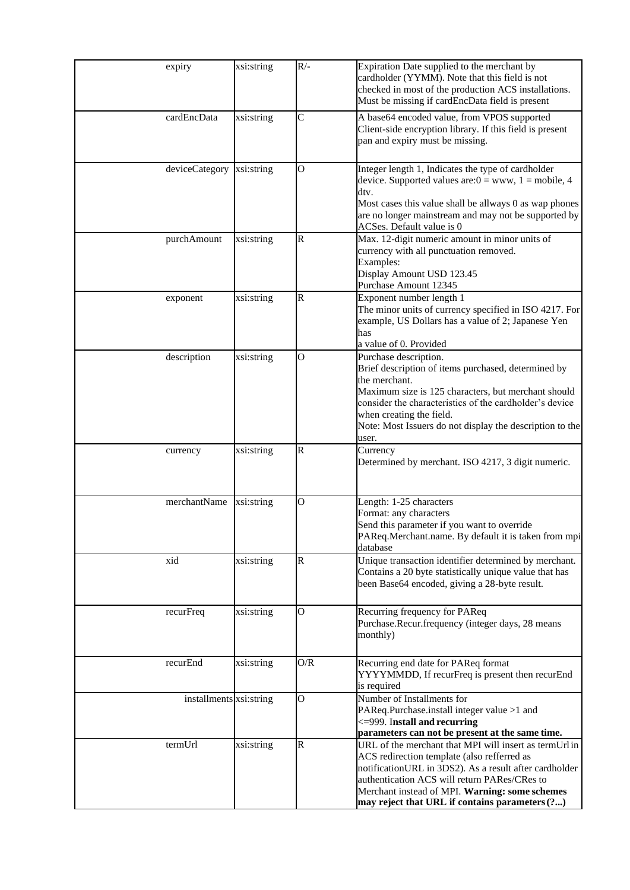| expiry | xsi:string | R/- | Expiration Date supplied to the merchant by cardholder (YYMM). Note that this field is not checked in most of the production ACS installations. Must be missing if cardEncData field is present |
|---|---|---|---|
| cardEncData | xsi:string | C | A base64 encoded value, from VPOS supported Client-side encryption library. If this field is present pan and expiry must be missing. |
| deviceCategory | xsi:string | O | Integer length 1, Indicates the type of cardholder device. Supported values are:0 = www, 1 = mobile, 4 dtv.<br>Most cases this value shall be allways 0 as wap phones are no longer mainstream and may not be supported by ACSes. Default value is 0 |
| purchAmount | xsi:string | R | Max. 12-digit numeric amount in minor units of currency with all punctuation removed.<br>Examples:<br>Display Amount USD 123.45<br>Purchase Amount 12345 |
| exponent | xsi:string | R | Exponent number length 1<br>The minor units of currency specified in ISO 4217. For example, US Dollars has a value of 2; Japanese Yen has<br>a value of 0. Provided |
| description | xsi:string | O | Purchase description.<br>Brief description of items purchased, determined by the merchant.<br>Maximum size is 125 characters, but merchant should consider the characteristics of the cardholder's device when creating the field.<br>Note: Most Issuers do not display the description to the user. |
| currency | xsi:string | R | Currency<br>Determined by merchant. ISO 4217, 3 digit numeric. |
| merchantName | xsi:string | O | Length: 1-25 characters<br>Format: any characters<br>Send this parameter if you want to override PAReq.Merchant.name. By default it is taken from mpi database |
| xid | xsi:string | R | Unique transaction identifier determined by merchant. Contains a 20 byte statistically unique value that has been Base64 encoded, giving a 28-byte result. |
| recurFreq | xsi:string | O | Recurring frequency for PAReq Purchase.Recur.frequency (integer days, 28 means monthly) |
| recurEnd | xsi:string | O/R | Recurring end date for PAReq format YYYYMMDD, If recurFreq is present then recurEnd is required |
| installments | xsi:string | O | Number of Installments for PAReq.Purchase.install integer value >1 and <=999. I**nstall and recurring parameters can not be present at the same time.** |
| termUrl | xsi:string | R | URL of the merchant that MPI will insert as termUrl in ACS redirection template (also refferred as notificationURL in 3DS2). As a result after cardholder authentication ACS will return PARes/CRes to Merchant instead of MPI. **Warning: some schemes may reject that URL if contains parameters (?...)** |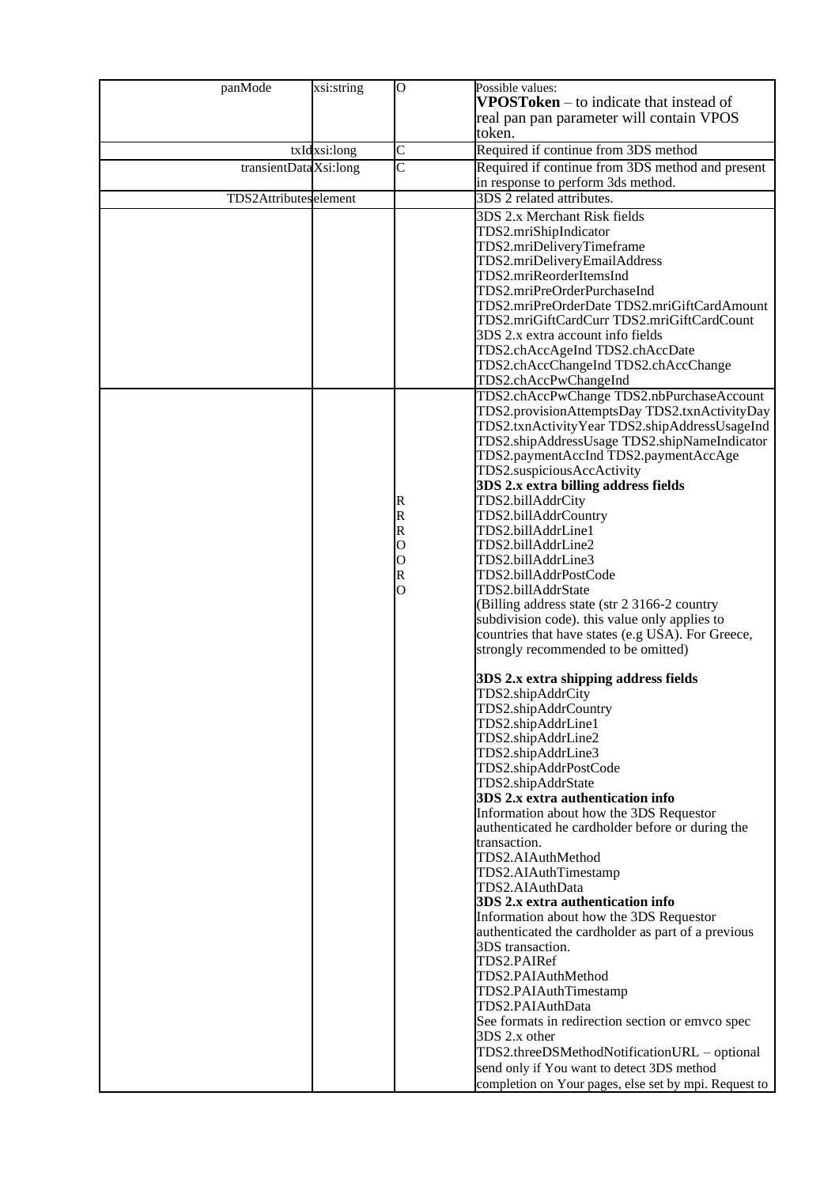| panMode | xsi:string | O | Possible values:<br>**VPOSToken** – to indicate that instead of real pan pan parameter will contain VPOS token. |
|---|---|---|---|
| txId | xsi:long | C | Required if continue from 3DS method |
| transientData | Xsi:long | C | Required if continue from 3DS method and present in response to perform 3ds method. |
| TDS2Attributes | element | | 3DS 2 related attributes. |
| | | | 3DS 2.x Merchant Risk fields<br>TDS2.mriShipIndicator<br>TDS2.mriDeliveryTimeframe<br>TDS2.mriDeliveryEmailAddress<br>TDS2.mriReorderItemsInd<br>TDS2.mriPreOrderPurchaseInd<br>TDS2.mriPreOrderDate TDS2.mriGiftCardAmount<br>TDS2.mriGiftCardCurr TDS2.mriGiftCardCount<br>3DS 2.x extra account info fields<br>TDS2.chAccAgeInd TDS2.chAccDate<br>TDS2.chAccChangeInd TDS2.chAccChange<br>TDS2.chAccPwChangeInd |
| | | <br><br><br><br><br><br><br>R<br>R<br>R<br>O<br>O<br>R<br>O | TDS2.chAccPwChange TDS2.nbPurchaseAccount<br>TDS2.provisionAttemptsDay TDS2.txnActivityDay<br>TDS2.txnActivityYear TDS2.shipAddressUsageInd<br>TDS2.shipAddressUsage TDS2.shipNameIndicator<br>TDS2.paymentAccInd TDS2.paymentAccAge<br>TDS2.suspiciousAccActivity<br>**3DS 2.x extra billing address fields**<br>TDS2.billAddrCity<br>TDS2.billAddrCountry<br>TDS2.billAddrLine1<br>TDS2.billAddrLine2<br>TDS2.billAddrLine3<br>TDS2.billAddrPostCode<br>TDS2.billAddrState<br>(Billing address state (str 2 3166-2 country subdivision code). this value only applies to countries that have states (e.g USA). For Greece, strongly recommended to be omitted)<br><br>**3DS 2.x extra shipping address fields**<br>TDS2.shipAddrCity<br>TDS2.shipAddrCountry<br>TDS2.shipAddrLine1<br>TDS2.shipAddrLine2<br>TDS2.shipAddrLine3<br>TDS2.shipAddrPostCode<br>TDS2.shipAddrState<br>**3DS 2.x extra authentication info**<br>Information about how the 3DS Requestor authenticated he cardholder before or during the transaction.<br>TDS2.AIAuthMethod<br>TDS2.AIAuthTimestamp<br>TDS2.AIAuthData<br>**3DS 2.x extra authentication info**<br>Information about how the 3DS Requestor authenticated the cardholder as part of a previous 3DS transaction.<br>TDS2.PAIRef<br>TDS2.PAIAuthMethod<br>TDS2.PAIAuthTimestamp<br>TDS2.PAIAuthData<br>See formats in redirection section or emvco spec<br>3DS 2.x other<br>TDS2.threeDSMethodNotificationURL – optional send only if You want to detect 3DS method completion on Your pages, else set by mpi. Request to |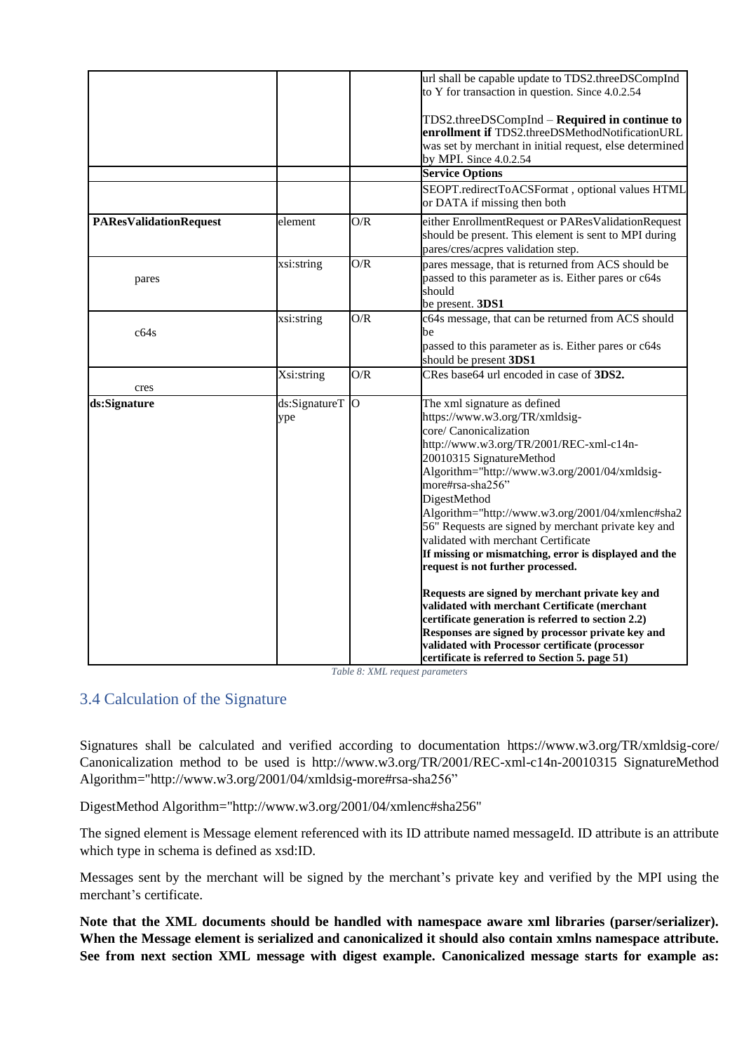| | | | |
|---|---|---|---|
| | | | url shall be capable update to TDS2.threeDSCompInd to Y for transaction in question. Since 4.0.2.54<br><br>TDS2.threeDSCompInd – **Required in continue to enrollment if** TDS2.threeDSMethodNotificationURL was set by merchant in initial request, else determined by MPI. Since 4.0.2.54 |
| | | | **Service Options** |
| | | | SEOPT.redirectToACSFormat , optional values HTML or DATA if missing then both |
| **PAResValidationRequest** | element | O/R | either EnrollmentRequest or PAResValidationRequest should be present. This element is sent to MPI during pares/cres/acpres validation step. |
| pares | xsi:string | O/R | pares message, that is returned from ACS should be passed to this parameter as is. Either pares or c64s should be present. **3DS1** |
| c64s | xsi:string | O/R | c64s message, that can be returned from ACS should be passed to this parameter as is. Either pares or c64s should be present **3DS1** |
| cres | Xsi:string | O/R | CRes base64 url encoded in case of **3DS2.** |
| **ds:Signature** | ds:SignatureType | O | The xml signature as defined https://www.w3.org/TR/xmldsig-core/ Canonicalization http://www.w3.org/TR/2001/REC-xml-c14n-20010315 SignatureMethod Algorithm="http://www.w3.org/2001/04/xmldsig-more#rsa-sha256" DigestMethod Algorithm="http://www.w3.org/2001/04/xmlenc#sha256" Requests are signed by merchant private key and validated with merchant Certificate **If missing or mismatching, error is displayed and the request is not further processed.**<br><br>**Requests are signed by merchant private key and validated with merchant Certificate (merchant certificate generation is referred to section 2.2) Responses are signed by processor private key and validated with Processor certificate (processor certificate is referred to Section 5. page 51)** |

*Table 8: XML request parameters*

## 3.4 Calculation of the Signature

Signatures shall be calculated and verified according to documentation https://www.w3.org/TR/xmldsig-core/ Canonicalization method to be used is http://www.w3.org/TR/2001/REC-xml-c14n-20010315 SignatureMethod Algorithm="http://www.w3.org/2001/04/xmldsig-more#rsa-sha256"

DigestMethod Algorithm="http://www.w3.org/2001/04/xmlenc#sha256"

The signed element is Message element referenced with its ID attribute named messageId. ID attribute is an attribute which type in schema is defined as xsd:ID.

Messages sent by the merchant will be signed by the merchant's private key and verified by the MPI using the merchant's certificate.

**Note that the XML documents should be handled with namespace aware xml libraries (parser/serializer). When the Message element is serialized and canonicalized it should also contain xmlns namespace attribute. See from next section XML message with digest example. Canonicalized message starts for example as:**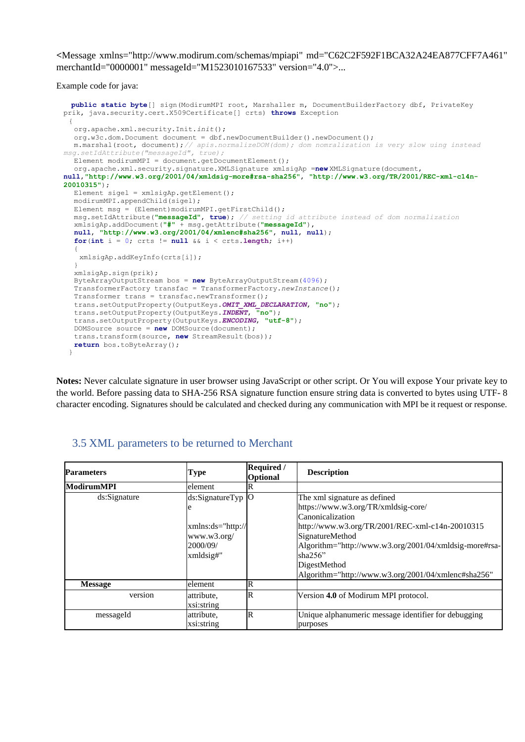<Message xmlns="http://www.modirum.com/schemas/mpiapi" md="C62C2F592F1BCA32A24EA877CFF7A461" merchantId="0000001" messageId="M1523010167533" version="4.0">...

Example code for java:

```java
public static byte[] sign(ModirumMPI root, Marshaller m, DocumentBuilderFactory dbf, PrivateKey prik, java.security.cert.X509Certificate[] crts) throws Exception
 {
  org.apache.xml.security.Init.init();
  org.w3c.dom.Document document = dbf.newDocumentBuilder().newDocument();
  m.marshal(root, document);// apis.normalizeDOM(dom); dom nomralization is very slow uing instead msg.setIdAttribute("messageId", true);
  Element modirumMPI = document.getDocumentElement();
  org.apache.xml.security.signature.XMLSignature xmlsigAp =new XMLSignature(document, null,"http://www.w3.org/2001/04/xmldsig-more#rsa-sha256", "http://www.w3.org/TR/2001/REC-xml-c14n-20010315");
  Element sigel = xmlsigAp.getElement();
  modirumMPI.appendChild(sigel);
  Element msg = (Element)modirumMPI.getFirstChild();
  msg.setIdAttribute("messageId", true); // setting id attribute instead of dom normalization
  xmlsigAp.addDocument("#" + msg.getAttribute("messageId"),
  null, "http://www.w3.org/2001/04/xmlenc#sha256", null, null);
  for(int i = 0; crts != null && i < crts.length; i++)
  {
   xmlsigAp.addKeyInfo(crts[i]);
  }
  xmlsigAp.sign(prik);
  ByteArrayOutputStream bos = new ByteArrayOutputStream(4096);
  TransformerFactory transfac = TransformerFactory.newInstance();
  Transformer trans = transfac.newTransformer();
  trans.setOutputProperty(OutputKeys.OMIT_XML_DECLARATION, "no");
  trans.setOutputProperty(OutputKeys.INDENT, "no");
  trans.setOutputProperty(OutputKeys.ENCODING, "utf-8");
  DOMSource source = new DOMSource(document);
  trans.transform(source, new StreamResult(bos));
  return bos.toByteArray();
 }
```

**Notes:** Never calculate signature in user browser using JavaScript or other script. Or You will expose Your private key to the world. Before passing data to SHA-256 RSA signature function ensure string data is converted to bytes using UTF- 8 character encoding. Signatures should be calculated and checked during any communication with MPI be it request or response.

## 3.5 XML parameters to be returned to Merchant

| Parameters | Type | Required / Optional | Description |
|---|---|---|---|
| **ModirumMPI** | element | R | |
| ds:Signature | ds:SignatureType<br><br>xmlns:ds="http://www.w3.org/2000/09/xmldsig#" | O | The xml signature as defined https://www.w3.org/TR/xmldsig-core/<br>Canonicalization<br>http://www.w3.org/TR/2001/REC-xml-c14n-20010315<br>SignatureMethod<br>Algorithm="http://www.w3.org/2001/04/xmldsig-more#rsa-sha256"<br>DigestMethod<br>Algorithm="http://www.w3.org/2001/04/xmlenc#sha256" |
| **Message** | element | R | |
| version | attribute, xsi:string | R | Version **4.0** of Modirum MPI protocol. |
| messageId | attribute, xsi:string | R | Unique alphanumeric message identifier for debugging purposes |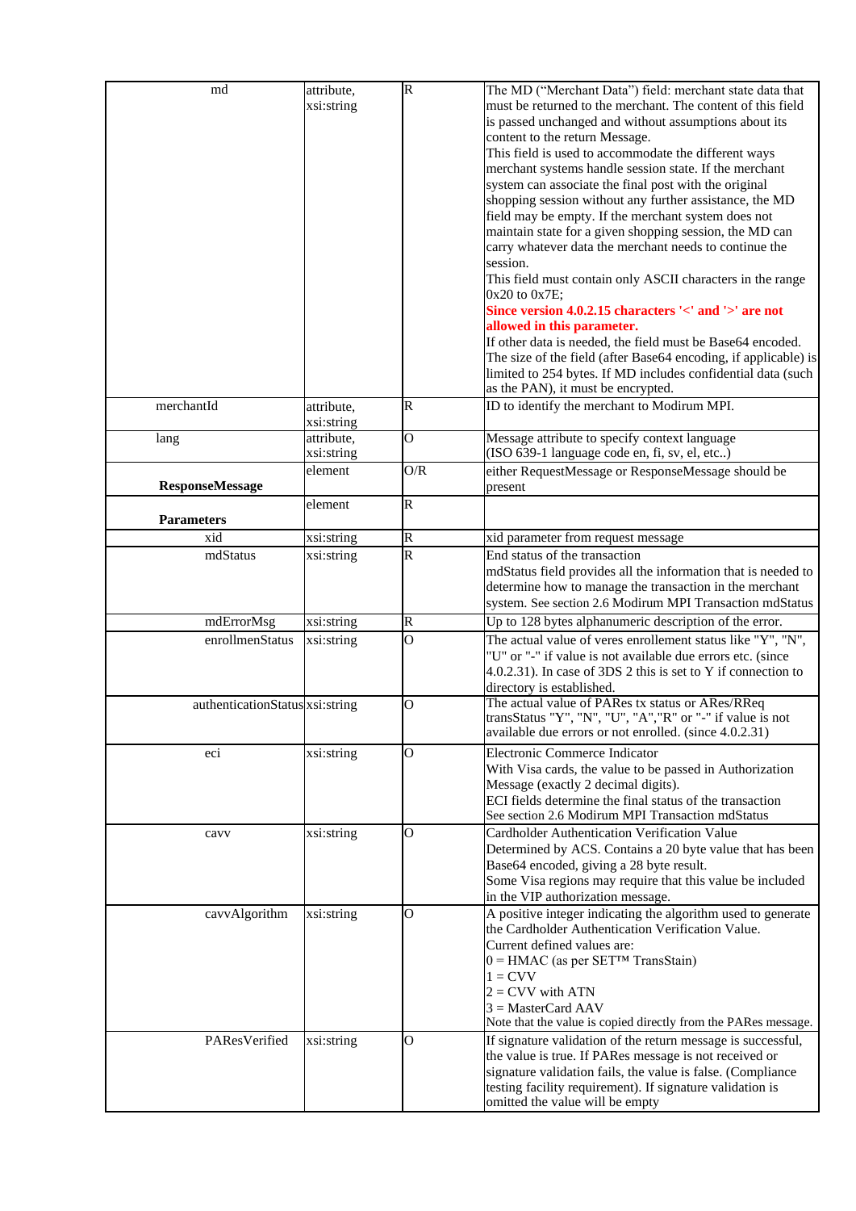| md | attribute, xsi:string | R | The MD (“Merchant Data”) field: merchant state data that must be returned to the merchant. The content of this field is passed unchanged and without assumptions about its content to the return Message.<br>This field is used to accommodate the different ways merchant systems handle session state. If the merchant system can associate the final post with the original shopping session without any further assistance, the MD field may be empty. If the merchant system does not maintain state for a given shopping session, the MD can carry whatever data the merchant needs to continue the session.<br>This field must contain only ASCII characters in the range 0x20 to 0x7E;<br>**Since version 4.0.2.15 characters '<' and '>' are not allowed in this parameter.**<br>If other data is needed, the field must be Base64 encoded. The size of the field (after Base64 encoding, if applicable) is limited to 254 bytes. If MD includes confidential data (such as the PAN), it must be encrypted. |
|---|---|---|---|
| merchantId | attribute, xsi:string | R | ID to identify the merchant to Modirum MPI. |
| lang | attribute, xsi:string | O | Message attribute to specify context language (ISO 639-1 language code en, fi, sv, el, etc..) |
| **ResponseMessage** | element | O/R | either RequestMessage or ResponseMessage should be present |
| **Parameters** | element | R | |
| xid | xsi:string | R | xid parameter from request message |
| mdStatus | xsi:string | R | End status of the transaction<br>mdStatus field provides all the information that is needed to determine how to manage the transaction in the merchant system. See section 2.6 Modirum MPI Transaction mdStatus |
| mdErrorMsg | xsi:string | R | Up to 128 bytes alphanumeric description of the error. |
| enrollmenStatus | xsi:string | O | The actual value of veres enrollement status like "Y", "N", "U" or "-" if value is not available due errors etc. (since 4.0.2.31). In case of 3DS 2 this is set to Y if connection to directory is established. |
| authenticationStatus | xsi:string | O | The actual value of PARes tx status or ARes/RReq transStatus "Y", "N", "U", "A","R" or "-" if value is not available due errors or not enrolled. (since 4.0.2.31) |
| eci | xsi:string | O | Electronic Commerce Indicator<br>With Visa cards, the value to be passed in Authorization Message (exactly 2 decimal digits).<br>ECI fields determine the final status of the transaction<br>See section 2.6 Modirum MPI Transaction mdStatus |
| cavv | xsi:string | O | Cardholder Authentication Verification Value<br>Determined by ACS. Contains a 20 byte value that has been Base64 encoded, giving a 28 byte result.<br>Some Visa regions may require that this value be included in the VIP authorization message. |
| cavvAlgorithm | xsi:string | O | A positive integer indicating the algorithm used to generate the Cardholder Authentication Verification Value.<br>Current defined values are:<br>0 = HMAC (as per SET™ TransStain)<br>1 = CVV<br>2 = CVV with ATN<br>3 = MasterCard AAV<br>Note that the value is copied directly from the PARes message. |
| PAResVerified | xsi:string | O | If signature validation of the return message is successful, the value is true. If PARes message is not received or signature validation fails, the value is false. (Compliance testing facility requirement). If signature validation is omitted the value will be empty |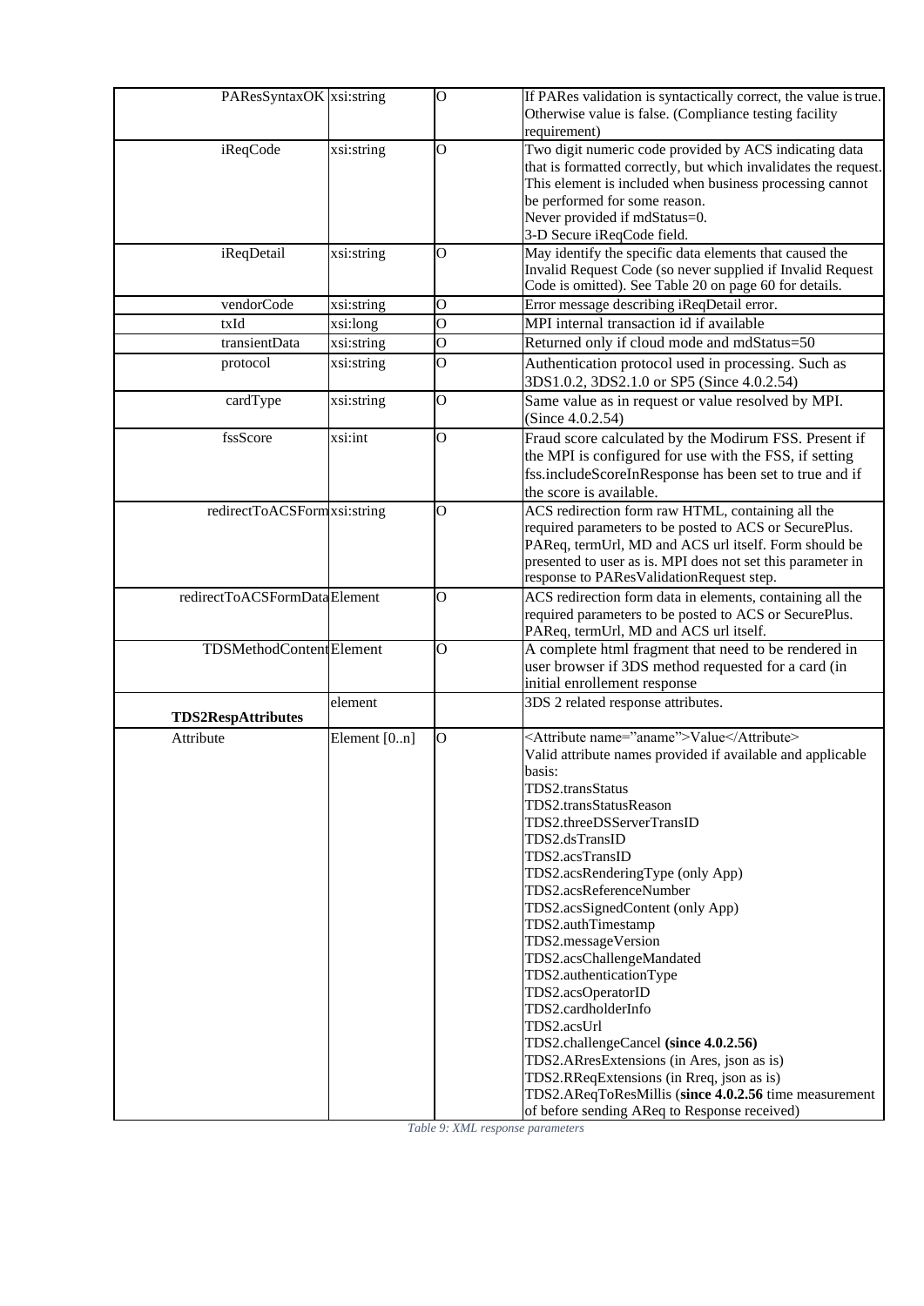| | | | |
|---|---|---|---|
| PAResSyntaxOK | xsi:string | O | If PARes validation is syntactically correct, the value is true. Otherwise value is false. (Compliance testing facility requirement) |
| iReqCode | xsi:string | O | Two digit numeric code provided by ACS indicating data that is formatted correctly, but which invalidates the request. This element is included when business processing cannot be performed for some reason.<br>Never provided if mdStatus=0.<br>3-D Secure iReqCode field. |
| iReqDetail | xsi:string | O | May identify the specific data elements that caused the Invalid Request Code (so never supplied if Invalid Request Code is omitted). See Table 20 on page 60 for details. |
| vendorCode | xsi:string | O | Error message describing iReqDetail error. |
| txId | xsi:long | O | MPI internal transaction id if available |
| transientData | xsi:string | O | Returned only if cloud mode and mdStatus=50 |
| protocol | xsi:string | O | Authentication protocol used in processing. Such as 3DS1.0.2, 3DS2.1.0 or SP5 (Since 4.0.2.54) |
| cardType | xsi:string | O | Same value as in request or value resolved by MPI. (Since 4.0.2.54) |
| fssScore | xsi:int | O | Fraud score calculated by the Modirum FSS. Present if the MPI is configured for use with the FSS, if setting fss.includeScoreInResponse has been set to true and if the score is available. |
| redirectToACSForm | xsi:string | O | ACS redirection form raw HTML, containing all the required parameters to be posted to ACS or SecurePlus. PAReq, termUrl, MD and ACS url itself. Form should be presented to user as is. MPI does not set this parameter in response to PAResValidationRequest step. |
| redirectToACSFormData | Element | O | ACS redirection form data in elements, containing all the required parameters to be posted to ACS or SecurePlus. PAReq, termUrl, MD and ACS url itself. |
| TDSMethodContent | Element | O | A complete html fragment that need to be rendered in user browser if 3DS method requested for a card (in initial enrollement response |
| **TDS2RespAttributes** | element | | 3DS 2 related response attributes. |
| Attribute | Element [0..n] | O | <Attribute name="aname">Value</Attribute><br>Valid attribute names provided if available and applicable basis:<br>TDS2.transStatus<br>TDS2.transStatusReason<br>TDS2.threeDSServerTransID<br>TDS2.dsTransID<br>TDS2.acsTransID<br>TDS2.acsRenderingType (only App)<br>TDS2.acsReferenceNumber<br>TDS2.acsSignedContent (only App)<br>TDS2.authTimestamp<br>TDS2.messageVersion<br>TDS2.acsChallengeMandated<br>TDS2.authenticationType<br>TDS2.acsOperatorID<br>TDS2.cardholderInfo<br>TDS2.acsUrl<br>TDS2.challengeCancel **(since 4.0.2.56)**<br>TDS2.AResExtensions (in Ares, json as is)<br>TDS2.RReqExtensions (in Rreq, json as is)<br>TDS2.AReqToResMillis (**since 4.0.2.56** time measurement of before sending AReq to Response received) |

*Table 9: XML response parameters*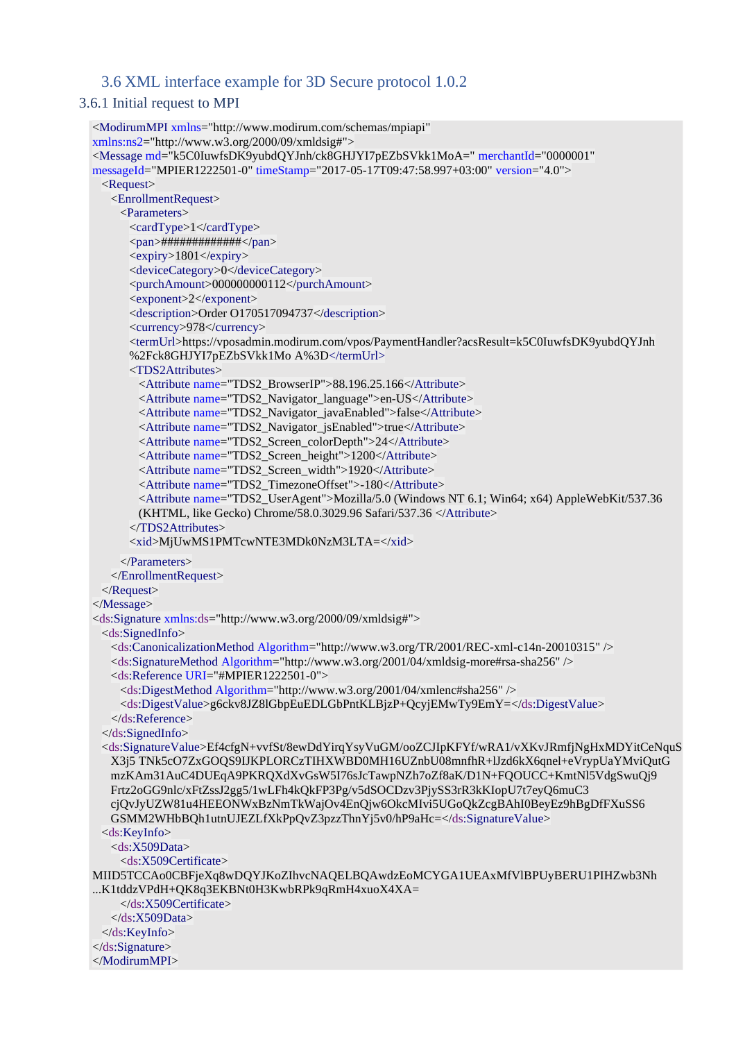## 3.6 XML interface example for 3D Secure protocol 1.0.2

### 3.6.1 Initial request to MPI

```
<ModirumMPI xmlns="http://www.modirum.com/schemas/mpiapi"
xmlns:ns2="http://www.w3.org/2000/09/xmldsig#">
<Message md="k5C0IuwfsDK9yubdQYJnh/ck8GHJYI7pEZbSVkk1MoA=" merchantId="0000001"
messageId="MPIER1222501-0" timeStamp="2017-05-17T09:47:58.997+03:00" version="4.0">
  <Request>
    <EnrollmentRequest>
      <Parameters>
        <cardType>1</cardType>
        <pan>#############</pan>
        <expiry>1801</expiry>
        <deviceCategory>0</deviceCategory>
        <purchAmount>000000000112</purchAmount>
        <exponent>2</exponent>
        <description>Order O170517094737</description>
        <currency>978</currency>
        <termUrl>https://vposadmin.modirum.com/vpos/PaymentHandler?acsResult=k5C0IuwfsDK9yubdQYJnh
%2Fck8GHJYI7pEZbSVkk1Mo A%3D</termUrl>
        <TDS2Attributes>
          <Attribute name="TDS2_BrowserIP">88.196.25.166</Attribute>
          <Attribute name="TDS2_Navigator_language">en-US</Attribute>
          <Attribute name="TDS2_Navigator_javaEnabled">false</Attribute>
          <Attribute name="TDS2_Navigator_jsEnabled">true</Attribute>
          <Attribute name="TDS2_Screen_colorDepth">24</Attribute>
          <Attribute name="TDS2_Screen_height">1200</Attribute>
          <Attribute name="TDS2_Screen_width">1920</Attribute>
          <Attribute name="TDS2_TimezoneOffset">-180</Attribute>
          <Attribute name="TDS2_UserAgent">Mozilla/5.0 (Windows NT 6.1; Win64; x64) AppleWebKit/537.36
          (KHTML, like Gecko) Chrome/58.0.3029.96 Safari/537.36 </Attribute>
        </TDS2Attributes>
        <xid>MjUwMS1PMTcwNTE3MDk0NzM3LTA=</xid>

      </Parameters>
    </EnrollmentRequest>
  </Request>
</Message>
<ds:Signature xmlns:ds="http://www.w3.org/2000/09/xmldsig#">
  <ds:SignedInfo>
    <ds:CanonicalizationMethod Algorithm="http://www.w3.org/TR/2001/REC-xml-c14n-20010315" />
    <ds:SignatureMethod Algorithm="http://www.w3.org/2001/04/xmldsig-more#rsa-sha256" />
    <ds:Reference URI="#MPIER1222501-0">
      <ds:DigestMethod Algorithm="http://www.w3.org/2001/04/xmlenc#sha256" />
      <ds:DigestValue>g6ckv8JZ8lGbpEuEDLGbPntKLBjzP+QcyjEMwTy9EmY=</ds:DigestValue>
    </ds:Reference>
  </ds:SignedInfo>
  <ds:SignatureValue>Ef4cfgN+vvfSt/8ewDdYirqYsyVuGM/ooZCJIpKFYf/wRA1/vXKvJRmfjNgHxMDYitCeNquS
    X3j5 TNk5cO7ZxGOQS9IJKPLORCzTIHXWBD0MH16UZnbU08mnfhR+lJzd6kX6qnel+eVrypUaYMviQutG
    mzKAm31AuC4DUEqA9PKRQXdXvGsW5I76sJcTawpNZh7oZf8aK/D1N+FQOUCC+KmtNl5VdgSwuQj9
    Frtz2oGG9nlc/xFtZssJ2gg5/1wLFh4kQkFP3Pg/v5dSOCDzv3PjySS3rR3kKIopU7t7eyQ6muC3
    cjQvJyUZW81u4HEEONWxBzNmTkWajOv4EnQjw6OkcMIvi5UGoQkZcgBAhI0BeyEz9hBgDfFXuSS6
    GSMM2WHbBQh1utnUJEZLfXkPpQvZ3pzzThnYj5v0/hP9aHc=</ds:SignatureValue>
  <ds:KeyInfo>
    <ds:X509Data>
      <ds:X509Certificate>
MIID5TCCAo0CBFjeXq8wDQYJKoZIhvcNAQELBQAwdzEoMCYGA1UEAxMfVlBPUyBERU1PIHZwb3Nh
...K1tddzVPdH+QK8q3EKBNt0H3KwbRPk9qRmH4xuoX4XA=
      </ds:X509Certificate>
    </ds:X509Data>
  </ds:KeyInfo>
</ds:Signature>
</ModirumMPI>
```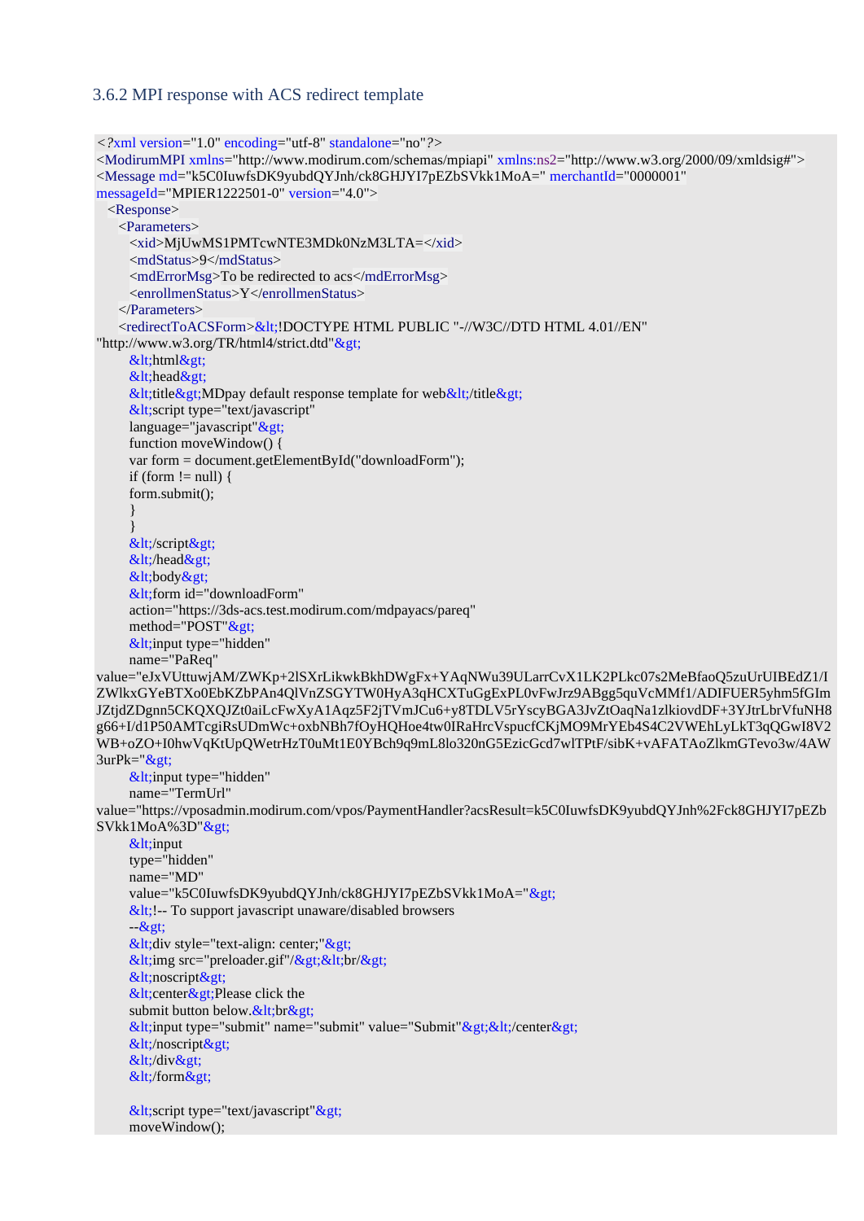### 3.6.2 MPI response with ACS redirect template

```
<?xml version="1.0" encoding="utf-8" standalone="no"?>
<ModirumMPI xmlns="http://www.modirum.com/schemas/mpiapi" xmlns:ns2="http://www.w3.org/2000/09/xmldsig#">
<Message md="k5C0IuwfsDK9yubdQYJnh/ck8GHJYI7pEZbSVkk1MoA=" merchantId="0000001"
messageId="MPIER1222501-0" version="4.0">
  <Response>
    <Parameters>
      <xid>MjUwMS1PMTcwNTE3MDk0NzM3LTA=</xid>
      <mdStatus>9</mdStatus>
      <mdErrorMsg>To be redirected to acs</mdErrorMsg>
      <enrollmenStatus>Y</enrollmenStatus>
    </Parameters>
    <redirectToACSForm>&lt;!DOCTYPE HTML PUBLIC "-//W3C//DTD HTML 4.01//EN"
"http://www.w3.org/TR/html4/strict.dtd"&gt;
      &lt;html&gt;
      &lt;head&gt;
      &lt;title&gt;MDpay default response template for web&lt;/title&gt;
      &lt;script type="text/javascript"
      language="javascript"&gt;
      function moveWindow() {
      var form = document.getElementById("downloadForm");
      if (form != null) {
      form.submit();
      }
      }
      &lt;/script&gt;
      &lt;/head&gt;
      &lt;body&gt;
      &lt;form id="downloadForm"
      action="https://3ds-acs.test.modirum.com/mdpayacs/pareq"
      method="POST"&gt;
      &lt;input type="hidden"
      name="PaReq"
value="eJxVUttuwjAM/ZWKp+2lSXrLikwkBkhDWgFx+YAqNWu39ULarrCvX1LK2PLkc07s2MeBfaoQ5zuUrUIBEdZ1/IZWlkxGYeBTXo0EbKZbPAn4QlVnZSGYTW0HyA3qHCXTuGgExPL0vFwJrz9ABgg5quVcMMf1/ADIFUER5yhm5fGImJZtjdZDgnn5CKQXQJZt0aiLcFwXyA1Aqz5F2jTVmJCu6+y8TDLV5rYscyBGA3JvZtOaqNa1zlkiovdDF+3YJtrLbrVfuNH8g66+I/d1P50AMTcgiRsUDmWc+oxbNBh7fOyHQHoe4tw0IRaHrcVspucfCKjMO9MrYEb4S4C2VWEhLyLkT3qQGwI8V2WB+oZO+I0hwVqKtUpQWetrHzT0uMt1E0YBch9q9mL8lo320nG5EzicGcd7wlTPtF/sibK+vAFATAoZlkmGTevo3w/4AW3urPk="&gt;
      &lt;input type="hidden"
      name="TermUrl"
value="https://vposadmin.modirum.com/vpos/PaymentHandler?acsResult=k5C0IuwfsDK9yubdQYJnh%2Fck8GHJYI7pEZbSVkk1MoA%3D"&gt;
      &lt;input
      type="hidden"
      name="MD"
      value="k5C0IuwfsDK9yubdQYJnh/ck8GHJYI7pEZbSVkk1MoA="&gt;
      &lt;!-- To support javascript unaware/disabled browsers
      --&gt;
      &lt;div style="text-align: center;"&gt;
      &lt;img src="preloader.gif"/&gt;&lt;br/&gt;
      &lt;noscript&gt;
      &lt;center&gt;Please click the
      submit button below.&lt;br&gt;
      &lt;input type="submit" name="submit" value="Submit"&gt;&lt;/center&gt;
      &lt;/noscript&gt;
      &lt;/div&gt;
      &lt;/form&gt;

      &lt;script type="text/javascript"&gt;
      moveWindow();
```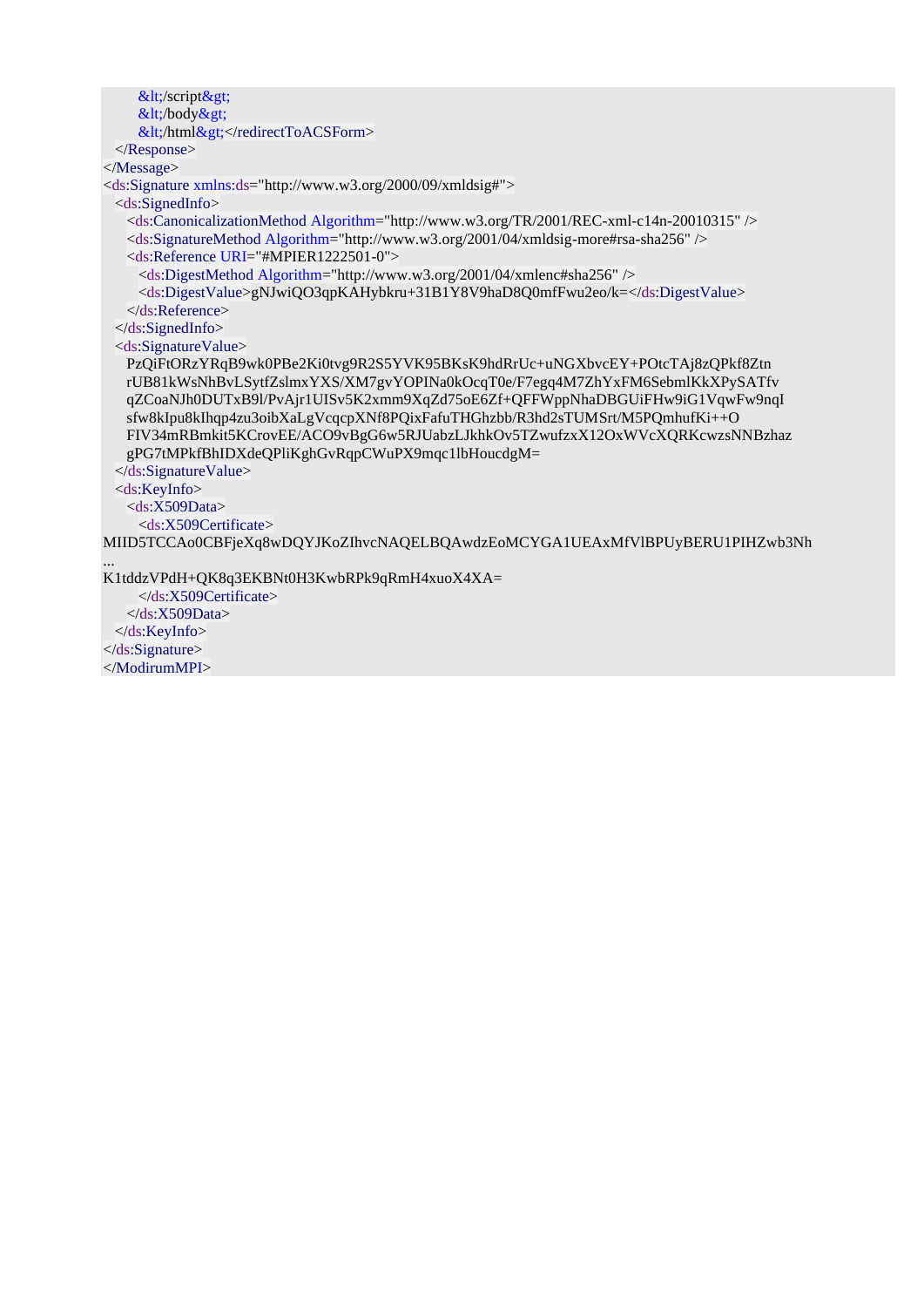```
        &lt;/script&gt;
        &lt;/body&gt;
        &lt;/html&gt;</redirectToACSForm>
  </Response>
</Message>
<ds:Signature xmlns:ds="http://www.w3.org/2000/09/xmldsig#">
  <ds:SignedInfo>
    <ds:CanonicalizationMethod Algorithm="http://www.w3.org/TR/2001/REC-xml-c14n-20010315" />
    <ds:SignatureMethod Algorithm="http://www.w3.org/2001/04/xmldsig-more#rsa-sha256" />
    <ds:Reference URI="#MPIER1222501-0">
      <ds:DigestMethod Algorithm="http://www.w3.org/2001/04/xmlenc#sha256" />
      <ds:DigestValue>gNJwiQO3qpKAHybkru+31B1Y8V9haD8Q0mfFwu2eo/k=</ds:DigestValue>
    </ds:Reference>
  </ds:SignedInfo>
  <ds:SignatureValue>
    PzQiFtORzYRqB9wk0PBe2Ki0tvg9R2S5YVK95BKsK9hdRrUc+uNGXbvcEY+POtcTAj8zQPkf8Ztn
    rUB81kWsNhBvLSytfZslmxYXS/XM7gvYOPINa0kOcqT0e/F7egq4M7ZhYxFM6SebmlKkXPySATfv
    qZCoaNJh0DUTxB9l/PvAjr1UISv5K2xmm9XqZd75oE6Zf+QFFWppNhaDBGUiFHw9iG1VqwFw9nqI
    sfw8kIpu8kIhqp4zu3oibXaLgVcqcpXNf8PQixFafuTHGhzbb/R3hd2sTUMSrt/M5PQmhufKi++O
    FIV34mRBmkit5KCrovEE/ACO9vBgG6w5RJUabzLJkhkOv5TZwufzxX12OxWVcXQRKcwzsNNBzhaz
    gPG7tMPkfBhIDXdeQPliKghGvRqpCWuPX9mqc1lbHoucdgM=
  </ds:SignatureValue>
  <ds:KeyInfo>
    <ds:X509Data>
      <ds:X509Certificate>
MIID5TCCAo0CBFjeXq8wDQYJKoZIhvcNAQELBQAwdzEoMCYGA1UEAxMfVlBPUyBERU1PIHZwb3Nh
...
K1tddzVPdH+QK8q3EKBNt0H3KwbRPk9qRmH4xuoX4XA=
      </ds:X509Certificate>
    </ds:X509Data>
  </ds:KeyInfo>
</ds:Signature>
</ModirumMPI>
```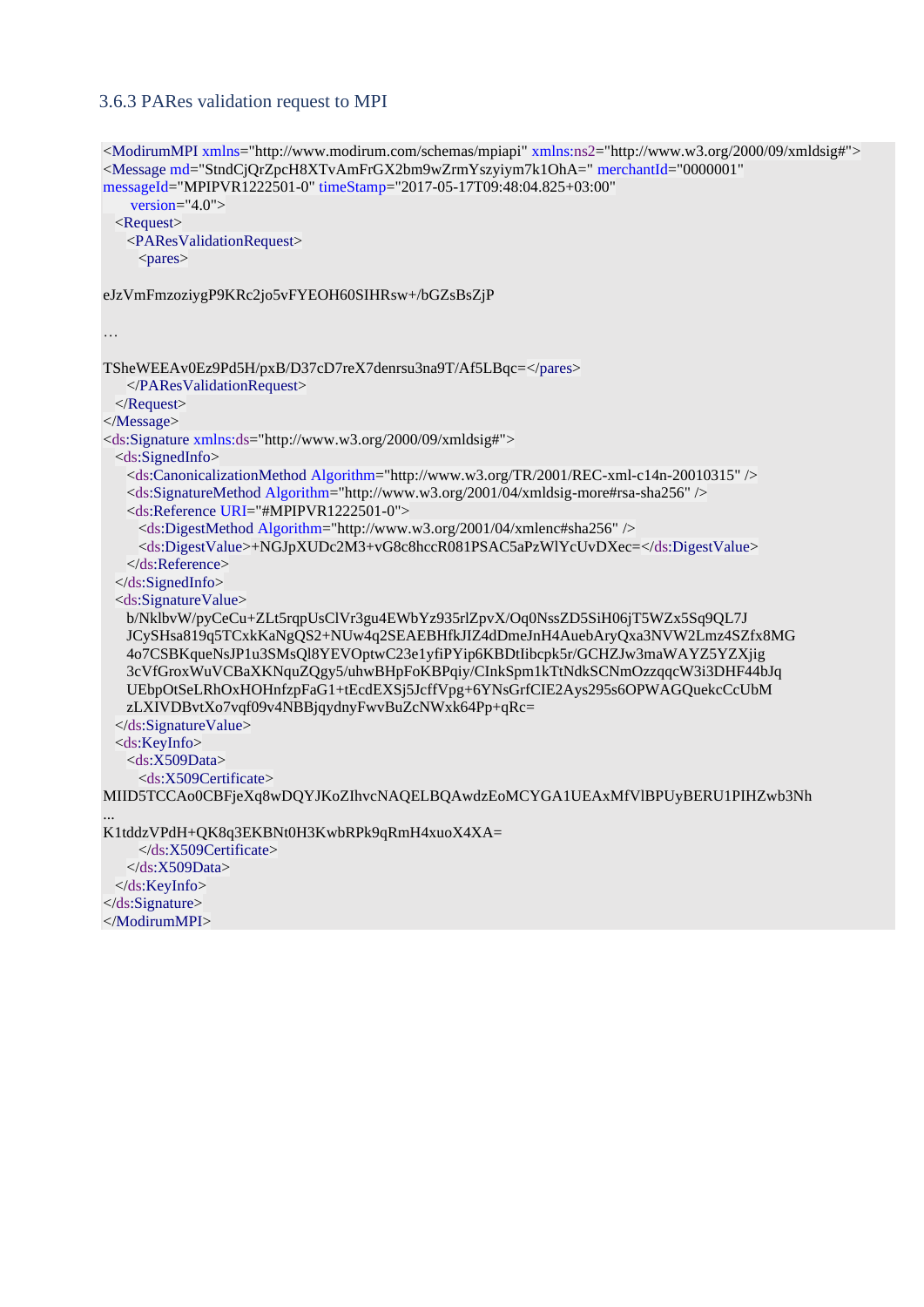### 3.6.3 PARes validation request to MPI

```
<ModirumMPI xmlns="http://www.modirum.com/schemas/mpiapi" xmlns:ns2="http://www.w3.org/2000/09/xmldsig#">
<Message md="StndCjQrZpcH8XTvAmFrGX2bm9wZrmYszyiym7k1OhA=" merchantId="0000001"
messageId="MPIPVR1222501-0" timeStamp="2017-05-17T09:48:04.825+03:00"
      version="4.0">
   <Request>
      <PAResValidationRequest>
         <pares>

eJzVmFmzoziygP9KRc2jo5vFYEOH60SIHRsw+/bGZsBsZjP

…

TSheWEEAv0Ez9Pd5H/pxB/D37cD7reX7denrsu3na9T/Af5LBqc=</pares>
      </PAResValidationRequest>
   </Request>
</Message>
<ds:Signature xmlns:ds="http://www.w3.org/2000/09/xmldsig#">
   <ds:SignedInfo>
      <ds:CanonicalizationMethod Algorithm="http://www.w3.org/TR/2001/REC-xml-c14n-20010315" />
      <ds:SignatureMethod Algorithm="http://www.w3.org/2001/04/xmldsig-more#rsa-sha256" />
      <ds:Reference URI="#MPIPVR1222501-0">
         <ds:DigestMethod Algorithm="http://www.w3.org/2001/04/xmlenc#sha256" />
         <ds:DigestValue>+NGJpXUDc2M3+vG8c8hccR081PSAC5aPzWlYcUvDXec=</ds:DigestValue>
      </ds:Reference>
   </ds:SignedInfo>
   <ds:SignatureValue>
      b/NklbvW/pyCeCu+ZLt5rqpUsClVr3gu4EWbYz935rlZpvX/Oq0NssZD5SiH06jT5WZx5Sq9QL7J
      JCySHsa819q5TCxkKaNgQS2+NUw4q2SEAEBHfkJIZ4dDmeJnH4AuebAryQxa3NVW2Lmz4SZfx8MG
      4o7CSBKqueNsJP1u3SMsQl8YEVOptwC23e1yfiPYip6KBDtIibcpk5r/GCHZJw3maWAYZ5YZXjig
      3cVfGroxWuVCBaXKNquZQgy5/uhwBHpFoKBPqiy/CInkSpm1kTtNdkSCNmOzzqqcW3i3DHF44bJq
      UEbpOtSeLRhOxHOHnfzpFaG1+tEcdEXSj5JcffVpg+6YNsGrfCIE2Ays295s6OPWAGQuekcCcUbM
      zLXIVDBvtXo7vqf09v4NBBjqydnyFwvBuZcNWxk64Pp+qRc=
   </ds:SignatureValue>
   <ds:KeyInfo>
      <ds:X509Data>
         <ds:X509Certificate>
MIID5TCCAo0CBFjeXq8wDQYJKoZIhvcNAQELBQAwdzEoMCYGA1UEAxMfVlBPUyBERU1PIHZwb3Nh
...
K1tddzVPdH+QK8q3EKBNt0H3KwbRPk9qRmH4xuoX4XA=
         </ds:X509Certificate>
      </ds:X509Data>
   </ds:KeyInfo>
</ds:Signature>
</ModirumMPI>
```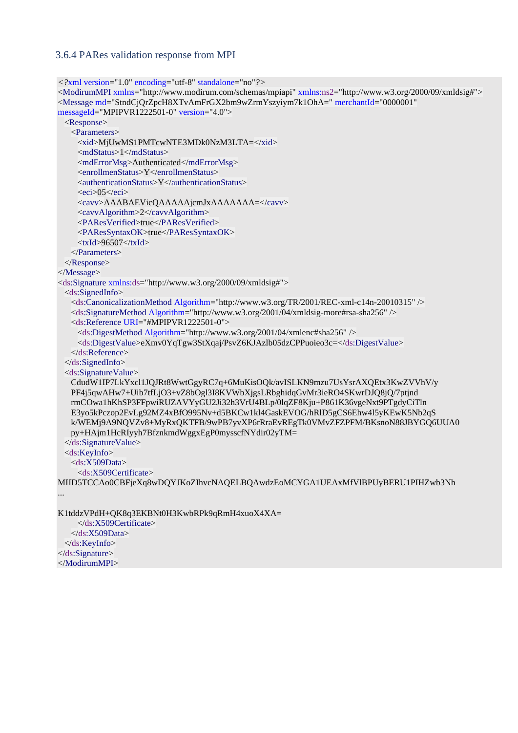### 3.6.4 PARes validation response from MPI

```
<?xml version="1.0" encoding="utf-8" standalone="no"?>
<ModirumMPI xmlns="http://www.modirum.com/schemas/mpiapi" xmlns:ns2="http://www.w3.org/2000/09/xmldsig#">
<Message md="StndCjQrZpcH8XTvAmFrGX2bm9wZrmYszyiym7k1OhA=" merchantId="0000001"
messageId="MPIPVR1222501-0" version="4.0">
  <Response>
    <Parameters>
      <xid>MjUwMS1PMTcwNTE3MDk0NzM3LTA=</xid>
      <mdStatus>1</mdStatus>
      <mdErrorMsg>Authenticated</mdErrorMsg>
      <enrollmenStatus>Y</enrollmenStatus>
      <authenticationStatus>Y</authenticationStatus>
      <eci>05</eci>
      <cavv>AAABAEVicQAAAAAjcmJxAAAAAAA=</cavv>
      <cavvAlgorithm>2</cavvAlgorithm>
      <PAResVerified>true</PAResVerified>
      <PAResSyntaxOK>true</PAResSyntaxOK>
      <txId>96507</txId>
    </Parameters>
  </Response>
</Message>
<ds:Signature xmlns:ds="http://www.w3.org/2000/09/xmldsig#">
  <ds:SignedInfo>
    <ds:CanonicalizationMethod Algorithm="http://www.w3.org/TR/2001/REC-xml-c14n-20010315" />
    <ds:SignatureMethod Algorithm="http://www.w3.org/2001/04/xmldsig-more#rsa-sha256" />
    <ds:Reference URI="#MPIPVR1222501-0">
      <ds:DigestMethod Algorithm="http://www.w3.org/2001/04/xmlenc#sha256" />
      <ds:DigestValue>eXmv0YqTgw3StXqaj/PsvZ6KJAzlb05dzCPPuoieo3c=</ds:DigestValue>
    </ds:Reference>
  </ds:SignedInfo>
  <ds:SignatureValue>
    CdudW1IP7LkYxcl1JQJRt8WwtGgyRC7q+6MuKisOQk/avISLKN9mzu7UsYsrAXQEtx3KwZVVhV/y
    PF4j5qwAHw7+Uib7tfLjO3+vZ8bOgl3I8KVWbXjgsLRbghidqGvMr3ieRO4SKwrDJQ8jQ/7ptjnd
    rmCOwa1hKhSP3FFpwiRUZAVYyGU2Ji32h3VrU4BLp/0lqZF8Kju+P861K36vgeNxt9PTgdyCiTln
    E3yo5kPczop2EvLg92MZ4xBfO995Nv+d5BKCw1kl4GaskEVOG/hRlD5gCS6Ehw4l5yKEwK5Nb2qS
    k/WEMj9A9NQVZv8+MyRxQKTFB/9wPB7yvXP6rRraEvREgTk0VMvZFZPFM/BKsnoN88JBYGQ6UUA0
    py+HAjm1HcRIyyh7BfznkmdWggxEgP0mysscfNYdir02yTM=
  </ds:SignatureValue>
  <ds:KeyInfo>
    <ds:X509Data>
      <ds:X509Certificate>
MIID5TCCAo0CBFjeXq8wDQYJKoZIhvcNAQELBQAwdzEoMCYGA1UEAxMfVlBPUyBERU1PIHZwb3Nh
...

K1tddzVPdH+QK8q3EKBNt0H3KwbRPk9qRmH4xuoX4XA=
      </ds:X509Certificate>
    </ds:X509Data>
  </ds:KeyInfo>
</ds:Signature>
</ModirumMPI>
```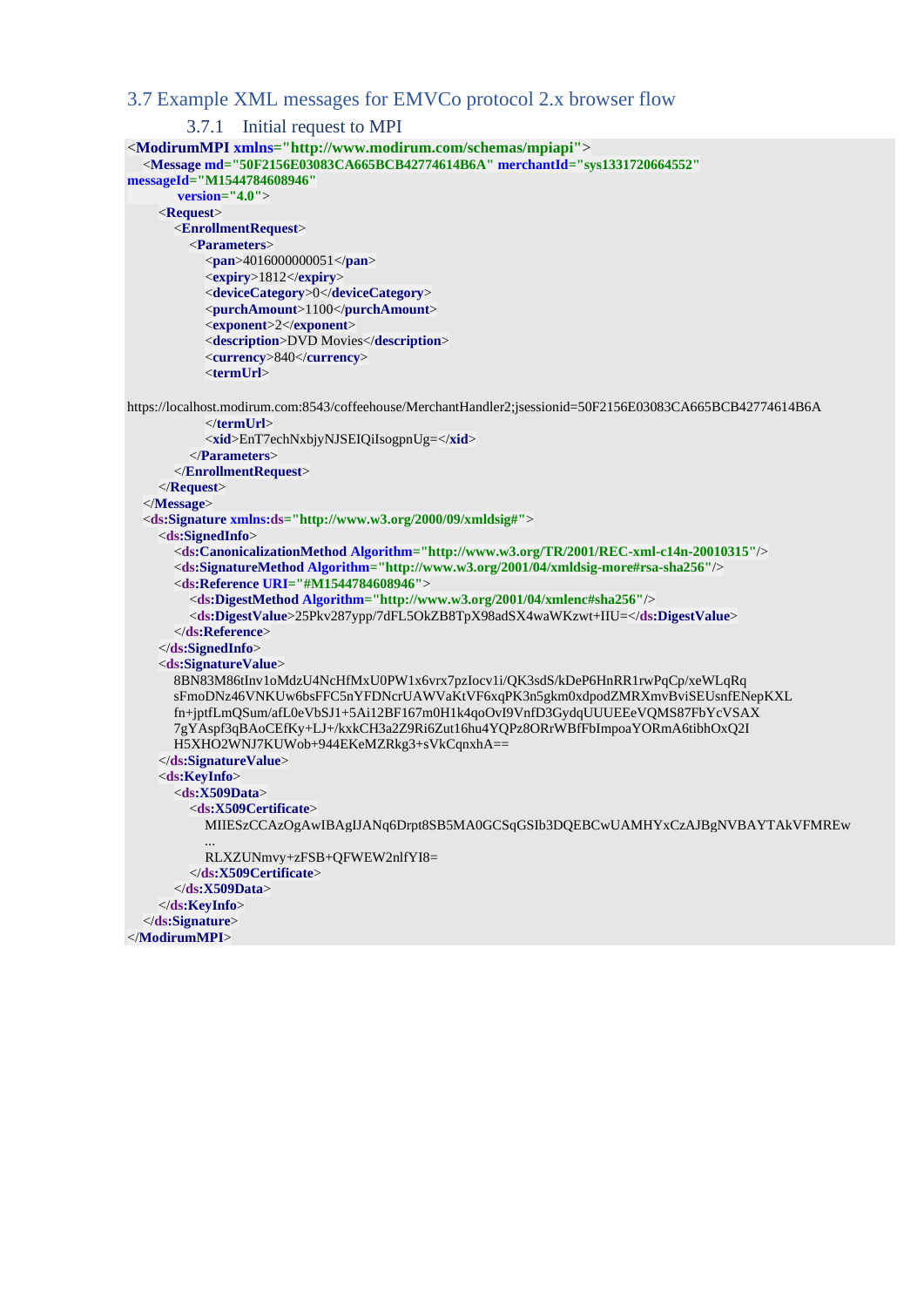## 3.7 Example XML messages for EMVCo protocol 2.x browser flow

### 3.7.1 Initial request to MPI

```
<ModirumMPI xmlns="http://www.modirum.com/schemas/mpiapi">
  <Message md="50F2156E03083CA665BCB42774614B6A" merchantId="sys1331720664552"
messageId="M1544784608946"
        version="4.0">
    <Request>
      <EnrollmentRequest>
        <Parameters>
          <pan>4016000000051</pan>
          <expiry>1812</expiry>
          <deviceCategory>0</deviceCategory>
          <purchAmount>1100</purchAmount>
          <exponent>2</exponent>
          <description>DVD Movies</description>
          <currency>840</currency>
          <termUrl>
https://localhost.modirum.com:8543/coffeehouse/MerchantHandler2;jsessionid=50F2156E03083CA665BCB42774614B6A
          </termUrl>
          <xid>EnT7echNxbjyNJSEIQiIsogpnUg=</xid>
        </Parameters>
      </EnrollmentRequest>
    </Request>
  </Message>
  <ds:Signature xmlns:ds="http://www.w3.org/2000/09/xmldsig#">
    <ds:SignedInfo>
      <ds:CanonicalizationMethod Algorithm="http://www.w3.org/TR/2001/REC-xml-c14n-20010315"/>
      <ds:SignatureMethod Algorithm="http://www.w3.org/2001/04/xmldsig-more#rsa-sha256"/>
      <ds:Reference URI="#M1544784608946">
        <ds:DigestMethod Algorithm="http://www.w3.org/2001/04/xmlenc#sha256"/>
        <ds:DigestValue>25Pkv287ypp/7dFL5OkZB8TpX98adSX4waWKzwt+IIU=</ds:DigestValue>
      </ds:Reference>
    </ds:SignedInfo>
    <ds:SignatureValue>
      8BN83M86tInv1oMdzU4NcHfMxU0PW1x6vrx7pzIocv1i/QK3sdS/kDeP6HnRR1rwPqCp/xeWLqRq
      sFmoDNz46VNKUw6bsFFC5nYFDNcrUAWVaKtVF6xqPK3n5gkm0xdpodZMRXmvBviSEUsnfENepKXL
      fn+jptfLmQSum/afL0eVbSJ1+5Ai12BF167m0H1k4qoOvI9VnfD3GydqUUUEEeVQMS87FbYcVSAX
      7gYAspf3qBAoCEfKy+LJ+/kxkCH3a2Z9Ri6Zut16hu4YQPz8ORrWBfFbImpoaYORmA6tibhOxQ2I
      H5XHO2WNJ7KUWob+944EKeMZRkg3+sVkCqnxhA==
    </ds:SignatureValue>
    <ds:KeyInfo>
      <ds:X509Data>
        <ds:X509Certificate>
          MIIESzCCAzOgAwIBAgIJANq6Drpt8SB5MA0GCSqGSIb3DQEBCwUAMHYxCzAJBgNVBAYTAkVFMREw
          ...
          RLXZUNmvy+zFSB+QFWEW2nlfYI8=
        </ds:X509Certificate>
      </ds:X509Data>
    </ds:KeyInfo>
  </ds:Signature>
</ModirumMPI>
```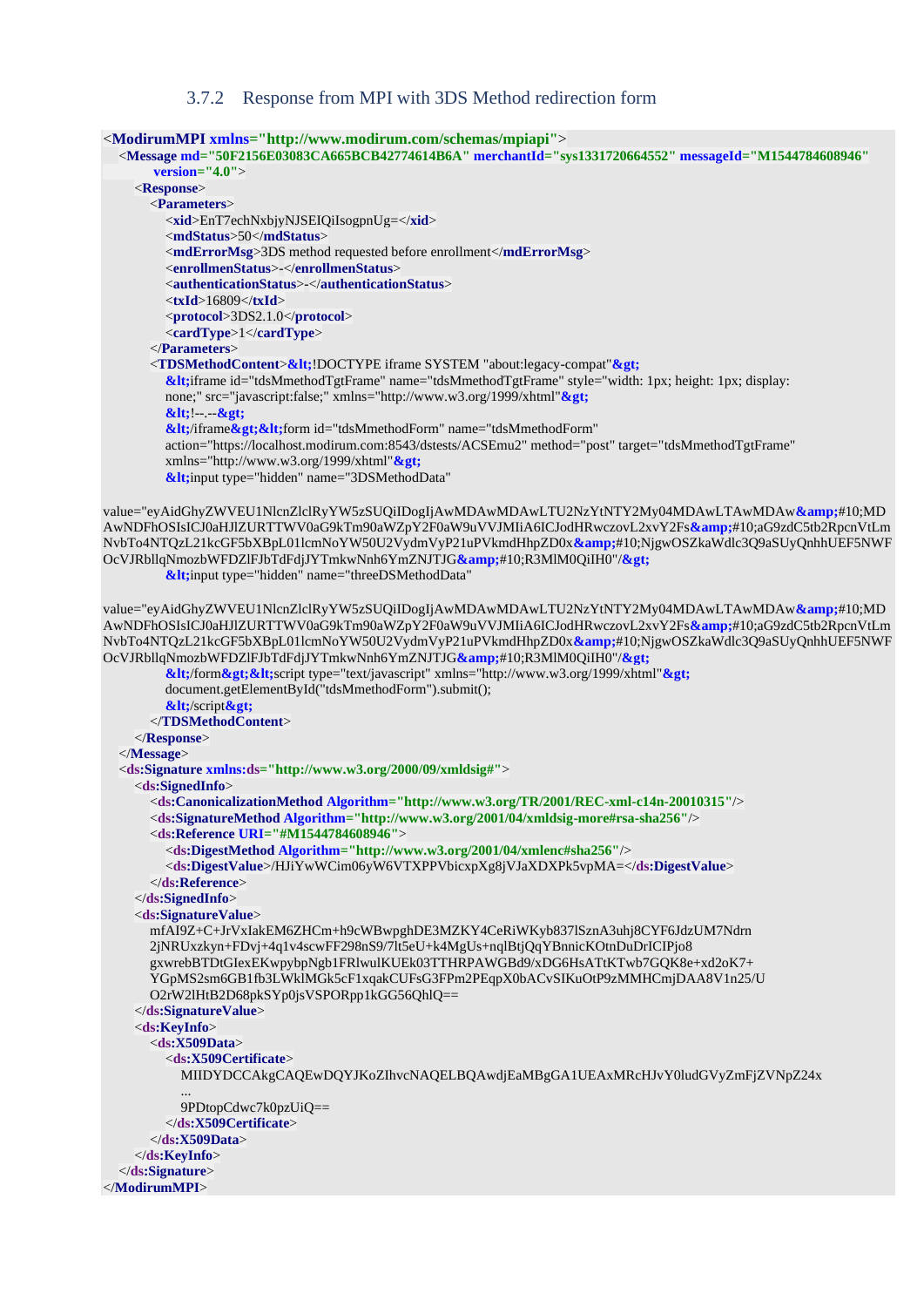### 3.7.2 Response from MPI with 3DS Method redirection form

```xml
<ModirumMPI xmlns="http://www.modirum.com/schemas/mpiapi">
  <Message md="50F2156E03083CA665BCB42774614B6A" merchantId="sys1331720664552" messageId="M1544784608946"
      version="4.0">
    <Response>
      <Parameters>
        <xid>EnT7echNxbjyNJSEIQiIsogpnUg=</xid>
        <mdStatus>50</mdStatus>
        <mdErrorMsg>3DS method requested before enrollment</mdErrorMsg>
        <enrollmentStatus>-</enrollmentStatus>
        <authenticationStatus>-</authenticationStatus>
        <txId>16809</txId>
        <protocol>3DS2.1.0</protocol>
        <cardType>1</cardType>
      </Parameters>
      <TDSMethodContent>&lt;!DOCTYPE iframe SYSTEM "about:legacy-compat"&gt;
        &lt;iframe id="tdsMmethodTgtFrame" name="tdsMmethodTgtFrame" style="width: 1px; height: 1px; display:
        none;" src="javascript:false;" xmlns="http://www.w3.org/1999/xhtml"&gt;
        &lt;!--.--&gt;
        &lt;/iframe&gt;&lt;form id="tdsMmethodForm" name="tdsMmethodForm"
        action="https://localhost.modirum.com:8543/dstests/ACSEmu2" method="post" target="tdsMmethodTgtFrame"
        xmlns="http://www.w3.org/1999/xhtml"&gt;
        &lt;input type="hidden" name="3DSMethodData"

value="eyAidGhyZWVEU1NlcnZlclRyYW5zSUQiIDogIjAwMDAwMDAwLTU2NzYtNTY2My04MDAwLTAwMDAw&amp;#10;MD
AwNDFhOSIsICJ0aHJlZURTTWV0aG9kTm90aWZpY2F0aW9uVVJMIiA6ICJodHRwczovL2xvY2Fs&amp;#10;aG9zdC5tb2RpcnVtLm
NvbTo4NTQzL21kcGF5bXBpL01lcmNoYW50U2VydmVyP21uPVkmdHhpZD0x&amp;#10;NjgwOSZkaWdlc3Q9aSUyQnhhUEF5NWF
OcVJRbllqNmozbWFDZlFJbTdFdjJYTmkwNnh6YmZNJTJG&amp;#10;R3MlM0QiIH0"/&gt;
        &lt;input type="hidden" name="threeDSMethodData"

value="eyAidGhyZWVEU1NlcnZlclRyYW5zSUQiIDogIjAwMDAwMDAwLTU2NzYtNTY2My04MDAwLTAwMDAw&amp;#10;MD
AwNDFhOSIsICJ0aHJlZURTTWV0aG9kTm90aWZpY2F0aW9uVVJMIiA6ICJodHRwczovL2xvY2Fs&amp;#10;aG9zdC5tb2RpcnVtLm
NvbTo4NTQzL21kcGF5bXBpL01lcmNoYW50U2VydmVyP21uPVkmdHhpZD0x&amp;#10;NjgwOSZkaWdlc3Q9aSUyQnhhUEF5NWF
OcVJRbllqNmozbWFDZlFJbTdFdjJYTmkwNnh6YmZNJTJG&amp;#10;R3MlM0QiIH0"/&gt;
        &lt;/form&gt;&lt;script type="text/javascript" xmlns="http://www.w3.org/1999/xhtml"&gt;
        document.getElementById("tdsMmethodForm").submit();
        &lt;/script&gt;
      </TDSMethodContent>
    </Response>
  </Message>
  <ds:Signature xmlns:ds="http://www.w3.org/2000/09/xmldsig#">
    <ds:SignedInfo>
      <ds:CanonicalizationMethod Algorithm="http://www.w3.org/TR/2001/REC-xml-c14n-20010315"/>
      <ds:SignatureMethod Algorithm="http://www.w3.org/2001/04/xmldsig-more#rsa-sha256"/>
      <ds:Reference URI="#M1544784608946">
        <ds:DigestMethod Algorithm="http://www.w3.org/2001/04/xmlenc#sha256"/>
        <ds:DigestValue>/HJiYwWCim06yW6VTXPPVbicxpXg8jVJaXDXPk5vpMA=</ds:DigestValue>
      </ds:Reference>
    </ds:SignedInfo>
    <ds:SignatureValue>
      mfAI9Z+C+JrVxIakEM6ZHCm+h9cWBwpghDE3MZKY4CeRiWKyb837lSznA3uhj8CYF6JdzUM7Ndrn
      2jNRUxzkyn+FDvj+4q1v4scwFF298nS9/7lt5eU+k4MgUs+nqlBtjQqYBnnicKOtnDuDrICIPjo8
      gxwrebBTDtGIexEKwpybpNgb1FRlwulKUEk03TTHRPAWGBd9/xDG6HsATtKTwb7GQK8e+xd2oK7+
      YGpMS2sm6GB1fb3LWklMGk5cF1xqakCUFsG3FPm2PEqpX0bACvSIKuOtP9zMMHCmjDAA8V1n25/U
      O2rW2lHtB2D68pkSYp0jsVSPORpp1kGG56QhlQ==
    </ds:SignatureValue>
    <ds:KeyInfo>
      <ds:X509Data>
        <ds:X509Certificate>
          MIIDYDCCAkgCAQEwDQYJKoZIhvcNAQELBQAwdjEaMBgGA1UEAxMRcHJvY0ludGVyZmFjZVNpZ24x
          ...
          9PDtopCdwc7k0pzUiQ==
        </ds:X509Certificate>
      </ds:X509Data>
    </ds:KeyInfo>
  </ds:Signature>
</ModirumMPI>
```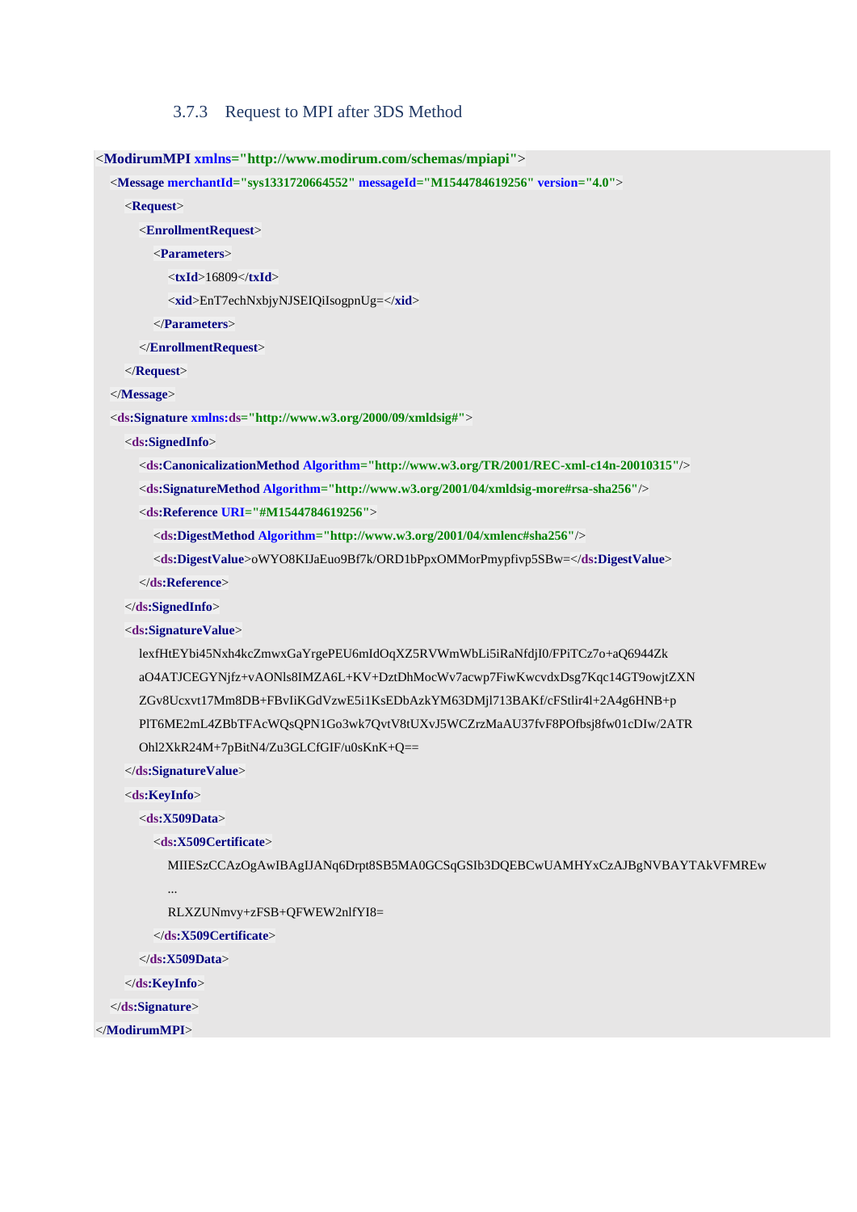### 3.7.3 Request to MPI after 3DS Method

```xml
<ModirumMPI xmlns="http://www.modirum.com/schemas/mpiapi">
  <Message merchantId="sys1331720664552" messageId="M1544784619256" version="4.0">
    <Request>
      <EnrollmentRequest>
        <Parameters>
          <txId>16809</txId>
          <xid>EnT7echNxbjyNJSEIQiIsogpnUg=</xid>
        </Parameters>
      </EnrollmentRequest>
    </Request>
  </Message>
  <ds:Signature xmlns:ds="http://www.w3.org/2000/09/xmldsig#">
    <ds:SignedInfo>
      <ds:CanonicalizationMethod Algorithm="http://www.w3.org/TR/2001/REC-xml-c14n-20010315"/>
      <ds:SignatureMethod Algorithm="http://www.w3.org/2001/04/xmldsig-more#rsa-sha256"/>
      <ds:Reference URI="#M1544784619256">
        <ds:DigestMethod Algorithm="http://www.w3.org/2001/04/xmlenc#sha256"/>
        <ds:DigestValue>oWYO8KIJaEuo9Bf7k/ORD1bPpxOMMorPmypfivp5SBw=</ds:DigestValue>
      </ds:Reference>
    </ds:SignedInfo>
    <ds:SignatureValue>
      lexfHtEYbi45Nxh4kcZmwxGaYrgePEU6mIdOqXZ5RVWmWbLi5iRaNfdjI0/FPiTCz7o+aQ6944Zk
      aO4ATJCEGYNjfz+vAONls8IMZA6L+KV+DztDhMocWv7acwp7FiwKwcvdxDsg7Kqc14GT9owjtZXN
      ZGv8Ucxvt17Mm8DB+FBvIiKGdVzwE5i1KsEDbAzkYM63DMjl713BAKf/cFStlir4l+2A4g6HNB+p
      PIT6ME2mL4ZBbTFAcWQsQPN1Go3wk7QvtV8tUXvJ5WCZrzMaAU37fvF8POfbsj8fw01cDIw/2ATR
      Ohl2XkR24M+7pBitN4/Zu3GLCfGIF/u0sKnK+Q==
    </ds:SignatureValue>
    <ds:KeyInfo>
      <ds:X509Data>
        <ds:X509Certificate>
          MIIESzCCAzOgAwIBAgIJANq6Drpt8SB5MA0GCSqGSIb3DQEBCwUAMHYxCzAJBgNVBAYTAkVFMREw
          ...
          RLXZUNmvy+zFSB+QFWEW2nlfYI8=
        </ds:X509Certificate>
      </ds:X509Data>
    </ds:KeyInfo>
  </ds:Signature>
</ModirumMPI>
```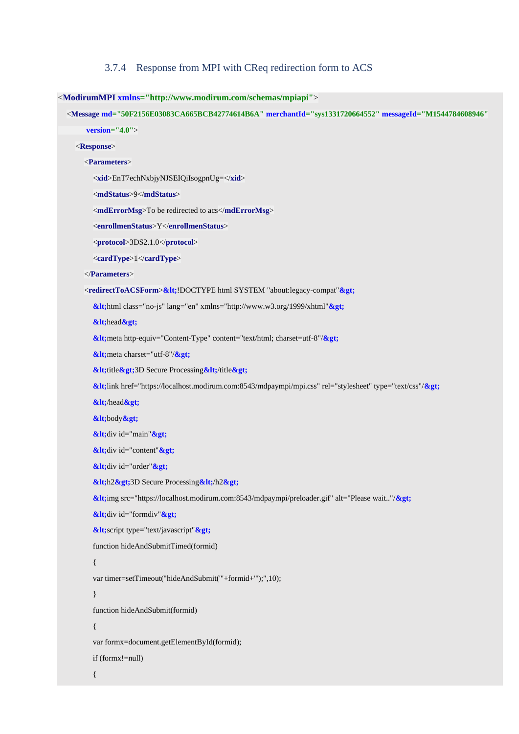### 3.7.4 Response from MPI with CReq redirection form to ACS

```
<ModirumMPI xmlns="http://www.modirum.com/schemas/mpiapi">
  <Message md="50F2156E03083CA665BCB42774614B6A" merchantId="sys1331720664552" messageId="M1544784608946"
      version="4.0">
    <Response>
      <Parameters>
        <xid>EnT7echNxbjyNJSEIQiIsogpnUg=</xid>
        <mdStatus>9</mdStatus>
        <mdErrorMsg>To be redirected to acs</mdErrorMsg>
        <enrollmenStatus>Y</enrollmenStatus>
        <protocol>3DS2.1.0</protocol>
        <cardType>1</cardType>
      </Parameters>
      <redirectToACSForm>&lt;!DOCTYPE html SYSTEM "about:legacy-compat"&gt;
        &lt;html class="no-js" lang="en" xmlns="http://www.w3.org/1999/xhtml"&gt;
        &lt;head&gt;
        &lt;meta http-equiv="Content-Type" content="text/html; charset=utf-8"/&gt;
        &lt;meta charset="utf-8"/&gt;
        &lt;title&gt;3D Secure Processing&lt;/title&gt;
        &lt;link href="https://localhost.modirum.com:8543/mdpaympi/mpi.css" rel="stylesheet" type="text/css"/&gt;
        &lt;/head&gt;
        &lt;body&gt;
        &lt;div id="main"&gt;
        &lt;div id="content"&gt;
        &lt;div id="order"&gt;
        &lt;h2&gt;3D Secure Processing&lt;/h2&gt;
        &lt;img src="https://localhost.modirum.com:8543/mdpaympi/preloader.gif" alt="Please wait.."/&gt;
        &lt;div id="formdiv"&gt;
        &lt;script type="text/javascript"&gt;
        function hideAndSubmitTimed(formid)
        {
        var timer=setTimeout("hideAndSubmit('"+formid+"');",10);
        }
        function hideAndSubmit(formid)
        {
        var formx=document.getElementById(formid);
        if (formx!=null)
        {
```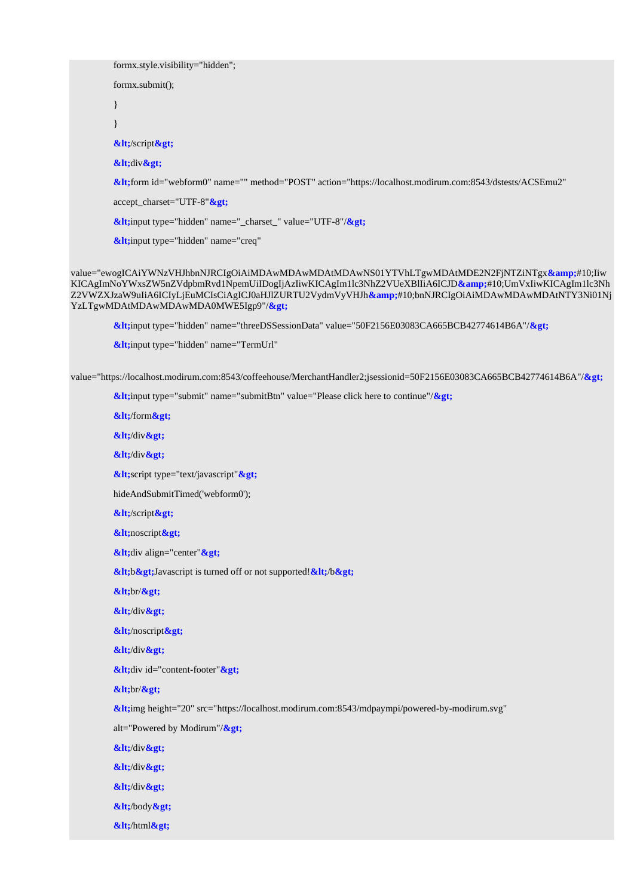```
formx.style.visibility="hidden";

formx.submit();

}

}

&lt;/script&gt;

&lt;div&gt;

&lt;form id="webform0" name="" method="POST" action="https://localhost.modirum.com:8543/dstests/ACSEmu2"

accept_charset="UTF-8"&gt;

&lt;input type="hidden" name="_charset_" value="UTF-8"/&gt;

&lt;input type="hidden" name="creq"

value="ewogICAiYWNzVHJhbnNJRCIgOiAiMDAwMDAwMDAtMDAwNS01YTVhLTgwMDAtMDE2N2FjNTZiNTgx&amp;#10;IiwKICAgImNoYWxsZW5nZVdpbmRvd1NpemUiIDogIjAzIiwKICAgIm1lc3NhZ2VUeXBlIiA6ICJD&amp;#10;UmVxIiwKICAgIm1lc3NhZ2VWZXJzaW9uIiA6ICIyLjEuMCIsCiAgICJ0aHJlZURTU2VydmVyVHJh&amp;#10;bnNJRCIgOiAiMDAwMDAwMDAtNTY3Ni01NjYzLTgwMDAtMDAwMDAwMDA0MWE5Igp9"/&gt;

&lt;input type="hidden" name="threeDSSessionData" value="50F2156E03083CA665BCB42774614B6A"/&gt;

&lt;input type="hidden" name="TermUrl"

value="https://localhost.modirum.com:8543/coffeehouse/MerchantHandler2;jsessionid=50F2156E03083CA665BCB42774614B6A"/&gt;

&lt;input type="submit" name="submitBtn" value="Please click here to continue"/&gt;

&lt;/form&gt;

&lt;/div&gt;

&lt;/div&gt;

&lt;script type="text/javascript"&gt;

hideAndSubmitTimed('webform0');

&lt;/script&gt;

&lt;noscript&gt;

&lt;div align="center"&gt;

&lt;b&gt;Javascript is turned off or not supported!&lt;/b&gt;

&lt;br/&gt;

&lt;/div&gt;

&lt;/noscript&gt;

&lt;/div&gt;

&lt;div id="content-footer"&gt;

&lt;br/&gt;

&lt;img height="20" src="https://localhost.modirum.com:8543/mdpaympi/powered-by-modirum.svg"

alt="Powered by Modirum"/&gt;

&lt;/div&gt;

&lt;/div&gt;

&lt;/div&gt;

&lt;/body&gt;

&lt;/html&gt;
```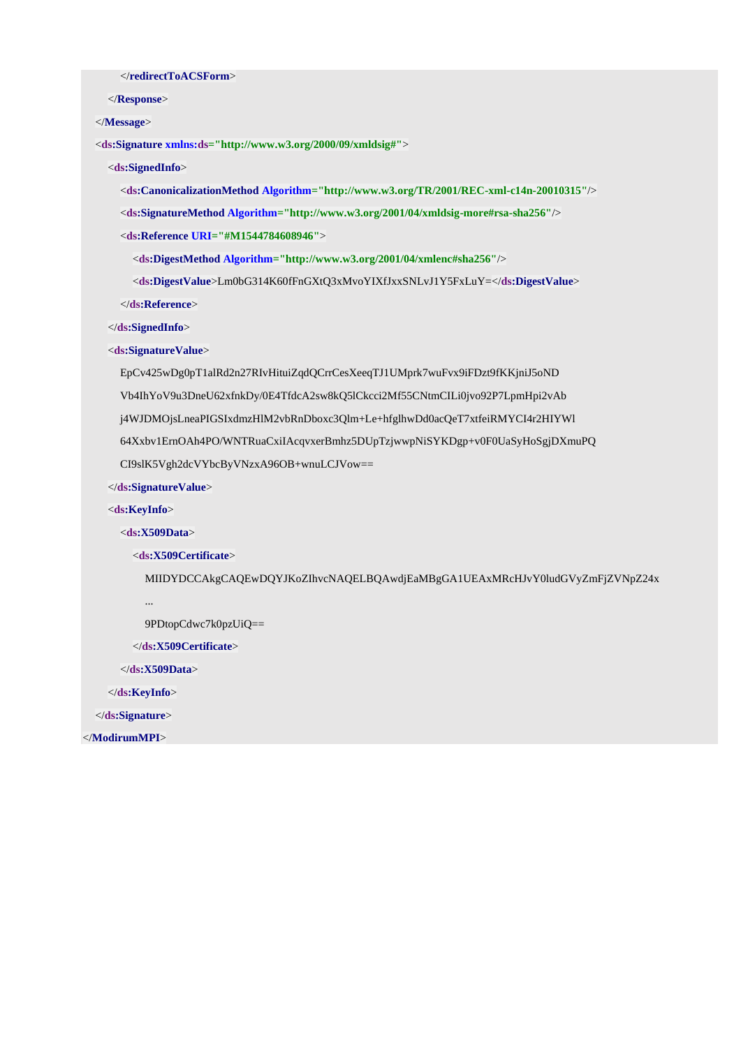```xml
            </redirectToACSForm>
        </Response>
    </Message>
    <ds:Signature xmlns:ds="http://www.w3.org/2000/09/xmldsig#">
        <ds:SignedInfo>
            <ds:CanonicalizationMethod Algorithm="http://www.w3.org/TR/2001/REC-xml-c14n-20010315"/>
            <ds:SignatureMethod Algorithm="http://www.w3.org/2001/04/xmldsig-more#rsa-sha256"/>
            <ds:Reference URI="#M1544784608946">
                <ds:DigestMethod Algorithm="http://www.w3.org/2001/04/xmlenc#sha256"/>
                <ds:DigestValue>Lm0bG314K60fFnGXtQ3xMvoYIXfJxxSNLvJ1Y5FxLuY=</ds:DigestValue>
            </ds:Reference>
        </ds:SignedInfo>
        <ds:SignatureValue>
            EpCv425wDg0pT1alRd2n27RIvHituiZqdQCrrCesXeeqTJ1UMprk7wuFvx9iFDzt9fKKjniJ5oND
            Vb4IhYoV9u3DneU62xfnkDy/0E4TfdcA2sw8kQ5lCkcci2Mf55CNtmCILi0jvo92P7LpmHpi2vAb
            j4WJDMOjsLneaPIGSIxdmzHlM2vbRnDboxc3Qlm+Le+hfglhwDd0acQeT7xtfeiRMYCI4r2HIYWl
            64Xxbv1ErnOAh4PO/WNTRuaCxiIAcqvxerBmhz5DUpTzjwwpNiSYKDgp+v0F0UaSyHoSgjDXmuPQ
            CI9slK5Vgh2dcVYbcByVNzxA96OB+wnuLCJVow==
        </ds:SignatureValue>
        <ds:KeyInfo>
            <ds:X509Data>
                <ds:X509Certificate>
                    MIIDYDCCAkgCAQEwDQYJKoZIhvcNAQELBQAwdjEaMBgGA1UEAxMRcHJvY0ludGVyZmFjZVNpZ24x
                    ...
                    9PDtopCdwc7k0pzUiQ==
                </ds:X509Certificate>
            </ds:X509Data>
        </ds:KeyInfo>
    </ds:Signature>
</ModirumMPI>
```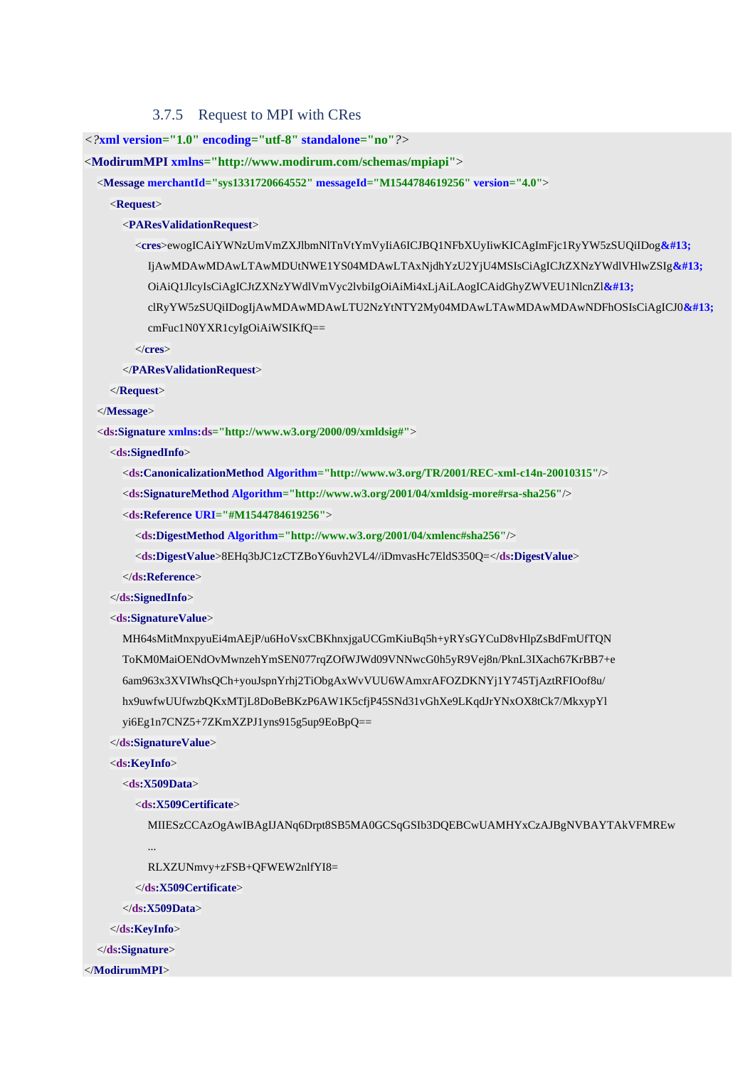### 3.7.5 Request to MPI with CRes

```xml
<?xml version="1.0" encoding="utf-8" standalone="no"?>
<ModirumMPI xmlns="http://www.modirum.com/schemas/mpiapi">
  <Message merchantId="sys1331720664552" messageId="M1544784619256" version="4.0">
    <Request>
      <PAResValidationRequest>
        <cres>ewogICAiYWNzUmVmZXJlbmNlTnVtYmVyIiA6ICJBQ1NFbXUyIiwKICAgImFjc1RyYW5zSUQiIDog&#13;
          IjAwMDAwMDAwLTAwMDUtNWE1YS04MDAwLTAxNjdhYzU2YjU4MSIsCiAgICJtZXNzYWdlVHlwZSIg&#13;
          OiAiQ1JlcyIsCiAgICJtZXNzYWdlVmVyc2lvbiIgOiAiMi4xLjAiLAogICAidGhyZWVEU1NlcnZl&#13;
          clRyYW5zSUQiIDogIjAwMDAwMDAwLTU2NzYtNTY2My04MDAwLTAwMDAwMDAwNDFhOSIsCiAgICJ0&#13;
          cmFuc1N0YXR1cyIgOiAiWSIKfQ==
        </cres>
      </PAResValidationRequest>
    </Request>
  </Message>
  <ds:Signature xmlns:ds="http://www.w3.org/2000/09/xmldsig#">
    <ds:SignedInfo>
      <ds:CanonicalizationMethod Algorithm="http://www.w3.org/TR/2001/REC-xml-c14n-20010315"/>
      <ds:SignatureMethod Algorithm="http://www.w3.org/2001/04/xmldsig-more#rsa-sha256"/>
      <ds:Reference URI="#M1544784619256">
        <ds:DigestMethod Algorithm="http://www.w3.org/2001/04/xmlenc#sha256"/>
        <ds:DigestValue>8EHq3bJC1zCTZBoY6uvh2VL4//iDmvasHc7EldS350Q=</ds:DigestValue>
      </ds:Reference>
    </ds:SignedInfo>
    <ds:SignatureValue>
      MH64sMitMnxpyuEi4mAEjP/u6HoVsxCBKhnxjgaUCGmKiuBq5h+yRYsGYCuD8vHlpZsBdFmUfTQN
      ToKM0MaiOENdOvMwnzehYmSEN077rqZOfWJWd09VNNwcG0h5yR9Vej8n/PknL3IXach67KrBB7+e
      6am963x3XVIWhsQCh+youJspnYrhj2TiObgAxWvVUU6WAmxrAFOZDKNYj1Y745TjAztRFIOof8u/
      hx9uwfwUUfwzbQKxMTjL8DoBeBKzP6AW1K5cfjP45SNd31vGhXe9LKqdJrYNxOX8tCk7/MkxypYl
      yi6Eg1n7CNZ5+7ZKmXZPJ1yns915g5up9EoBpQ==
    </ds:SignatureValue>
    <ds:KeyInfo>
      <ds:X509Data>
        <ds:X509Certificate>
          MIIESzCCAzOgAwIBAgIJANq6Drpt8SB5MA0GCSqGSIb3DQEBCwUAMHYxCzAJBgNVBAYTAkVFMREw
          ...
          RLXZUNmvy+zFSB+QFWEW2nlfYI8=
        </ds:X509Certificate>
      </ds:X509Data>
    </ds:KeyInfo>
  </ds:Signature>
</ModirumMPI>
```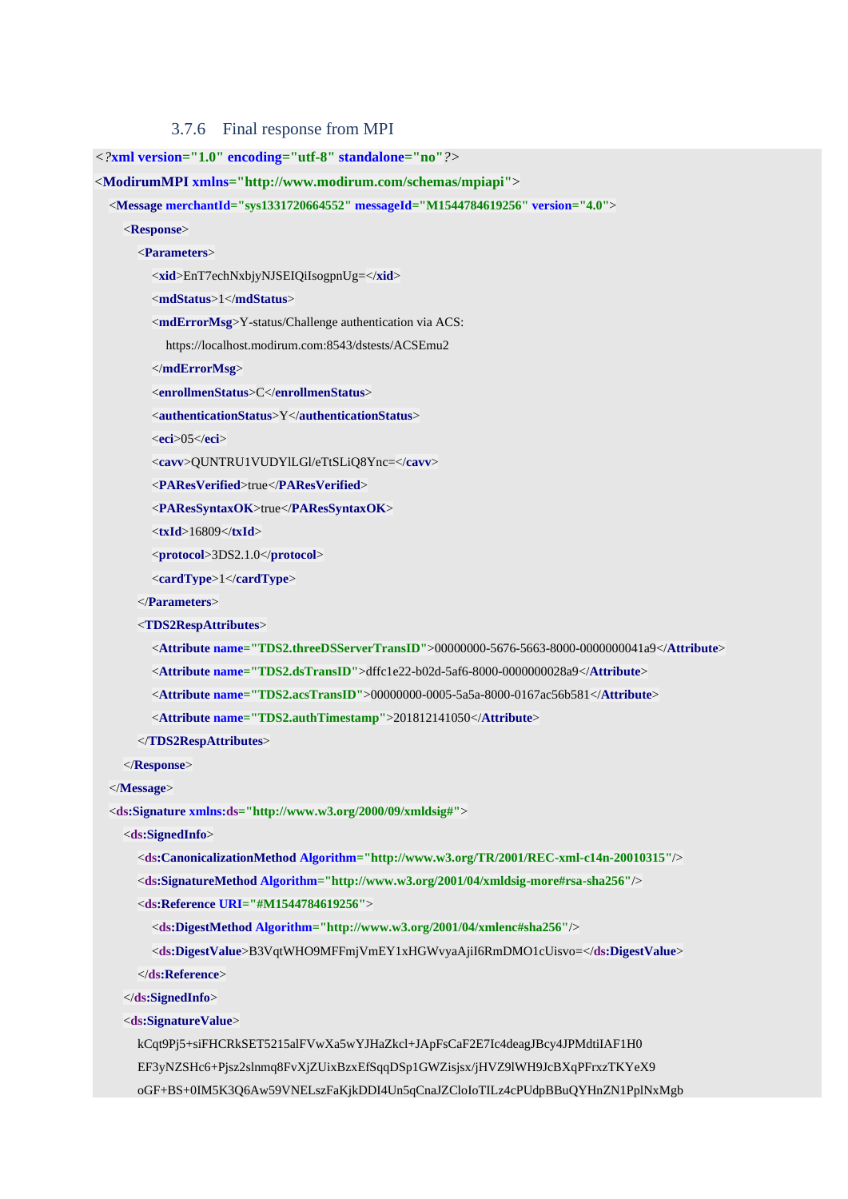### 3.7.6 Final response from MPI

```xml
<?xml version="1.0" encoding="utf-8" standalone="no"?>
<ModirumMPI xmlns="http://www.modirum.com/schemas/mpiapi">
  <Message merchantId="sys1331720664552" messageId="M1544784619256" version="4.0">
    <Response>
      <Parameters>
        <xid>EnT7echNxbjyNJSEIQiIsogpnUg=</xid>
        <mdStatus>1</mdStatus>
        <mdErrorMsg>Y-status/Challenge authentication via ACS:
          https://localhost.modirum.com:8543/dstests/ACSEmu2
        </mdErrorMsg>
        <enrollmenStatus>C</enrollmenStatus>
        <authenticationStatus>Y</authenticationStatus>
        <eci>05</eci>
        <cavv>QUNTRU1VUDYlLGl/eTtSLiQ8Ync=</cavv>
        <PAResVerified>true</PAResVerified>
        <PAResSyntaxOK>true</PAResSyntaxOK>
        <txId>16809</txId>
        <protocol>3DS2.1.0</protocol>
        <cardType>1</cardType>
      </Parameters>
      <TDS2RespAttributes>
        <Attribute name="TDS2.threeDSServerTransID">00000000-5676-5663-8000-0000000041a9</Attribute>
        <Attribute name="TDS2.dsTransID">dffc1e22-b02d-5af6-8000-0000000028a9</Attribute>
        <Attribute name="TDS2.acsTransID">00000000-0005-5a5a-8000-0167ac56b581</Attribute>
        <Attribute name="TDS2.authTimestamp">201812141050</Attribute>
      </TDS2RespAttributes>
    </Response>
  </Message>
  <ds:Signature xmlns:ds="http://www.w3.org/2000/09/xmldsig#">
    <ds:SignedInfo>
      <ds:CanonicalizationMethod Algorithm="http://www.w3.org/TR/2001/REC-xml-c14n-20010315"/>
      <ds:SignatureMethod Algorithm="http://www.w3.org/2001/04/xmldsig-more#rsa-sha256"/>
      <ds:Reference URI="#M1544784619256">
        <ds:DigestMethod Algorithm="http://www.w3.org/2001/04/xmlenc#sha256"/>
        <ds:DigestValue>B3VqtWHO9MFFmjVmEY1xHGWvyaAjiI6RmDMO1cUisvo=</ds:DigestValue>
      </ds:Reference>
    </ds:SignedInfo>
    <ds:SignatureValue>
      kCqt9Pj5+siFHCRkSET5215alFVwXa5wYJHaZkcl+JApFsCaF2E7Ic4deagJBcy4JPMdtiIAF1H0
      EF3yNZSHc6+Pjsz2slnmq8FvXjZUixBzxEfSqqDSp1GWZisjsx/jHVZ9lWH9JcBXqPFrxzTKYeX9
      oGF+BS+0IM5K3Q6Aw59VNELszFaKjkDDI4Un5qCnaJZCloIoTILz4cPUdpBBuQYHnZN1PplNxMgb
```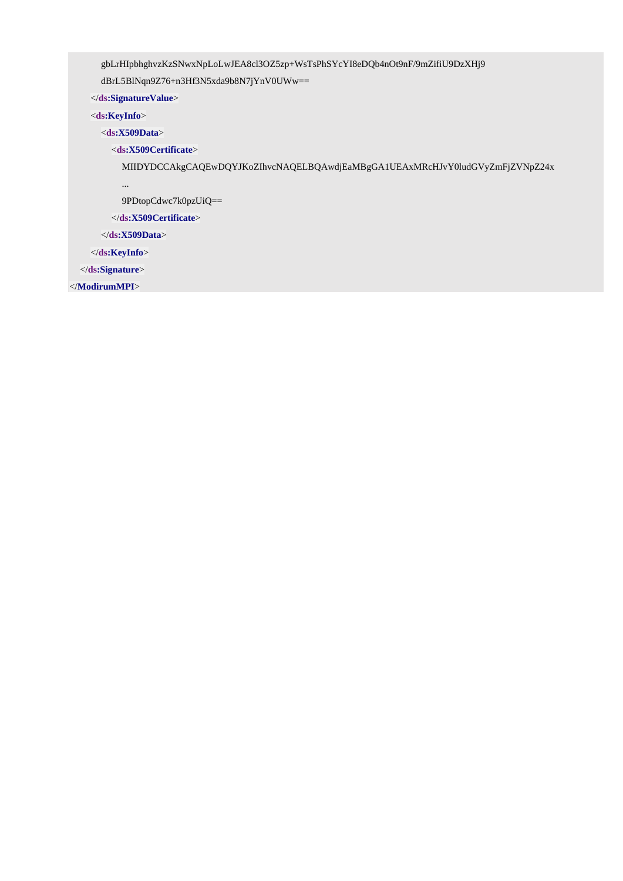```xml
            gbLrHIpbhghvzKzSNwxNpLoLwJEA8cl3OZ5zp+WsTsPhSYcYI8eDQb4nOt9nF/9mZifiU9DzXHj9
            dBrL5BlNqn9Z76+n3Hf3N5xda9b8N7jYnV0UWw==
        </ds:SignatureValue>
        <ds:KeyInfo>
            <ds:X509Data>
                <ds:X509Certificate>
                    MIIDYDCCAkgCAQEwDQYJKoZIhvcNAQELBQAwdjEaMBgGA1UEAxMRcHJvY0ludGVyZmFjZVNpZ24x
                    ...
                    9PDtopCdwc7k0pzUiQ==
                </ds:X509Certificate>
            </ds:X509Data>
        </ds:KeyInfo>
    </ds:Signature>
</ModirumMPI>
```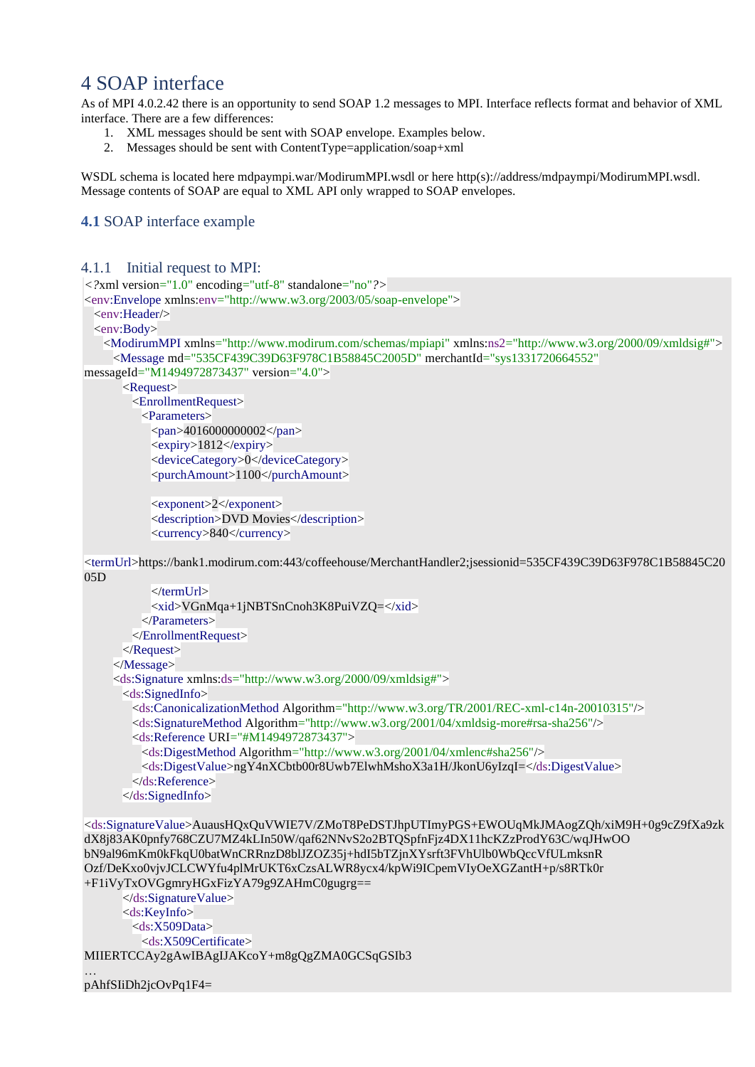# 4 SOAP interface

As of MPI 4.0.2.42 there is an opportunity to send SOAP 1.2 messages to MPI. Interface reflects format and behavior of XML interface. There are a few differences:

1. XML messages should be sent with SOAP envelope. Examples below.
2. Messages should be sent with ContentType=application/soap+xml

WSDL schema is located here mdpaympi.war/ModirumMPI.wsdl or here http(s)://address/mdpaympi/ModirumMPI.wsdl. Message contents of SOAP are equal to XML API only wrapped to SOAP envelopes.

## 4.1 SOAP interface example

### 4.1.1 Initial request to MPI:

```
<?xml version="1.0" encoding="utf-8" standalone="no"?>
<env:Envelope xmlns:env="http://www.w3.org/2003/05/soap-envelope">
  <env:Header/>
  <env:Body>
    <ModirumMPI xmlns="http://www.modirum.com/schemas/mpiapi" xmlns:ns2="http://www.w3.org/2000/09/xmldsig#">
      <Message md="535CF439C39D63F978C1B58845C2005D" merchantId="sys1331720664552"
messageId="M1494972873437" version="4.0">
        <Request>
          <EnrollmentRequest>
            <Parameters>
              <pan>4016000000002</pan>
              <expiry>1812</expiry>
              <deviceCategory>0</deviceCategory>
              <purchAmount>1100</purchAmount>

              <exponent>2</exponent>
              <description>DVD Movies</description>
              <currency>840</currency>

<termUrl>https://bank1.modirum.com:443/coffeehouse/MerchantHandler2;jsessionid=535CF439C39D63F978C1B58845C2005D
              </termUrl>
              <xid>VGnMqa+1jNBTSnCnoh3K8PuiVZQ=</xid>
            </Parameters>
          </EnrollmentRequest>
        </Request>
      </Message>
      <ds:Signature xmlns:ds="http://www.w3.org/2000/09/xmldsig#">
        <ds:SignedInfo>
          <ds:CanonicalizationMethod Algorithm="http://www.w3.org/TR/2001/REC-xml-c14n-20010315"/>
          <ds:SignatureMethod Algorithm="http://www.w3.org/2001/04/xmldsig-more#rsa-sha256"/>
          <ds:Reference URI="#M1494972873437">
            <ds:DigestMethod Algorithm="http://www.w3.org/2001/04/xmlenc#sha256"/>
            <ds:DigestValue>ngY4nXCbtb00r8Uwb7ElwhMshoX3a1H/JkonU6yIzqI=</ds:DigestValue>
          </ds:Reference>
        </ds:SignedInfo>

<ds:SignatureValue>AuausHQxQuVWIE7V/ZMoT8PeDSTJhpUTImyPGS+EWOUqMkJMAogZQh/xiM9H+0g9cZ9fXa9zkdX8j83AK0pnfy768CZU7MZ4kLIn50W/qaf62NNvS2o2BTQSpfnFjz4DX11hcKZzProdY63C/wqJHwOO
bN9al96mKm0kFkqU0batWnCRRnzD8blJZOZ35j+hdI5bTZjnXYsrft3FVhUlb0WbQccVfULmksnR
Ozf/DeKxo0vjvJCLCWYfu4plMrUKT6xCzsALWR8ycx4/kpWi9ICpemVIyOeXGZantH+p/s8RTk0r
+F1iVyTxOVGgmryHGxFizYA79g9ZAHmC0gugrg==
        </ds:SignatureValue>
        <ds:KeyInfo>
          <ds:X509Data>
            <ds:X509Certificate>
MIIERTCCAy2gAwIBAgIJAKcoY+m8gQgZMA0GCSqGSIb3
…
pAhfSIiDh2jcOvPq1F4=
```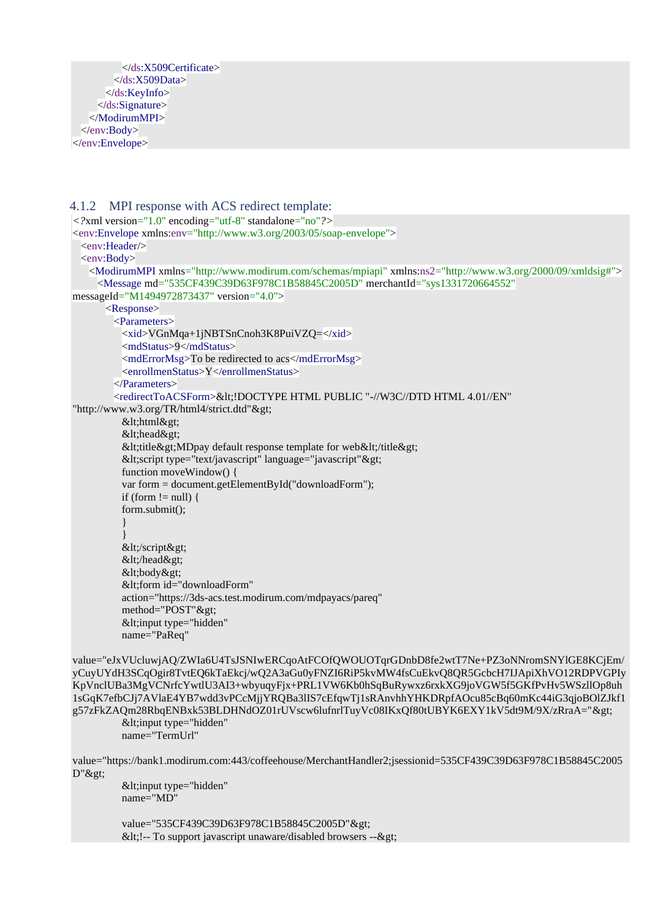```xml
                </ds:X509Certificate>
              </ds:X509Data>
            </ds:KeyInfo>
          </ds:Signature>
      </ModirumMPI>
    </env:Body>
</env:Envelope>
```

### 4.1.2 MPI response with ACS redirect template:

```xml
<?xml version="1.0" encoding="utf-8" standalone="no"?>
<env:Envelope xmlns:env="http://www.w3.org/2003/05/soap-envelope">
  <env:Header/>
  <env:Body>
    <ModirumMPI xmlns="http://www.modirum.com/schemas/mpiapi" xmlns:ns2="http://www.w3.org/2000/09/xmldsig#">
      <Message md="535CF439C39D63F978C1B58845C2005D" merchantId="sys1331720664552"
messageId="M1494972873437" version="4.0">
        <Response>
          <Parameters>
            <xid>VGnMqa+1jNBTSnCnoh3K8PuiVZQ=</xid>
            <mdStatus>9</mdStatus>
            <mdErrorMsg>To be redirected to acs</mdErrorMsg>
            <enrollmenStatus>Y</enrollmenStatus>
          </Parameters>
          <redirectToACSForm>&lt;!DOCTYPE HTML PUBLIC "-//W3C//DTD HTML 4.01//EN"
"http://www.w3.org/TR/html4/strict.dtd"&gt;
            &lt;html&gt;
            &lt;head&gt;
            &lt;title&gt;MDpay default response template for web&lt;/title&gt;
            &lt;script type="text/javascript" language="javascript"&gt;
            function moveWindow() {
            var form = document.getElementById("downloadForm");
            if (form != null) {
            form.submit();
            }
            }
            &lt;/script&gt;
            &lt;/head&gt;
            &lt;body&gt;
            &lt;form id="downloadForm"
            action="https://3ds-acs.test.modirum.com/mdpayacs/pareq"
            method="POST"&gt;
            &lt;input type="hidden"
            name="PaReq"

value="eJxVUcluwjAQ/ZWIa6U4TsJSNIwERCqoAtFCOfQWOUOTqrGDnbD8fe2wtT7Ne+PZ3oNNromSNYlGE8KCjEm/yCuyUYdH3SCqOgir8TvtEQ6kTaEkcj/wQ2A3aGu0yFNZI6RiP5kvMW4fsCuEkvQ8QR5GcbcH7IJApiXhVO12RDPVGPIyKpVnclUBa3MgVCNrfcYwtlU3AI3+wbyuqyFjx+PRL1VW6Kb0hSqBuRywxz6rxkXG9joVGW5f5GKfPvHv5WSzllOp8uh1sGqK7efbCJj7AVlaE4YB7wdd3vPCcMjjYRQBa3lIS7cEfqwTj1sRAnvhhYHKDRpfAOcu85cBq60mKc44iG3qjoBOlZJkf1g57zFkZAQm28RbqENBxk53BLDHNdOZ01rUVscw6lufnrlTuyVc08IKxQf80tUBYK6EXY1kV5dt9M/9X/zRraA="&gt;
            &lt;input type="hidden"
            name="TermUrl"

value="https://bank1.modirum.com:443/coffeehouse/MerchantHandler2;jsessionid=535CF439C39D63F978C1B58845C2005D"&gt;
            &lt;input type="hidden"
            name="MD"

            value="535CF439C39D63F978C1B58845C2005D"&gt;
            &lt;!-- To support javascript unaware/disabled browsers --&gt;
```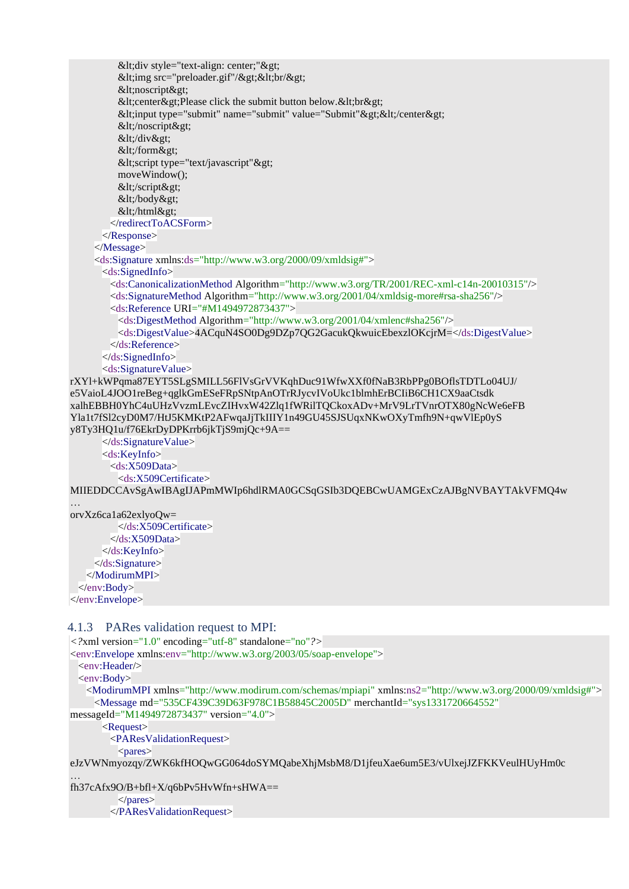```
                &lt;div style="text-align: center;"&gt;
                &lt;img src="preloader.gif"/&gt;&lt;br/&gt;
                &lt;noscript&gt;
                &lt;center&gt;Please click the submit button below.&lt;br&gt;
                &lt;input type="submit" name="submit" value="Submit"&gt;&lt;/center&gt;
                &lt;/noscript&gt;
                &lt;/div&gt;
                &lt;/form&gt;
                &lt;script type="text/javascript"&gt;
                moveWindow();
                &lt;/script&gt;
                &lt;/body&gt;
                &lt;/html&gt;
            </redirectToACSForm>
          </Response>
        </Message>
        <ds:Signature xmlns:ds="http://www.w3.org/2000/09/xmldsig#">
          <ds:SignedInfo>
            <ds:CanonicalizationMethod Algorithm="http://www.w3.org/TR/2001/REC-xml-c14n-20010315"/>
            <ds:SignatureMethod Algorithm="http://www.w3.org/2001/04/xmldsig-more#rsa-sha256"/>
            <ds:Reference URI="#M1494972873437">
              <ds:DigestMethod Algorithm="http://www.w3.org/2001/04/xmlenc#sha256"/>
              <ds:DigestValue>4ACquN4SO0Dg9DZp7QG2GacukQkwuicEbexzlOKcjrM=</ds:DigestValue>
            </ds:Reference>
          </ds:SignedInfo>
          <ds:SignatureValue>
rXYl+kWPqma87EYT5SLgSMILL56FlVsGrVVKqhDuc91WfwXXf0fNaB3RbPPg0BOflsTDTLo04UJ/
e5VaioL4JOO1reBeg+qglkGmESeFRpSNtpAnOTrRJycvIVoUkc1blmhErBCIiB6CH1CX9aaCtsdk
xalhEBBH0YhC4uUHzVvzmLEvcZIHvxW42Zlq1fWRilTQCkoxADv+MrV9LrTVnrOTX80gNcWe6eFB
Yla1t7fSl2cyD0M7/HtJ5KMKtP2AFwqaJjTkIIIY1n49GU45SJSUqxNKwOXyTmfh9N+qwVlEp0yS
y8Ty3HQ1u/f76EkrDyDPKrrb6jkTjS9mjQc+9A==
          </ds:SignatureValue>
          <ds:KeyInfo>
            <ds:X509Data>
              <ds:X509Certificate>
MIIEDDCCAvSgAwIBAgIJAPmMWIp6hdlRMA0GCSqGSIb3DQEBCwUAMGExCzAJBgNVBAYTAkVFMQ4w
…
orvXz6ca1a62exlyoQw=
              </ds:X509Certificate>
            </ds:X509Data>
          </ds:KeyInfo>
        </ds:Signature>
      </ModirumMPI>
    </env:Body>
</env:Envelope>
```

### 4.1.3 PARes validation request to MPI:

```
<?xml version="1.0" encoding="utf-8" standalone="no"?>
<env:Envelope xmlns:env="http://www.w3.org/2003/05/soap-envelope">
  <env:Header/>
  <env:Body>
    <ModirumMPI xmlns="http://www.modirum.com/schemas/mpiapi" xmlns:ns2="http://www.w3.org/2000/09/xmldsig#">
      <Message md="535CF439C39D63F978C1B58845C2005D" merchantId="sys1331720664552"
messageId="M1494972873437" version="4.0">
        <Request>
          <PAResValidationRequest>
            <pares>
eJzVWNmyozqy/ZWK6kfHOQwGG064doSYMQabeXhjMsbM8/D1jfeuXae6um5E3/vUlxejJZFKKVeulHUyHm0c
…
fh37cAfx9O/B+bfl+X/q6bPv5HvWfn+sHWA==
            </pares>
          </PAResValidationRequest>
```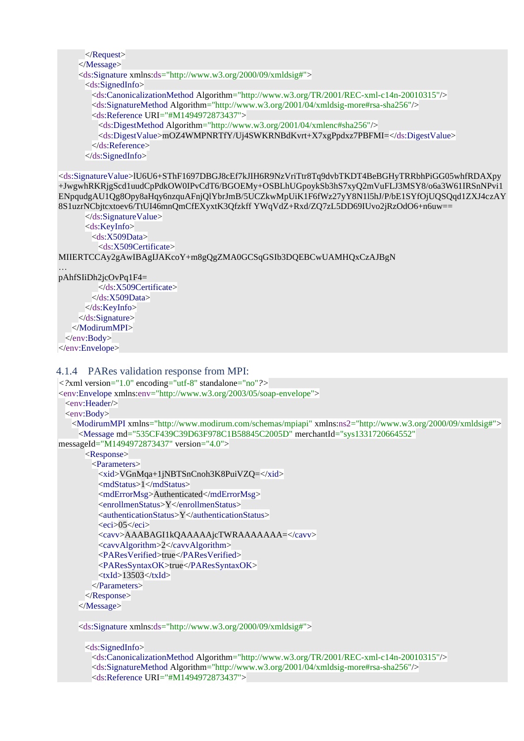```
        </Request>
      </Message>
      <ds:Signature xmlns:ds="http://www.w3.org/2000/09/xmldsig#">
        <ds:SignedInfo>
          <ds:CanonicalizationMethod Algorithm="http://www.w3.org/TR/2001/REC-xml-c14n-20010315"/>
          <ds:SignatureMethod Algorithm="http://www.w3.org/2001/04/xmldsig-more#rsa-sha256"/>
          <ds:Reference URI="#M1494972873437">
            <ds:DigestMethod Algorithm="http://www.w3.org/2001/04/xmlenc#sha256"/>
            <ds:DigestValue>mOZ4WMPNRTfY/Uj4SWKRNBdKvrt+X7xgPpdxz7PBFMI=</ds:DigestValue>
          </ds:Reference>
        </ds:SignedInfo>

<ds:SignatureValue>lU6U6+SThF1697DBGJ8cEf7kJIH6R9NzVriTtr8Tq9dvbTKDT4BeBGHyTRRbhPiGG05whfRDAXpy
+JwgwhRKRjgScd1uudCpPdkOW0IPvCdT6/BGOEMy+OSBLhUGpoykSb3hS7xyQ2mVuFLJ3MSY8/o6a3W61IRSnNPvi1
ENpqudgAU1Qg8Opy8aHqy6nzquAFnjQlYbrJmB/5UCZkwMpUiK1F6fWz27yY8N1l5hJ/P/bE1SYfOjUQSQd1ZXJ4czAY
8S1uzrNCbjtcxtoev6/TtUI46mnQmCfEXyxtK3Qfzkff YWqVdZ+Rxd/ZQ7zL5DD69IUvo2jRzOdO6+n6uw==
        </ds:SignatureValue>
        <ds:KeyInfo>
          <ds:X509Data>
            <ds:X509Certificate>
MIIERTCCAy2gAwIBAgIJAKcoY+m8gQgZMA0GCSqGSIb3DQEBCwUAMHQxCzAJBgN
…
pAhfSIiDh2jcOvPq1F4=
            </ds:X509Certificate>
          </ds:X509Data>
        </ds:KeyInfo>
      </ds:Signature>
    </ModirumMPI>
  </env:Body>
</env:Envelope>
```

### 4.1.4 PARes validation response from MPI:

```
<?xml version="1.0" encoding="utf-8" standalone="no"?>
<env:Envelope xmlns:env="http://www.w3.org/2003/05/soap-envelope">
  <env:Header/>
  <env:Body>
    <ModirumMPI xmlns="http://www.modirum.com/schemas/mpiapi" xmlns:ns2="http://www.w3.org/2000/09/xmldsig#">
      <Message md="535CF439C39D63F978C1B58845C2005D" merchantId="sys1331720664552"
messageId="M1494972873437" version="4.0">
        <Response>
          <Parameters>
            <xid>VGnMqa+1jNBTSnCnoh3K8PuiVZQ=</xid>
            <mdStatus>1</mdStatus>
            <mdErrorMsg>Authenticated</mdErrorMsg>
            <enrollmenStatus>Y</enrollmenStatus>
            <authenticationStatus>Y</authenticationStatus>
            <eci>05</eci>
            <cavv>AAABAGI1kQAAAAAjcTWRAAAAAAA=</cavv>
            <cavvAlgorithm>2</cavvAlgorithm>
            <PAResVerified>true</PAResVerified>
            <PAResSyntaxOK>true</PAResSyntaxOK>
            <txId>13503</txId>
          </Parameters>
        </Response>
      </Message>

      <ds:Signature xmlns:ds="http://www.w3.org/2000/09/xmldsig#">

        <ds:SignedInfo>
          <ds:CanonicalizationMethod Algorithm="http://www.w3.org/TR/2001/REC-xml-c14n-20010315"/>
          <ds:SignatureMethod Algorithm="http://www.w3.org/2001/04/xmldsig-more#rsa-sha256"/>
          <ds:Reference URI="#M1494972873437">
```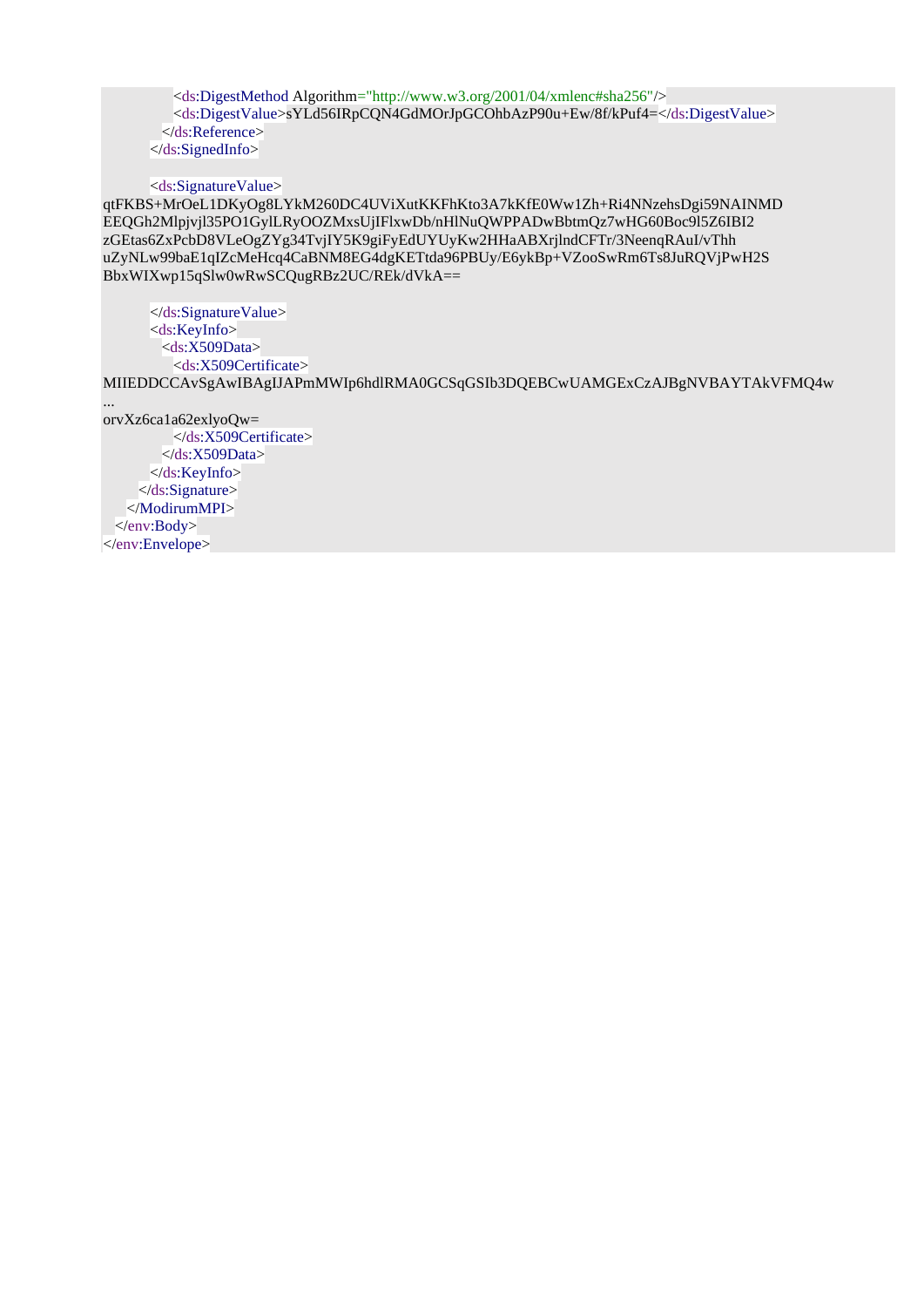```
            <ds:DigestMethod Algorithm="http://www.w3.org/2001/04/xmlenc#sha256"/>
            <ds:DigestValue>sYLd56IRpCQN4GdMOrJpGCOhbAzP90u+Ew/8f/kPuf4=</ds:DigestValue>
          </ds:Reference>
        </ds:SignedInfo>

        <ds:SignatureValue>
qtFKBS+MrOeL1DKyOg8LYkM260DC4UViXutKKFhKto3A7kKfE0Ww1Zh+Ri4NNzehsDgi59NAINMD
EEQGh2Mlpjvjl35PO1GylLRyOOZMxsUjIFlxwDb/nHlNuQWPPADwBbtmQz7wHG60Boc9l5Z6IBI2
zGEtas6ZxPcbD8VLeOgZYg34TvjIY5K9giFyEdUYUyKw2HHaABXrjlndCFTr/3NeenqRAuI/vThh
uZyNLw99baE1qIZcMeHcq4CaBNM8EG4dgKETtda96PBUy/E6ykBp+VZooSwRm6Ts8JuRQVjPwH2S
BbxWIXwp15qSlw0wRwSCQugRBz2UC/REk/dVkA==

        </ds:SignatureValue>
        <ds:KeyInfo>
          <ds:X509Data>
            <ds:X509Certificate>
MIIEDDCCAvSgAwIBAgIJAPmMWIp6hdlRMA0GCSqGSIb3DQEBCwUAMGExCzAJBgNVBAYTAkVFMQ4w
...
orvXz6ca1a62exlyoQw=
            </ds:X509Certificate>
          </ds:X509Data>
        </ds:KeyInfo>
      </ds:Signature>
    </ModirumMPI>
  </env:Body>
</env:Envelope>
```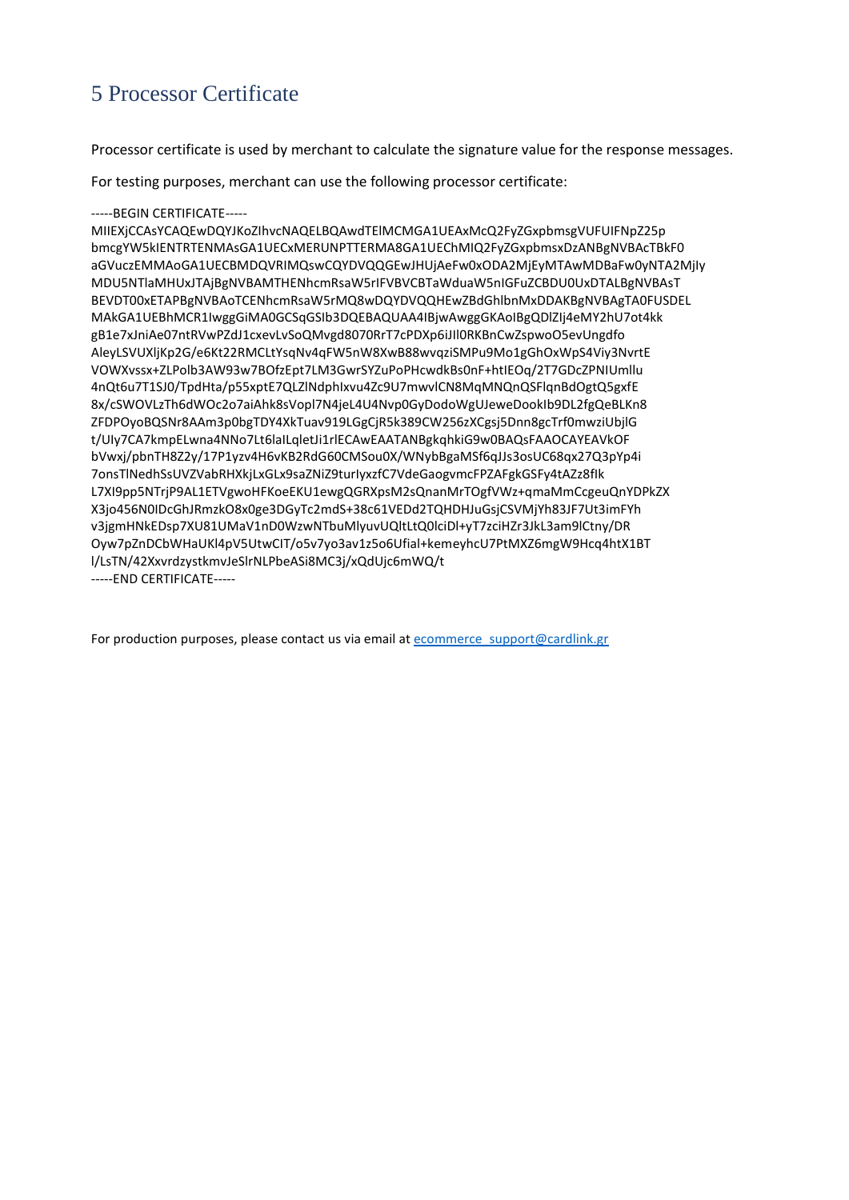# 5 Processor Certificate

Processor certificate is used by merchant to calculate the signature value for the response messages.

For testing purposes, merchant can use the following processor certificate:

```
-----BEGIN CERTIFICATE-----
MIIEXjCCAsYCAQEwDQYJKoZIhvcNAQELBQAwdTElMCMGA1UEAxMcQ2FyZGxpbmsgVUFUIFNpZ25p
bmcgYW5kIENTRTENMAsGA1UECxMERUNPTTERMA8GA1UEChMIQ2FyZGxpbmsxDzANBgNVBAcTBkF0
aGVuczEMMAoGA1UECBMDQVRIMQswCQYDVQQGEwJHUjAeFw0xODA2MjEyMTAwMDBaFw0yNTA2MjIy
MDU5NTlaMHUxJTAjBgNVBAMTHENhcmRsaW5rIFVBVCBTaWduaW5nIGFuZCBDU0UxDTALBgNVBAsT
BEVDT00xETAPBgNVBAoTCENhcmRsaW5rMQ8wDQYDVQQHEwZBdGhlbnMxDDAKBgNVBAgTA0FUSDEL
MAkGA1UEBhMCR1IwggGiMA0GCSqGSIb3DQEBAQUAA4IBjwAwggGKAoIBgQDlZIj4eMY2hU7ot4kk
gB1e7xJniAe07ntRVwPZdJ1cxevLvSoQMvgd8070RrT7cPDXp6iJll0RKBnCwZspwoO5evUngdfo
AleyLSVUXljKp2G/e6Kt22RMCLtYsqNv4qFW5nW8XwB88wvqziSMPu9Mo1gGhOxWpS4Viy3NvrtE
VOWXvssx+ZLPolb3AW93w7BOfzEpt7LM3GwrSYZuPoPHcwdkBs0nF+htIEOq/2T7GDcZPNIUmllu
4nQt6u7T1SJ0/TpdHta/p55xptE7QLZlNdphIxvu4Zc9U7mwvlCN8MqMNQnQSFlqnBdOgtQ5gxfE
8x/cSWOVLzTh6dWOc2o7aiAhk8sVopl7N4jeL4U4Nvp0GyDodoWgUJeweDookIb9DL2fgQeBLKn8
ZFDPOyoBQSNr8AAm3p0bgTDY4XkTuav919LGgCjR5k389CW256zXCgsj5Dnn8gcTrf0mwziUbjlG
t/UIy7CA7kmpELwna4NNo7Lt6laILqletJi1rlECAwEAATANBgkqhkiG9w0BAQsFAAOCAYEAVkOF
bVwxj/pbnTH8Z2y/17P1yzv4H6vKB2RdG60CMSou0X/WNybBgaMSf6qJJs3osUC68qx27Q3pYp4i
7onsTlNedhSsUVZVabRHXkjLxGLx9saZNiZ9turIyxzfC7VdeGaogvmcFPZAFgkGSFy4tAZz8flk
L7XI9pp5NTrjP9AL1ETVgwoHFKoeEKU1ewgQGRXpsM2sQnanMrTOgfVWz+qmaMmCcgeuQnYDPkZX
X3jo456N0IDcGhJRmzkO8x0ge3DGyTc2mdS+38c61VEDd2TQHDHJuGsjCSVMjYh83JF7Ut3imFYh
v3jgmHNkEDsp7XU81UMaV1nD0WzwNTbuMlyuvUQltLtQ0lciDl+yT7zciHZr3JkL3am9lCtny/DR
Oyw7pZnDCbWHaUKl4pV5UtwCIT/o5v7yo3av1z5o6Ufial+kemeyhcU7PtMXZ6mgW9Hcq4htX1BT
l/LsTN/42XxvrdzystkmvJeSlrNLPbeASi8MC3j/xQdUjc6mWQ/t
-----END CERTIFICATE-----
```

For production purposes, please contact us via email at [ecommerce_support@cardlink.gr](mailto:ecommerce_support@cardlink.gr)